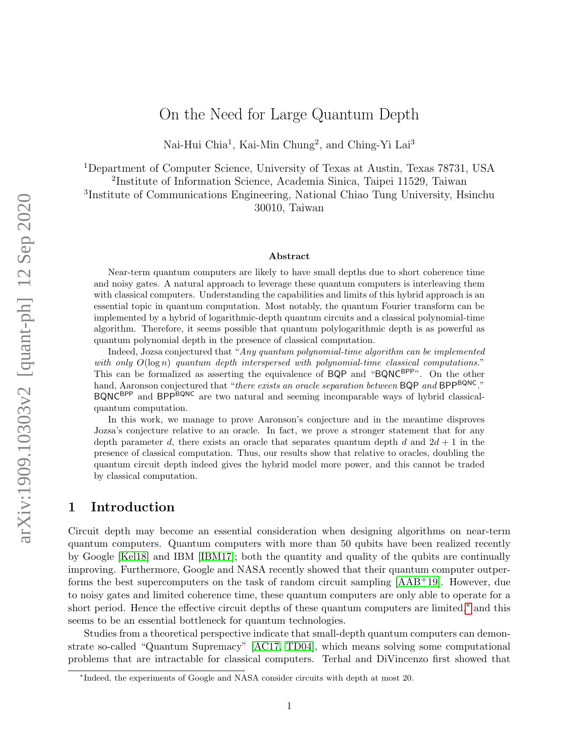# On the Need for Large Quantum Depth

Nai-Hui Chia[1], Kai-Min Chung[2], and Ching-Yi Lai[3]

[1]Department of Computer Science, University of Texas at Austin, Texas 78731, USA
[2]Institute of Information Science, Academia Sinica, Taipei 11529, Taiwan
[3]Institute of Communications Engineering, National Chiao Tung University, Hsinchu 30010, Taiwan

### Abstract

Near-term quantum computers are likely to have small depths due to short coherence time and noisy gates. A natural approach to leverage these quantum computers is interleaving them with classical computers. Understanding the capabilities and limits of this hybrid approach is an essential topic in quantum computation. Most notably, the quantum Fourier transform can be implemented by a hybrid of logarithmic-depth quantum circuits and a classical polynomial-time algorithm. Therefore, it seems possible that quantum polylogarithmic depth is as powerful as quantum polynomial depth in the presence of classical computation.

Indeed, Jozsa conjectured that "*Any quantum polynomial-time algorithm can be implemented with only $O(\log n)$ quantum depth interspersed with polynomial-time classical computations.*" This can be formalized as asserting the equivalence of $\mathsf{BQP}$ and "$\mathsf{BQNC}^{\mathsf{BPP}}$". On the other hand, Aaronson conjectured that "*there exists an oracle separation between* $\mathsf{BQP}$ *and* $\mathsf{BPP}^{\mathsf{BQNC}}$." $\mathsf{BQNC}^{\mathsf{BPP}}$ and $\mathsf{BPP}^{\mathsf{BQNC}}$ are two natural and seeming incomparable ways of hybrid classical-quantum computation.

In this work, we manage to prove Aaronson's conjecture and in the meantime disproves Jozsa's conjecture relative to an oracle. In fact, we prove a stronger statement that for any depth parameter $d$, there exists an oracle that separates quantum depth $d$ and $2d+1$ in the presence of classical computation. Thus, our results show that relative to oracles, doubling the quantum circuit depth indeed gives the hybrid model more power, and this cannot be traded by classical computation.

## 1 Introduction

Circuit depth may become an essential consideration when designing algorithms on near-term quantum computers. Quantum computers with more than 50 qubits have been realized recently by Google [Kel18] and IBM [IBM17]; both the quantity and quality of the qubits are continually improving. Furthermore, Google and NASA recently showed that their quantum computer outperforms the best supercomputers on the task of random circuit sampling [AAB+19]. However, due to noisy gates and limited coherence time, these quantum computers are only able to operate for a short period. Hence the effective circuit depths of these quantum computers are limited,[*] and this seems to be an essential bottleneck for quantum technologies.

Studies from a theoretical perspective indicate that small-depth quantum computers can demonstrate so-called "Quantum Supremacy" [AC17, TD04], which means solving some computational problems that are intractable for classical computers. Terhal and DiVincenzo first showed that

[*] Indeed, the experiments of Google and NASA consider circuits with depth at most 20.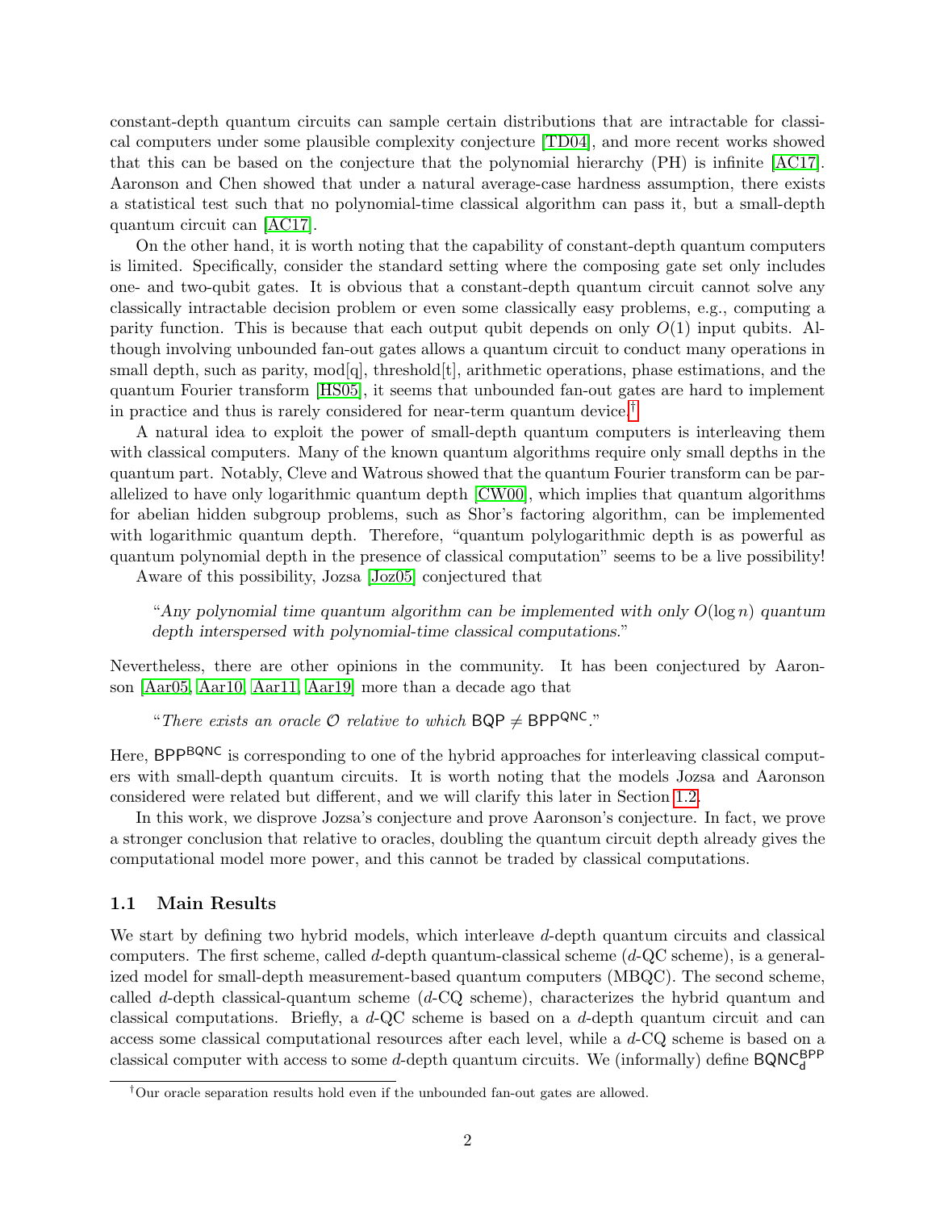constant-depth quantum circuits can sample certain distributions that are intractable for classical computers under some plausible complexity conjecture [TD04], and more recent works showed that this can be based on the conjecture that the polynomial hierarchy (PH) is infinite [AC17]. Aaronson and Chen showed that under a natural average-case hardness assumption, there exists a statistical test such that no polynomial-time classical algorithm can pass it, but a small-depth quantum circuit can [AC17].

On the other hand, it is worth noting that the capability of constant-depth quantum computers is limited. Specifically, consider the standard setting where the composing gate set only includes one- and two-qubit gates. It is obvious that a constant-depth quantum circuit cannot solve any classically intractable decision problem or even some classically easy problems, e.g., computing a parity function. This is because that each output qubit depends on only $O(1)$ input qubits. Although involving unbounded fan-out gates allows a quantum circuit to conduct many operations in small depth, such as parity, mod[q], threshold[t], arithmetic operations, phase estimations, and the quantum Fourier transform [HS05], it seems that unbounded fan-out gates are hard to implement in practice and thus is rarely considered for near-term quantum device.[†]

A natural idea to exploit the power of small-depth quantum computers is interleaving them with classical computers. Many of the known quantum algorithms require only small depths in the quantum part. Notably, Cleve and Watrous showed that the quantum Fourier transform can be parallelized to have only logarithmic quantum depth [CW00], which implies that quantum algorithms for abelian hidden subgroup problems, such as Shor's factoring algorithm, can be implemented with logarithmic quantum depth. Therefore, "quantum polylogarithmic depth is as powerful as quantum polynomial depth in the presence of classical computation" seems to be a live possibility!

Aware of this possibility, Jozsa [Joz05] conjectured that

> "*Any polynomial time quantum algorithm can be implemented with only $O(\log n)$ quantum depth interspersed with polynomial-time classical computations.*"

Nevertheless, there are other opinions in the community. It has been conjectured by Aaronson [Aar05, Aar10, Aar11, Aar19] more than a decade ago that

> "*There exists an oracle $\mathcal{O}$ relative to which $\mathsf{BQP} \neq \mathsf{BPP}^{\mathsf{QNC}}$.*"

Here, $\mathsf{BPP}^{\mathsf{BQNC}}$ is corresponding to one of the hybrid approaches for interleaving classical computers with small-depth quantum circuits. It is worth noting that the models Jozsa and Aaronson considered were related but different, and we will clarify this later in Section 1.2.

In this work, we disprove Jozsa's conjecture and prove Aaronson's conjecture. In fact, we prove a stronger conclusion that relative to oracles, doubling the quantum circuit depth already gives the computational model more power, and this cannot be traded by classical computations.

### 1.1 Main Results

We start by defining two hybrid models, which interleave $d$-depth quantum circuits and classical computers. The first scheme, called $d$-depth quantum-classical scheme ($d$-QC scheme), is a generalized model for small-depth measurement-based quantum computers (MBQC). The second scheme, called $d$-depth classical-quantum scheme ($d$-CQ scheme), characterizes the hybrid quantum and classical computations. Briefly, a $d$-QC scheme is based on a $d$-depth quantum circuit and can access some classical computational resources after each level, while a $d$-CQ scheme is based on a classical computer with access to some $d$-depth quantum circuits. We (informally) define $\mathsf{BQNC}_{\mathsf{d}}^{\mathsf{BPP}}$

[†]Our oracle separation results hold even if the unbounded fan-out gates are allowed.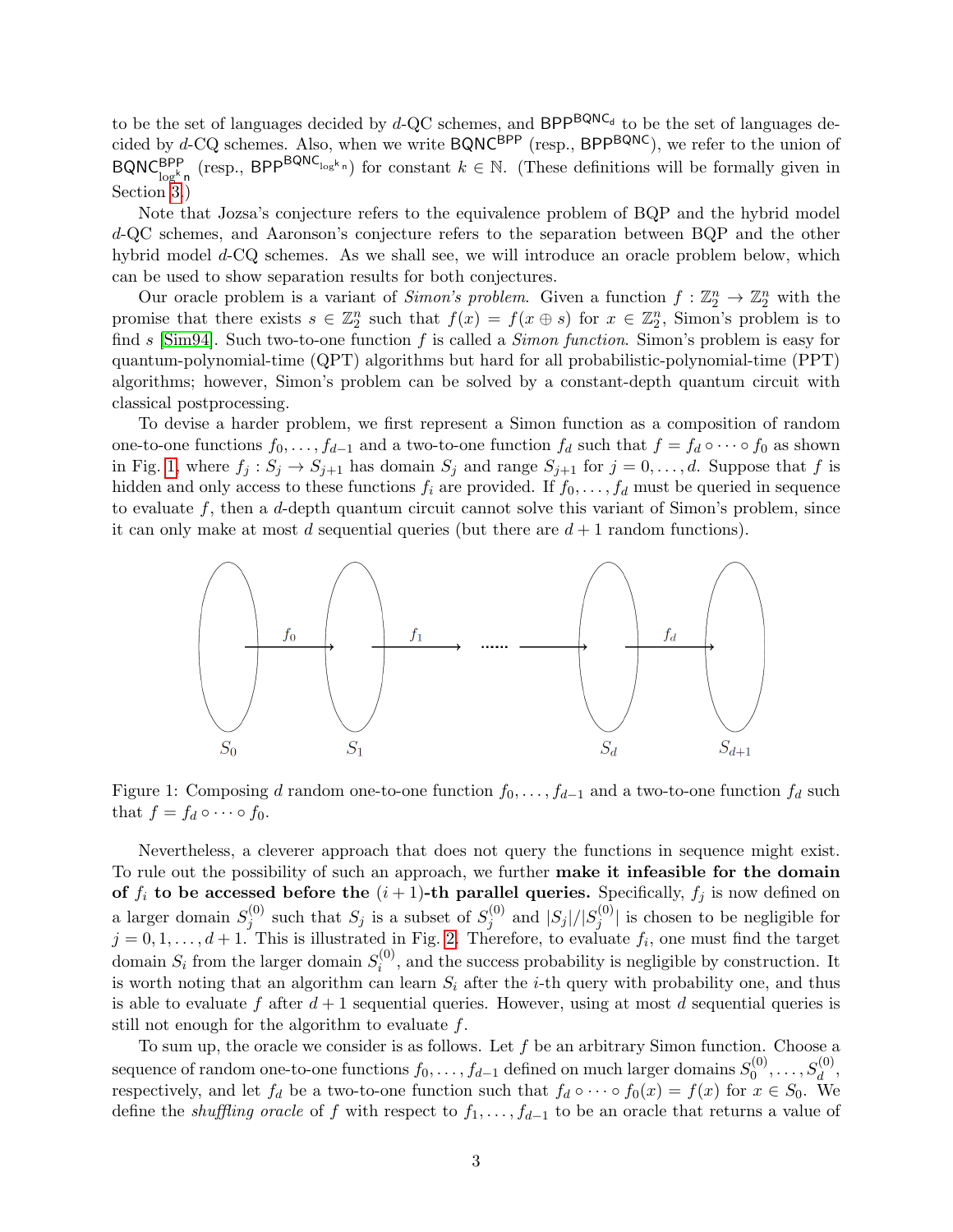to be the set of languages decided by $d$-QC schemes, and $\mathsf{BPP}^{\mathsf{BQNC_d}}$ to be the set of languages decided by $d$-CQ schemes. Also, when we write $\mathsf{BQNC}^{\mathsf{BPP}}$ (resp., $\mathsf{BPP}^{\mathsf{BQNC}}$), we refer to the union of $\mathsf{BQNC}^{\mathsf{BPP}}_{\log^k n}$ (resp., $\mathsf{BPP}^{\mathsf{BQNC}_{\log^k n}}$) for constant $k \in \mathbb{N}$. (These definitions will be formally given in Section 3.)

Note that Jozsa's conjecture refers to the equivalence problem of BQP and the hybrid model $d$-QC schemes, and Aaronson's conjecture refers to the separation between BQP and the other hybrid model $d$-CQ schemes. As we shall see, we will introduce an oracle problem below, which can be used to show separation results for both conjectures.

Our oracle problem is a variant of *Simon's problem*. Given a function $f : \mathbb{Z}_2^n \to \mathbb{Z}_2^n$ with the promise that there exists $s \in \mathbb{Z}_2^n$ such that $f(x) = f(x \oplus s)$ for $x \in \mathbb{Z}_2^n$, Simon's problem is to find $s$ [Sim94]. Such two-to-one function $f$ is called a *Simon function*. Simon's problem is easy for quantum-polynomial-time (QPT) algorithms but hard for all probabilistic-polynomial-time (PPT) algorithms; however, Simon's problem can be solved by a constant-depth quantum circuit with classical postprocessing.

To devise a harder problem, we first represent a Simon function as a composition of random one-to-one functions $f_0, \ldots, f_{d-1}$ and a two-to-one function $f_d$ such that $f = f_d \circ \cdots \circ f_0$ as shown in Fig. 1, where $f_j : S_j \to S_{j+1}$ has domain $S_j$ and range $S_{j+1}$ for $j = 0, \ldots, d$. Suppose that $f$ is hidden and only access to these functions $f_i$ are provided. If $f_0, \ldots, f_d$ must be queried in sequence to evaluate $f$, then a $d$-depth quantum circuit cannot solve this variant of Simon's problem, since it can only make at most $d$ sequential queries (but there are $d + 1$ random functions).

Figure 1: Composing $d$ random one-to-one function $f_0, \ldots, f_{d-1}$ and a two-to-one function $f_d$ such that $f = f_d \circ \cdots \circ f_0$.

Nevertheless, a cleverer approach that does not query the functions in sequence might exist. To rule out the possibility of such an approach, we further **make it infeasible for the domain of $f_i$ to be accessed before the $(i+1)$-th parallel queries.** Specifically, $f_j$ is now defined on a larger domain $S_j^{(0)}$ such that $S_j$ is a subset of $S_j^{(0)}$ and $|S_j|/|S_j^{(0)}|$ is chosen to be negligible for $j = 0, 1, \ldots, d+1$. This is illustrated in Fig. 2. Therefore, to evaluate $f_i$, one must find the target domain $S_i$ from the larger domain $S_i^{(0)}$, and the success probability is negligible by construction. It is worth noting that an algorithm can learn $S_i$ after the $i$-th query with probability one, and thus is able to evaluate $f$ after $d+1$ sequential queries. However, using at most $d$ sequential queries is still not enough for the algorithm to evaluate $f$.

To sum up, the oracle we consider is as follows. Let $f$ be an arbitrary Simon function. Choose a sequence of random one-to-one functions $f_0, \ldots, f_{d-1}$ defined on much larger domains $S_0^{(0)}, \ldots, S_d^{(0)}$, respectively, and let $f_d$ be a two-to-one function such that $f_d \circ \cdots \circ f_0(x) = f(x)$ for $x \in S_0$. We define the *shuffling oracle* of $f$ with respect to $f_1, \ldots, f_{d-1}$ to be an oracle that returns a value of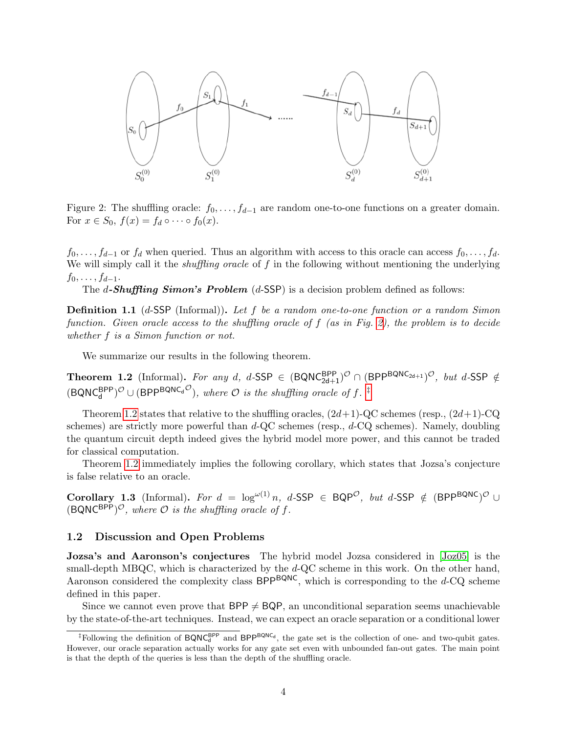Figure 2: The shuffling oracle: $f_0, \dots, f_{d-1}$ are random one-to-one functions on a greater domain. For $x \in S_0$, $f(x) = f_d \circ \cdots \circ f_0(x)$.

$f_0, \dots, f_{d-1}$ or $f_d$ when queried. Thus an algorithm with access to this oracle can access $f_0, \dots, f_d$. We will simply call it the *shuffling oracle* of $f$ in the following without mentioning the underlying $f_0, \dots, f_{d-1}$.

The $d$-***Shuffling Simon's Problem*** ($d$-SSP) is a decision problem defined as follows:

**Definition 1.1** ($d$-SSP (Informal)). *Let $f$ be a random one-to-one function or a random Simon function. Given oracle access to the shuffling oracle of $f$ (as in Fig. 2), the problem is to decide whether $f$ is a Simon function or not.*

We summarize our results in the following theorem.

**Theorem 1.2** (Informal). *For any $d$, $d$-SSP $\in (\mathsf{BQNC}^{\mathsf{BPP}}_{2d+1})^{\mathcal{O}} \cap (\mathsf{BPP}^{\mathsf{BQNC}_{2d+1}})^{\mathcal{O}}$, but $d$-SSP $\notin (\mathsf{BQNC}^{\mathsf{BPP}}_{d})^{\mathcal{O}} \cup (\mathsf{BPP}^{\mathsf{BQNC}_d{}^{\mathcal{O}}})$, where $\mathcal{O}$ is the shuffling oracle of $f$.* [‡]

Theorem 1.2 states that relative to the shuffling oracles, $(2d+1)$-QC schemes (resp., $(2d+1)$-CQ schemes) are strictly more powerful than $d$-QC schemes (resp., $d$-CQ schemes). Namely, doubling the quantum circuit depth indeed gives the hybrid model more power, and this cannot be traded for classical computation.

Theorem 1.2 immediately implies the following corollary, which states that Jozsa's conjecture is false relative to an oracle.

**Corollary 1.3** (Informal). *For $d = \log^{\omega(1)} n$, $d$-SSP $\in \mathsf{BQP}^{\mathcal{O}}$, but $d$-SSP $\notin (\mathsf{BPP}^{\mathsf{BQNC}})^{\mathcal{O}} \cup (\mathsf{BQNC}^{\mathsf{BPP}})^{\mathcal{O}}$, where $\mathcal{O}$ is the shuffling oracle of $f$.*

## 1.2 Discussion and Open Problems

**Jozsa's and Aaronson's conjectures** The hybrid model Jozsa considered in [Joz05] is the small-depth MBQC, which is characterized by the $d$-QC scheme in this work. On the other hand, Aaronson considered the complexity class $\mathsf{BPP}^{\mathsf{BQNC}}$, which is corresponding to the $d$-CQ scheme defined in this paper.

Since we cannot even prove that $\mathsf{BPP} \neq \mathsf{BQP}$, an unconditional separation seems unachievable by the state-of-the-art techniques. Instead, we can expect an oracle separation or a conditional lower

[‡]Following the definition of $\mathsf{BQNC}^{\mathsf{BPP}}_{d}$ and $\mathsf{BPP}^{\mathsf{BQNC}_d}$, the gate set is the collection of one- and two-qubit gates. However, our oracle separation actually works for any gate set even with unbounded fan-out gates. The main point is that the depth of the queries is less than the depth of the shuffling oracle.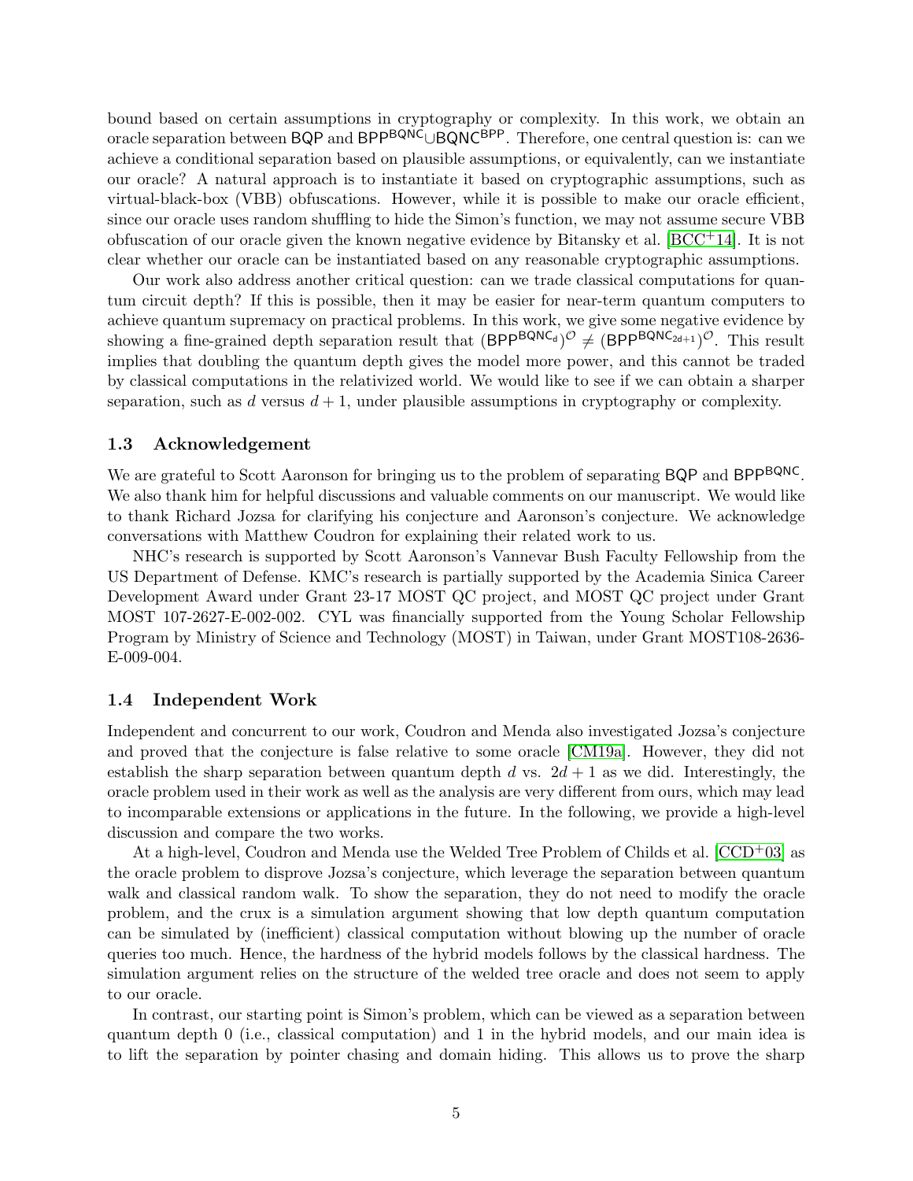bound based on certain assumptions in cryptography or complexity. In this work, we obtain an oracle separation between $\mathsf{BQP}$ and $\mathsf{BPP}^{\mathsf{BQNC}} \cup \mathsf{BQNC}^{\mathsf{BPP}}$. Therefore, one central question is: can we achieve a conditional separation based on plausible assumptions, or equivalently, can we instantiate our oracle? A natural approach is to instantiate it based on cryptographic assumptions, such as virtual-black-box (VBB) obfuscations. However, while it is possible to make our oracle efficient, since our oracle uses random shuffling to hide the Simon's function, we may not assume secure VBB obfuscation of our oracle given the known negative evidence by Bitansky et al. [BCC+14]. It is not clear whether our oracle can be instantiated based on any reasonable cryptographic assumptions.

Our work also address another critical question: can we trade classical computations for quantum circuit depth? If this is possible, then it may be easier for near-term quantum computers to achieve quantum supremacy on practical problems. In this work, we give some negative evidence by showing a fine-grained depth separation result that $(\mathsf{BPP}^{\mathsf{BQNC}_d})^{\mathcal{O}} \neq (\mathsf{BPP}^{\mathsf{BQNC}_{2d+1}})^{\mathcal{O}}$. This result implies that doubling the quantum depth gives the model more power, and this cannot be traded by classical computations in the relativized world. We would like to see if we can obtain a sharper separation, such as $d$ versus $d+1$, under plausible assumptions in cryptography or complexity.

### 1.3 Acknowledgement

We are grateful to Scott Aaronson for bringing us to the problem of separating $\mathsf{BQP}$ and $\mathsf{BPP}^{\mathsf{BQNC}}$. We also thank him for helpful discussions and valuable comments on our manuscript. We would like to thank Richard Jozsa for clarifying his conjecture and Aaronson's conjecture. We acknowledge conversations with Matthew Coudron for explaining their related work to us.

NHC's research is supported by Scott Aaronson's Vannevar Bush Faculty Fellowship from the US Department of Defense. KMC's research is partially supported by the Academia Sinica Career Development Award under Grant 23-17 MOST QC project, and MOST QC project under Grant MOST 107-2627-E-002-002. CYL was financially supported from the Young Scholar Fellowship Program by Ministry of Science and Technology (MOST) in Taiwan, under Grant MOST108-2636-E-009-004.

### 1.4 Independent Work

Independent and concurrent to our work, Coudron and Menda also investigated Jozsa's conjecture and proved that the conjecture is false relative to some oracle [CM19a]. However, they did not establish the sharp separation between quantum depth $d$ vs. $2d+1$ as we did. Interestingly, the oracle problem used in their work as well as the analysis are very different from ours, which may lead to incomparable extensions or applications in the future. In the following, we provide a high-level discussion and compare the two works.

At a high-level, Coudron and Menda use the Welded Tree Problem of Childs et al. [CCD+03] as the oracle problem to disprove Jozsa's conjecture, which leverage the separation between quantum walk and classical random walk. To show the separation, they do not need to modify the oracle problem, and the crux is a simulation argument showing that low depth quantum computation can be simulated by (inefficient) classical computation without blowing up the number of oracle queries too much. Hence, the hardness of the hybrid models follows by the classical hardness. The simulation argument relies on the structure of the welded tree oracle and does not seem to apply to our oracle.

In contrast, our starting point is Simon's problem, which can be viewed as a separation between quantum depth 0 (i.e., classical computation) and 1 in the hybrid models, and our main idea is to lift the separation by pointer chasing and domain hiding. This allows us to prove the sharp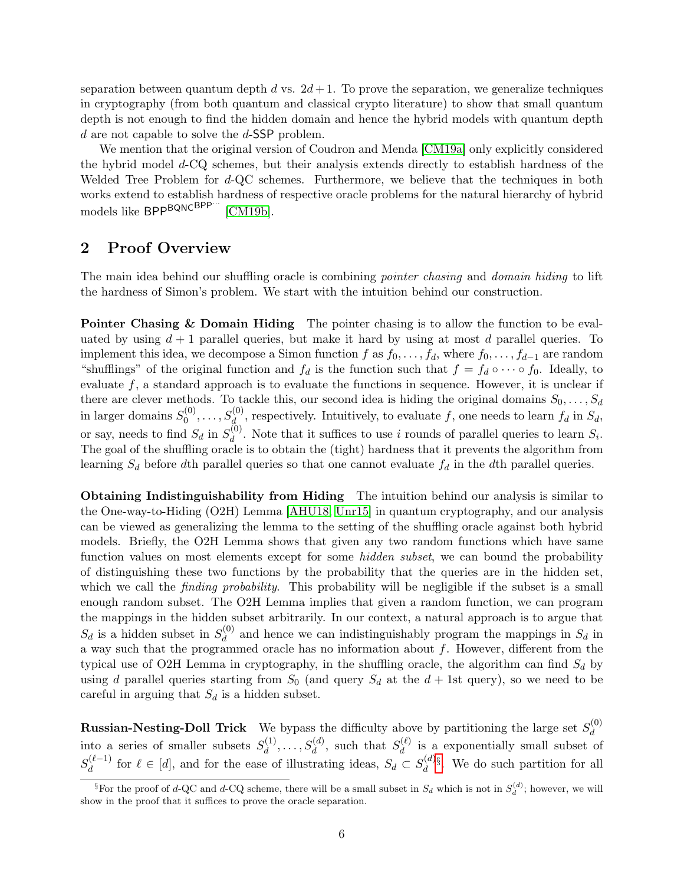separation between quantum depth $d$ vs. $2d+1$. To prove the separation, we generalize techniques in cryptography (from both quantum and classical crypto literature) to show that small quantum depth is not enough to find the hidden domain and hence the hybrid models with quantum depth $d$ are not capable to solve the $d$-SSP problem.

We mention that the original version of Coudron and Menda [CM19a] only explicitly considered the hybrid model $d$-CQ schemes, but their analysis extends directly to establish hardness of the Welded Tree Problem for $d$-QC schemes. Furthermore, we believe that the techniques in both works extend to establish hardness of respective oracle problems for the natural hierarchy of hybrid models like $\mathsf{BPP}^{\mathsf{BQNC}^{\mathsf{BPP}^{\cdots}}}$ [CM19b].

## 2 Proof Overview

The main idea behind our shuffling oracle is combining *pointer chasing* and *domain hiding* to lift the hardness of Simon's problem. We start with the intuition behind our construction.

**Pointer Chasing & Domain Hiding** The pointer chasing is to allow the function to be evaluated by using $d+1$ parallel queries, but make it hard by using at most $d$ parallel queries. To implement this idea, we decompose a Simon function $f$ as $f_0, \ldots, f_d$, where $f_0, \ldots, f_{d-1}$ are random "shufflings" of the original function and $f_d$ is the function such that $f = f_d \circ \cdots \circ f_0$. Ideally, to evaluate $f$, a standard approach is to evaluate the functions in sequence. However, it is unclear if there are clever methods. To tackle this, our second idea is hiding the original domains $S_0, \ldots, S_d$ in larger domains $S_0^{(0)}, \ldots, S_d^{(0)}$, respectively. Intuitively, to evaluate $f$, one needs to learn $f_d$ in $S_d$, or say, needs to find $S_d$ in $S_d^{(0)}$. Note that it suffices to use $i$ rounds of parallel queries to learn $S_i$. The goal of the shuffling oracle is to obtain the (tight) hardness that it prevents the algorithm from learning $S_d$ before $d$th parallel queries so that one cannot evaluate $f_d$ in the $d$th parallel queries.

**Obtaining Indistinguishability from Hiding** The intuition behind our analysis is similar to the One-way-to-Hiding (O2H) Lemma [AHU18, Unr15] in quantum cryptography, and our analysis can be viewed as generalizing the lemma to the setting of the shuffling oracle against both hybrid models. Briefly, the O2H Lemma shows that given any two random functions which have same function values on most elements except for some *hidden subset*, we can bound the probability of distinguishing these two functions by the probability that the queries are in the hidden set, which we call the *finding probability*. This probability will be negligible if the subset is a small enough random subset. The O2H Lemma implies that given a random function, we can program the mappings in the hidden subset arbitrarily. In our context, a natural approach is to argue that $S_d$ is a hidden subset in $S_d^{(0)}$ and hence we can indistinguishably program the mappings in $S_d$ in a way such that the programmed oracle has no information about $f$. However, different from the typical use of O2H Lemma in cryptography, in the shuffling oracle, the algorithm can find $S_d$ by using $d$ parallel queries starting from $S_0$ (and query $S_d$ at the $d+1$st query), so we need to be careful in arguing that $S_d$ is a hidden subset.

**Russian-Nesting-Doll Trick** We bypass the difficulty above by partitioning the large set $S_d^{(0)}$ into a series of smaller subsets $S_d^{(1)}, \ldots, S_d^{(d)}$, such that $S_d^{(\ell)}$ is a exponentially small subset of $S_d^{(\ell-1)}$ for $\ell \in [d]$, and for the ease of illustrating ideas, $S_d \subset S_d^{(d)}$[§]. We do such partition for all

[§] For the proof of $d$-QC and $d$-CQ scheme, there will be a small subset in $S_d$ which is not in $S_d^{(d)}$; however, we will show in the proof that it suffices to prove the oracle separation.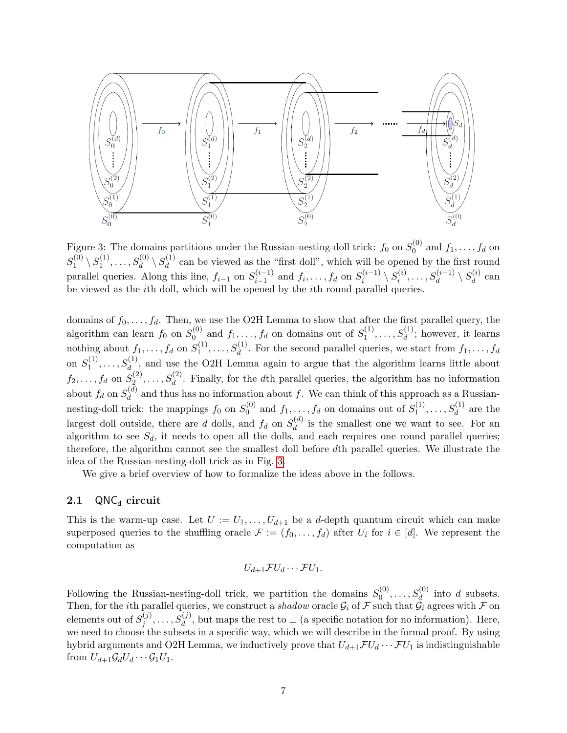Figure 3: The domains partitions under the Russian-nesting-doll trick: $f_0$ on $S_0^{(0)}$ and $f_1, \ldots, f_d$ on $S_1^{(0)} \setminus S_1^{(1)}, \ldots, S_d^{(0)} \setminus S_d^{(1)}$ can be viewed as the "first doll", which will be opened by the first round parallel queries. Along this line, $f_{i-1}$ on $S_{i-1}^{(i-1)}$ and $f_i, \ldots, f_d$ on $S_i^{(i-1)} \setminus S_i^{(i)}, \ldots, S_d^{(i-1)} \setminus S_d^{(i)}$ can be viewed as the $i$th doll, which will be opened by the $i$th round parallel queries.

domains of $f_0, \ldots, f_d$. Then, we use the O2H Lemma to show that after the first parallel query, the algorithm can learn $f_0$ on $S_0^{(0)}$ and $f_1, \ldots, f_d$ on domains out of $S_1^{(1)}, \ldots, S_d^{(1)}$; however, it learns nothing about $f_1, \ldots, f_d$ on $S_1^{(1)}, \ldots, S_d^{(1)}$. For the second parallel queries, we start from $f_1, \ldots, f_d$ on $S_1^{(1)}, \ldots, S_d^{(1)}$, and use the O2H Lemma again to argue that the algorithm learns little about $f_2, \ldots, f_d$ on $S_2^{(2)}, \ldots, S_d^{(2)}$. Finally, for the $d$th parallel queries, the algorithm has no information about $f_d$ on $S_d^{(d)}$ and thus has no information about $f$. We can think of this approach as a Russian-nesting-doll trick: the mappings $f_0$ on $S_0^{(0)}$ and $f_1, \ldots, f_d$ on domains out of $S_1^{(1)}, \ldots, S_d^{(1)}$ are the largest doll outside, there are $d$ dolls, and $f_d$ on $S_d^{(d)}$ is the smallest one we want to see. For an algorithm to see $S_d$, it needs to open all the dolls, and each requires one round parallel queries; therefore, the algorithm cannot see the smallest doll before $d$th parallel queries. We illustrate the idea of the Russian-nesting-doll trick as in Fig. 3.

We give a brief overview of how to formalize the ideas above in the follows.

## 2.1 $\mathsf{QNC_d}$ circuit

This is the warm-up case. Let $U := U_1, \ldots, U_{d+1}$ be a $d$-depth quantum circuit which can make superposed queries to the shuffling oracle $\mathcal{F} := (f_0, \ldots, f_d)$ after $U_i$ for $i \in [d]$. We represent the computation as

$$U_{d+1}\mathcal{F}U_d \cdots \mathcal{F}U_1.$$

Following the Russian-nesting-doll trick, we partition the domains $S_0^{(0)}, \ldots, S_d^{(0)}$ into $d$ subsets. Then, for the $i$th parallel queries, we construct a *shadow* oracle $\mathcal{G}_i$ of $\mathcal{F}$ such that $\mathcal{G}_i$ agrees with $\mathcal{F}$ on elements out of $S_j^{(j)}, \ldots, S_d^{(j)}$, but maps the rest to $\perp$ (a specific notation for no information). Here, we need to choose the subsets in a specific way, which we will describe in the formal proof. By using hybrid arguments and O2H Lemma, we inductively prove that $U_{d+1}\mathcal{F}U_d \cdots \mathcal{F}U_1$ is indistinguishable from $U_{d+1}\mathcal{G}_d U_d \cdots \mathcal{G}_1 U_1$.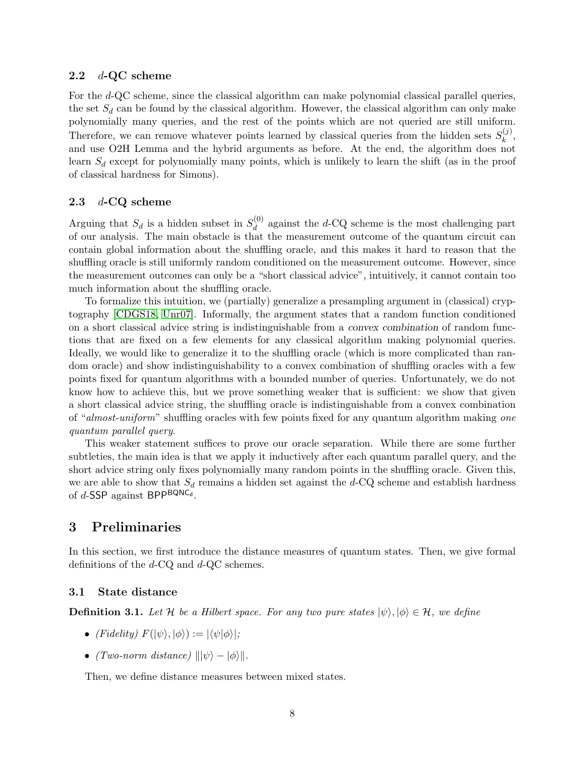### 2.2 $d$-QC scheme

For the $d$-QC scheme, since the classical algorithm can make polynomial classical parallel queries, the set $S_d$ can be found by the classical algorithm. However, the classical algorithm can only make polynomially many queries, and the rest of the points which are not queried are still uniform. Therefore, we can remove whatever points learned by classical queries from the hidden sets $S_k^{(j)}$, and use O2H Lemma and the hybrid arguments as before. At the end, the algorithm does not learn $S_d$ except for polynomially many points, which is unlikely to learn the shift (as in the proof of classical hardness for Simons).

### 2.3 $d$-CQ scheme

Arguing that $S_d$ is a hidden subset in $S_d^{(0)}$ against the $d$-CQ scheme is the most challenging part of our analysis. The main obstacle is that the measurement outcome of the quantum circuit can contain global information about the shuffling oracle, and this makes it hard to reason that the shuffling oracle is still uniformly random conditioned on the measurement outcome. However, since the measurement outcomes can only be a "short classical advice", intuitively, it cannot contain too much information about the shuffling oracle.

To formalize this intuition, we (partially) generalize a presampling argument in (classical) cryptography [CDGS18, Unr07]. Informally, the argument states that a random function conditioned on a short classical advice string is indistinguishable from a *convex combination* of random functions that are fixed on a few elements for any classical algorithm making polynomial queries. Ideally, we would like to generalize it to the shuffling oracle (which is more complicated than random oracle) and show indistinguishability to a convex combination of shuffling oracles with a few points fixed for quantum algorithms with a bounded number of queries. Unfortunately, we do not know how to achieve this, but we prove something weaker that is sufficient: we show that given a short classical advice string, the shuffling oracle is indistinguishable from a convex combination of "*almost-uniform*" shuffling oracles with few points fixed for any quantum algorithm making *one quantum parallel query*.

This weaker statement suffices to prove our oracle separation. While there are some further subtleties, the main idea is that we apply it inductively after each quantum parallel query, and the short advice string only fixes polynomially many random points in the shuffling oracle. Given this, we are able to show that $S_d$ remains a hidden set against the $d$-CQ scheme and establish hardness of $d$-SSP against $\mathsf{BPP}^{\mathsf{BQNC_d}}$.

# 3 Preliminaries

In this section, we first introduce the distance measures of quantum states. Then, we give formal definitions of the $d$-CQ and $d$-QC schemes.

## 3.1 State distance

**Definition 3.1.** *Let $\mathcal{H}$ be a Hilbert space. For any two pure states $|\psi\rangle, |\phi\rangle \in \mathcal{H}$, we define*

- *(Fidelity)* $F(|\psi\rangle, |\phi\rangle) := |\langle\psi|\phi\rangle|$;
- *(Two-norm distance)* $\||\psi\rangle - |\phi\rangle\|$.

Then, we define distance measures between mixed states.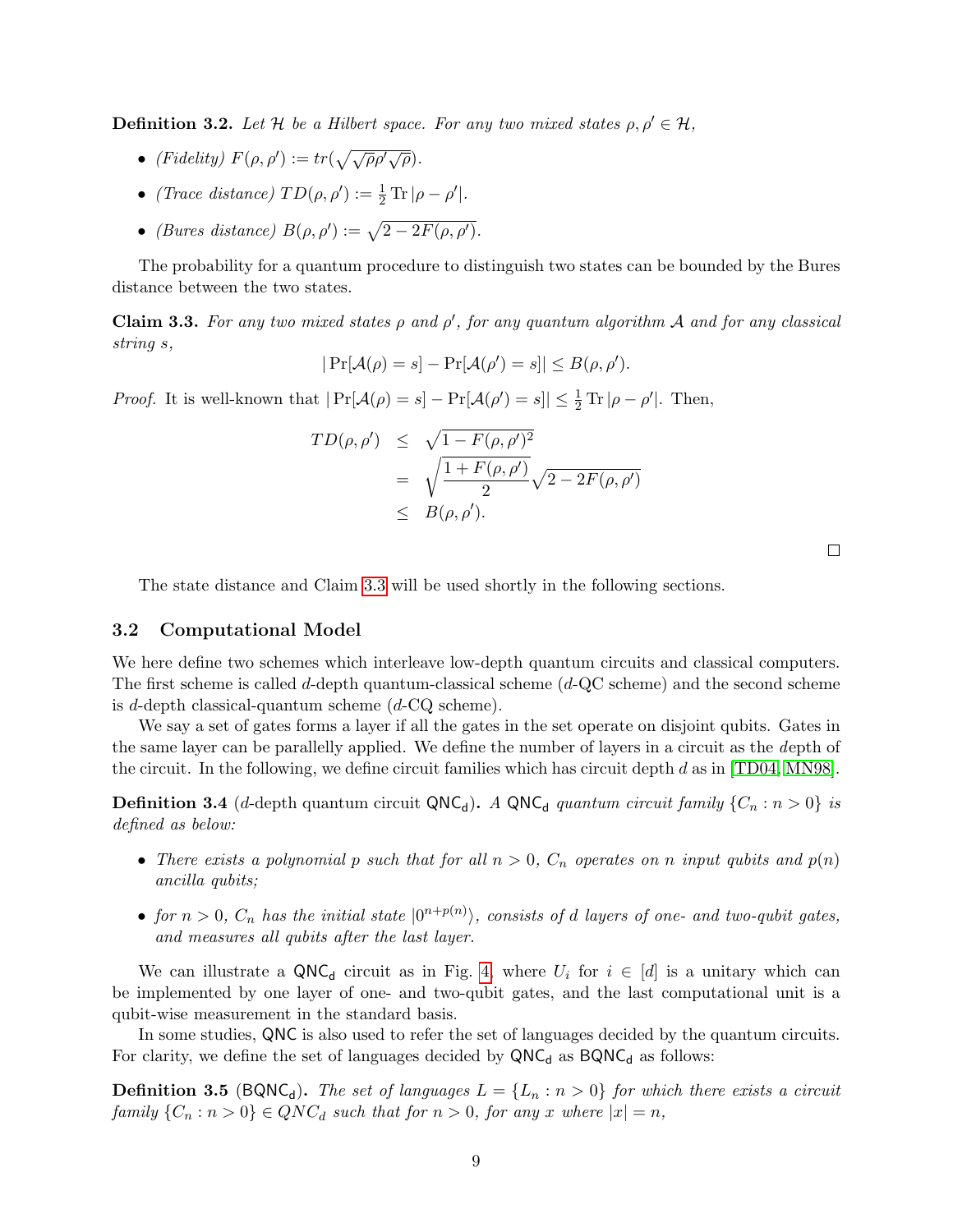**Definition 3.2.** *Let $\mathcal{H}$ be a Hilbert space. For any two mixed states $\rho, \rho' \in \mathcal{H}$,*

- *(Fidelity)* $F(\rho, \rho') := tr(\sqrt{\sqrt{\rho}\rho'\sqrt{\rho}})$.
- *(Trace distance)* $TD(\rho, \rho') := \frac{1}{2}\operatorname{Tr}|\rho - \rho'|$.
- *(Bures distance)* $B(\rho, \rho') := \sqrt{2 - 2F(\rho, \rho')}$.

The probability for a quantum procedure to distinguish two states can be bounded by the Bures distance between the two states.

**Claim 3.3.** *For any two mixed states $\rho$ and $\rho'$, for any quantum algorithm $\mathcal{A}$ and for any classical string $s$,*

$$|\Pr[\mathcal{A}(\rho) = s] - \Pr[\mathcal{A}(\rho') = s]| \leq B(\rho, \rho').$$

*Proof.* It is well-known that $|\Pr[\mathcal{A}(\rho) = s] - \Pr[\mathcal{A}(\rho') = s]| \leq \frac{1}{2}\operatorname{Tr}|\rho - \rho'|$. Then,

$$\begin{aligned}
TD(\rho, \rho') &\leq \sqrt{1 - F(\rho, \rho')^2} \\
&= \sqrt{\frac{1 + F(\rho, \rho')}{2}}\sqrt{2 - 2F(\rho, \rho')} \\
&\leq B(\rho, \rho').
\end{aligned}$$

□

The state distance and Claim 3.3 will be used shortly in the following sections.

## 3.2 Computational Model

We here define two schemes which interleave low-depth quantum circuits and classical computers. The first scheme is called $d$-depth quantum-classical scheme ($d$-QC scheme) and the second scheme is $d$-depth classical-quantum scheme ($d$-CQ scheme).

We say a set of gates forms a layer if all the gates in the set operate on disjoint qubits. Gates in the same layer can be parallelly applied. We define the number of layers in a circuit as the $d$epth of the circuit. In the following, we define circuit families which has circuit depth $d$ as in [TD04, MN98].

**Definition 3.4** ($d$-depth quantum circuit $\mathsf{QNC_d}$)**.** *A $\mathsf{QNC_d}$ quantum circuit family $\{C_n : n > 0\}$ is defined as below:*

- *There exists a polynomial $p$ such that for all $n > 0$, $C_n$ operates on $n$ input qubits and $p(n)$ ancilla qubits;*
- *for $n > 0$, $C_n$ has the initial state $|0^{n+p(n)}\rangle$, consists of $d$ layers of one- and two-qubit gates, and measures all qubits after the last layer.*

We can illustrate a $\mathsf{QNC_d}$ circuit as in Fig. 4 where $U_i$ for $i \in [d]$ is a unitary which can be implemented by one layer of one- and two-qubit gates, and the last computational unit is a qubit-wise measurement in the standard basis.

In some studies, $\mathsf{QNC}$ is also used to refer the set of languages decided by the quantum circuits. For clarity, we define the set of languages decided by $\mathsf{QNC_d}$ as $\mathsf{BQNC_d}$ as follows:

**Definition 3.5** ($\mathsf{BQNC_d}$)**.** *The set of languages $L = \{L_n : n > 0\}$ for which there exists a circuit family $\{C_n : n > 0\} \in QNC_d$ such that for $n > 0$, for any $x$ where $|x| = n$,*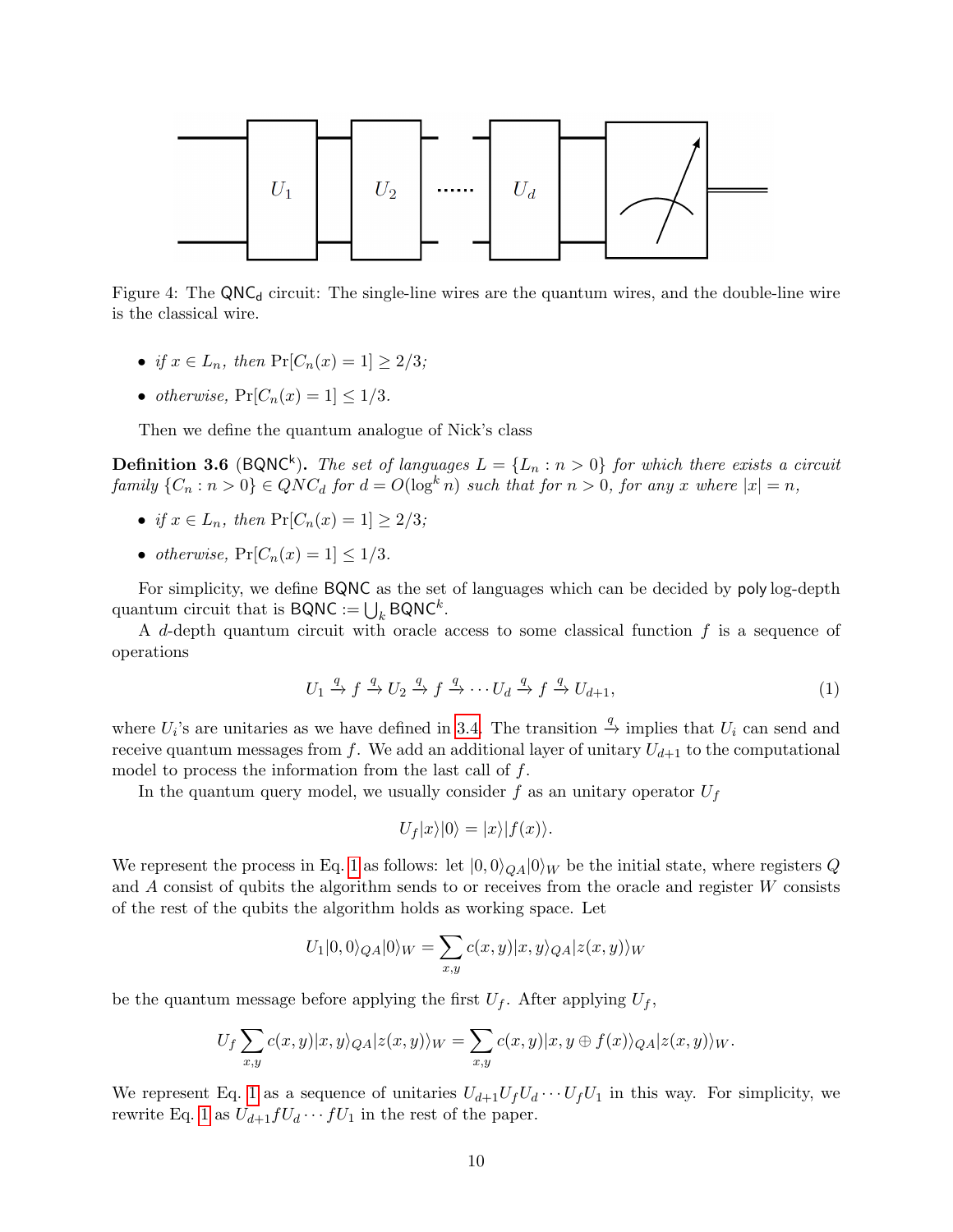Figure 4: The $\mathsf{QNC_d}$ circuit: The single-line wires are the quantum wires, and the double-line wire is the classical wire.

- *if* $x \in L_n$*, then* $\Pr[C_n(x) = 1] \geq 2/3$*;*
- *otherwise,* $\Pr[C_n(x) = 1] \leq 1/3$*.*

Then we define the quantum analogue of Nick's class

**Definition 3.6** ($\mathsf{BQNC^k}$)**.** *The set of languages* $L = \{L_n : n > 0\}$ *for which there exists a circuit family* $\{C_n : n > 0\} \in QNC_d$ *for* $d = O(\log^k n)$ *such that for* $n > 0$*, for any* $x$ *where* $|x| = n$*,*

- *if* $x \in L_n$*, then* $\Pr[C_n(x) = 1] \geq 2/3$*;*
- *otherwise,* $\Pr[C_n(x) = 1] \leq 1/3$*.*

For simplicity, we define $\mathsf{BQNC}$ as the set of languages which can be decided by $\mathsf{poly}$ log-depth quantum circuit that is $\mathsf{BQNC} := \bigcup_k \mathsf{BQNC}^k$.

A $d$-depth quantum circuit with oracle access to some classical function $f$ is a sequence of operations

$$U_1 \xrightarrow{q} f \xrightarrow{q} U_2 \xrightarrow{q} f \xrightarrow{q} \cdots U_d \xrightarrow{q} f \xrightarrow{q} U_{d+1}, \tag{1}$$

where $U_i$'s are unitaries as we have defined in 3.4. The transition $\xrightarrow{q}$ implies that $U_i$ can send and receive quantum messages from $f$. We add an additional layer of unitary $U_{d+1}$ to the computational model to process the information from the last call of $f$.

In the quantum query model, we usually consider $f$ as an unitary operator $U_f$

$$U_f|x\rangle|0\rangle = |x\rangle|f(x)\rangle.$$

We represent the process in Eq. 1 as follows: let $|0,0\rangle_{QA}|0\rangle_W$ be the initial state, where registers $Q$ and $A$ consist of qubits the algorithm sends to or receives from the oracle and register $W$ consists of the rest of the qubits the algorithm holds as working space. Let

$$U_1|0,0\rangle_{QA}|0\rangle_W = \sum_{x,y} c(x,y)|x,y\rangle_{QA}|z(x,y)\rangle_W$$

be the quantum message before applying the first $U_f$. After applying $U_f$,

$$U_f \sum_{x,y} c(x,y)|x,y\rangle_{QA}|z(x,y)\rangle_W = \sum_{x,y} c(x,y)|x, y \oplus f(x)\rangle_{QA}|z(x,y)\rangle_W.$$

We represent Eq. 1 as a sequence of unitaries $U_{d+1}U_fU_d \cdots U_fU_1$ in this way. For simplicity, we rewrite Eq. 1 as $U_{d+1}fU_d \cdots fU_1$ in the rest of the paper.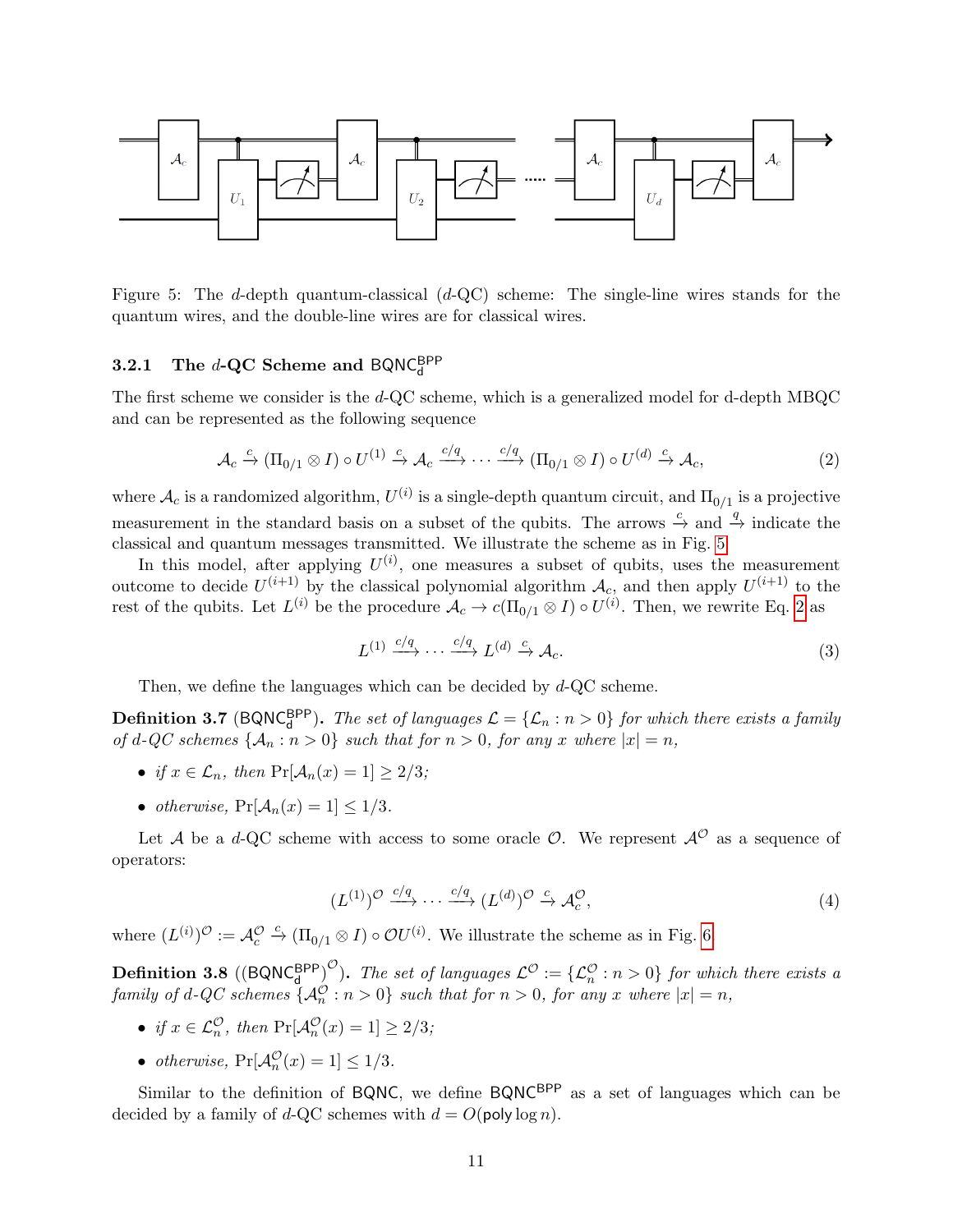Figure 5: The $d$-depth quantum-classical ($d$-QC) scheme: The single-line wires stands for the quantum wires, and the double-line wires are for classical wires.

### 3.2.1 The $d$-QC Scheme and $\mathsf{BQNC}_\mathsf{d}^\mathsf{BPP}$

The first scheme we consider is the $d$-QC scheme, which is a generalized model for d-depth MBQC and can be represented as the following sequence

$$\mathcal{A}_c \xrightarrow{c} (\Pi_{0/1} \otimes I) \circ U^{(1)} \xrightarrow{c} \mathcal{A}_c \xrightarrow{c/q} \cdots \xrightarrow{c/q} (\Pi_{0/1} \otimes I) \circ U^{(d)} \xrightarrow{c} \mathcal{A}_c, \tag{2}$$

where $\mathcal{A}_c$ is a randomized algorithm, $U^{(i)}$ is a single-depth quantum circuit, and $\Pi_{0/1}$ is a projective measurement in the standard basis on a subset of the qubits. The arrows $\xrightarrow{c}$ and $\xrightarrow{q}$ indicate the classical and quantum messages transmitted. We illustrate the scheme as in Fig. 5.

In this model, after applying $U^{(i)}$, one measures a subset of qubits, uses the measurement outcome to decide $U^{(i+1)}$ by the classical polynomial algorithm $\mathcal{A}_c$, and then apply $U^{(i+1)}$ to the rest of the qubits. Let $L^{(i)}$ be the procedure $\mathcal{A}_c \to c(\Pi_{0/1} \otimes I) \circ U^{(i)}$. Then, we rewrite Eq. 2 as

$$L^{(1)} \xrightarrow{c/q} \cdots \xrightarrow{c/q} L^{(d)} \xrightarrow{c} \mathcal{A}_c. \tag{3}$$

Then, we define the languages which can be decided by $d$-QC scheme.

**Definition 3.7** ($\mathsf{BQNC}_\mathsf{d}^\mathsf{BPP}$)**.** *The set of languages $\mathcal{L} = \{\mathcal{L}_n : n > 0\}$ for which there exists a family of d-QC schemes $\{\mathcal{A}_n : n > 0\}$ such that for $n > 0$, for any $x$ where $|x| = n$,*

- *if $x \in \mathcal{L}_n$, then $\Pr[\mathcal{A}_n(x) = 1] \geq 2/3$;*
- *otherwise, $\Pr[\mathcal{A}_n(x) = 1] \leq 1/3$.*

Let $\mathcal{A}$ be a $d$-QC scheme with access to some oracle $\mathcal{O}$. We represent $\mathcal{A}^\mathcal{O}$ as a sequence of operators:

$$(L^{(1)})^\mathcal{O} \xrightarrow{c/q} \cdots \xrightarrow{c/q} (L^{(d)})^\mathcal{O} \xrightarrow{c} \mathcal{A}_c^\mathcal{O}, \tag{4}$$

where $(L^{(i)})^\mathcal{O} := \mathcal{A}_c^\mathcal{O} \xrightarrow{c} (\Pi_{0/1} \otimes I) \circ \mathcal{O}U^{(i)}$. We illustrate the scheme as in Fig. 6.

**Definition 3.8** ($(\mathsf{BQNC}_\mathsf{d}^\mathsf{BPP})^\mathcal{O}$)**.** *The set of languages $\mathcal{L}^\mathcal{O} := \{\mathcal{L}_n^\mathcal{O} : n > 0\}$ for which there exists a family of d-QC schemes $\{\mathcal{A}_n^\mathcal{O} : n > 0\}$ such that for $n > 0$, for any $x$ where $|x| = n$,*

- *if $x \in \mathcal{L}_n^\mathcal{O}$, then $\Pr[\mathcal{A}_n^\mathcal{O}(x) = 1] \geq 2/3$;*
- *otherwise, $\Pr[\mathcal{A}_n^\mathcal{O}(x) = 1] \leq 1/3$.*

Similar to the definition of $\mathsf{BQNC}$, we define $\mathsf{BQNC}^\mathsf{BPP}$ as a set of languages which can be decided by a family of $d$-QC schemes with $d = O(\mathsf{poly}\log n)$.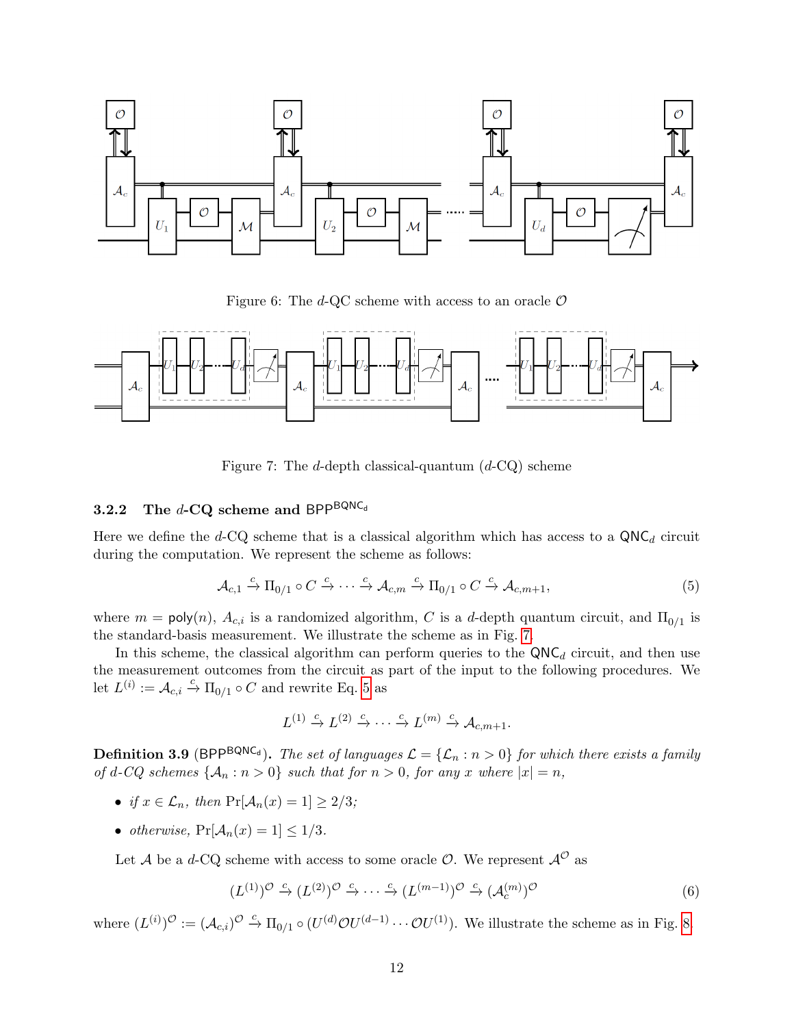Figure 6: The $d$-QC scheme with access to an oracle $\mathcal{O}$

Figure 7: The $d$-depth classical-quantum ($d$-CQ) scheme

### 3.2.2 The $d$-CQ scheme and $\mathsf{BPP}^{\mathsf{BQNC_d}}$

Here we define the $d$-CQ scheme that is a classical algorithm which has access to a $\mathsf{QNC}_d$ circuit during the computation. We represent the scheme as follows:

$$\mathcal{A}_{c,1} \xrightarrow{c} \Pi_{0/1} \circ C \xrightarrow{c} \cdots \xrightarrow{c} \mathcal{A}_{c,m} \xrightarrow{c} \Pi_{0/1} \circ C \xrightarrow{c} \mathcal{A}_{c,m+1}, \tag{5}$$

where $m = \mathsf{poly}(n)$, $\mathcal{A}_{c,i}$ is a randomized algorithm, $C$ is a $d$-depth quantum circuit, and $\Pi_{0/1}$ is the standard-basis measurement. We illustrate the scheme as in Fig. 7.

In this scheme, the classical algorithm can perform queries to the $\mathsf{QNC}_d$ circuit, and then use the measurement outcomes from the circuit as part of the input to the following procedures. We let $L^{(i)} := \mathcal{A}_{c,i} \xrightarrow{c} \Pi_{0/1} \circ C$ and rewrite Eq. 5 as

$$L^{(1)} \xrightarrow{c} L^{(2)} \xrightarrow{c} \cdots \xrightarrow{c} L^{(m)} \xrightarrow{c} \mathcal{A}_{c,m+1}.$$

**Definition 3.9** ($\mathsf{BPP}^{\mathsf{BQNC_d}}$). *The set of languages $\mathcal{L} = \{\mathcal{L}_n : n > 0\}$ for which there exists a family of $d$-CQ schemes $\{\mathcal{A}_n : n > 0\}$ such that for $n > 0$, for any $x$ where $|x| = n$,*

- *if $x \in \mathcal{L}_n$, then* $\Pr[\mathcal{A}_n(x) = 1] \geq 2/3$*;*
- *otherwise,* $\Pr[\mathcal{A}_n(x) = 1] \leq 1/3$.

Let $\mathcal{A}$ be a $d$-CQ scheme with access to some oracle $\mathcal{O}$. We represent $\mathcal{A}^{\mathcal{O}}$ as

$$(L^{(1)})^{\mathcal{O}} \xrightarrow{c} (L^{(2)})^{\mathcal{O}} \xrightarrow{c} \cdots \xrightarrow{c} (L^{(m-1)})^{\mathcal{O}} \xrightarrow{c} (\mathcal{A}_c^{(m)})^{\mathcal{O}} \tag{6}$$

where $(L^{(i)})^{\mathcal{O}} := (\mathcal{A}_{c,i})^{\mathcal{O}} \xrightarrow{c} \Pi_{0/1} \circ (U^{(d)}\mathcal{O}U^{(d-1)} \cdots \mathcal{O}U^{(1)})$. We illustrate the scheme as in Fig. 8.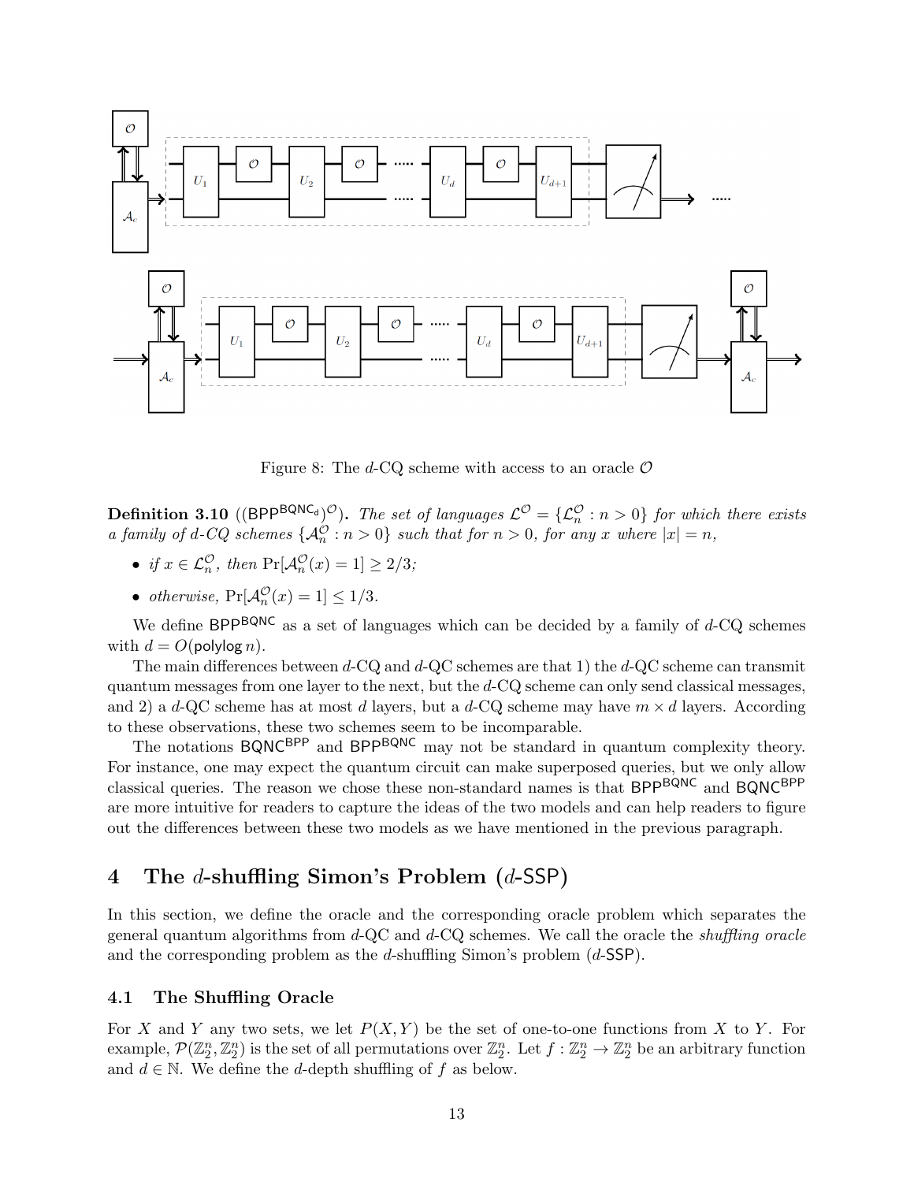Figure 8: The $d$-CQ scheme with access to an oracle $\mathcal{O}$

**Definition 3.10** ($(\mathsf{BPP}^{\mathsf{BQNC_d}})^{\mathcal{O}}$)**.** *The set of languages $\mathcal{L}^{\mathcal{O}} = \{\mathcal{L}_n^{\mathcal{O}} : n > 0\}$ for which there exists a family of $d$-CQ schemes $\{\mathcal{A}_n^{\mathcal{O}} : n > 0\}$ such that for $n > 0$, for any $x$ where $|x| = n$,*

- *if $x \in \mathcal{L}_n^{\mathcal{O}}$, then $\Pr[\mathcal{A}_n^{\mathcal{O}}(x) = 1] \geq 2/3$;*
- *otherwise, $\Pr[\mathcal{A}_n^{\mathcal{O}}(x) = 1] \leq 1/3$.*

We define $\mathsf{BPP}^{\mathsf{BQNC}}$ as a set of languages which can be decided by a family of $d$-CQ schemes with $d = O(\mathsf{polylog}\, n)$.

The main differences between $d$-CQ and $d$-QC schemes are that 1) the $d$-QC scheme can transmit quantum messages from one layer to the next, but the $d$-CQ scheme can only send classical messages, and 2) a $d$-QC scheme has at most $d$ layers, but a $d$-CQ scheme may have $m \times d$ layers. According to these observations, these two schemes seem to be incomparable.

The notations $\mathsf{BQNC}^{\mathsf{BPP}}$ and $\mathsf{BPP}^{\mathsf{BQNC}}$ may not be standard in quantum complexity theory. For instance, one may expect the quantum circuit can make superposed queries, but we only allow classical queries. The reason we chose these non-standard names is that $\mathsf{BPP}^{\mathsf{BQNC}}$ and $\mathsf{BQNC}^{\mathsf{BPP}}$ are more intuitive for readers to capture the ideas of the two models and can help readers to figure out the differences between these two models as we have mentioned in the previous paragraph.

# 4 The $d$-shuffling Simon's Problem ($d$-$\mathsf{SSP}$)

In this section, we define the oracle and the corresponding oracle problem which separates the general quantum algorithms from $d$-QC and $d$-CQ schemes. We call the oracle the *shuffling oracle* and the corresponding problem as the $d$-shuffling Simon's problem ($d$-$\mathsf{SSP}$).

## 4.1 The Shuffling Oracle

For $X$ and $Y$ any two sets, we let $P(X, Y)$ be the set of one-to-one functions from $X$ to $Y$. For example, $\mathcal{P}(\mathbb{Z}_2^n, \mathbb{Z}_2^n)$ is the set of all permutations over $\mathbb{Z}_2^n$. Let $f : \mathbb{Z}_2^n \to \mathbb{Z}_2^n$ be an arbitrary function and $d \in \mathbb{N}$. We define the $d$-depth shuffling of $f$ as below.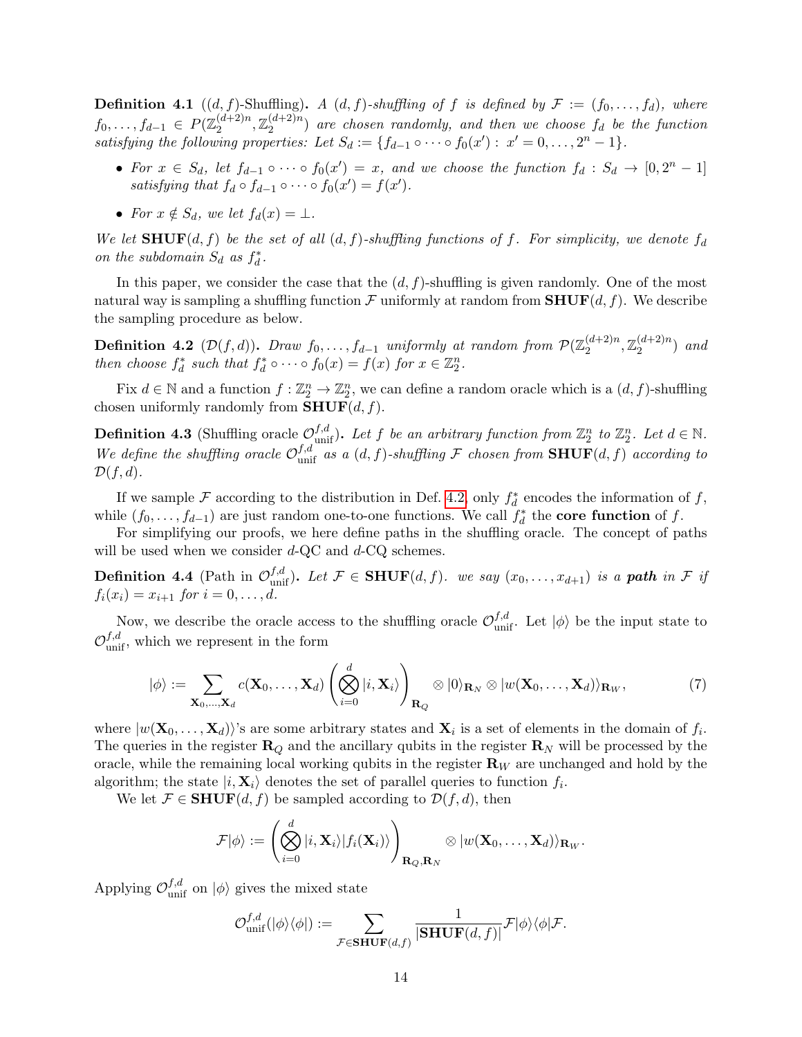**Definition 4.1** ($(d,f)$-Shuffling)**.** *A $(d,f)$-shuffling of $f$ is defined by $\mathcal{F} := (f_0, \ldots, f_d)$, where $f_0, \ldots, f_{d-1} \in P(\mathbb{Z}_2^{(d+2)n}, \mathbb{Z}_2^{(d+2)n})$ are chosen randomly, and then we choose $f_d$ be the function satisfying the following properties: Let $S_d := \{f_{d-1} \circ \cdots \circ f_0(x') : x' = 0, \ldots, 2^n - 1\}$.*

- *For $x \in S_d$, let $f_{d-1} \circ \cdots \circ f_0(x') = x$, and we choose the function $f_d : S_d \to [0, 2^n - 1]$ satisfying that $f_d \circ f_{d-1} \circ \cdots \circ f_0(x') = f(x')$.*
- *For $x \notin S_d$, we let $f_d(x) = \perp$.*

*We let $\mathbf{SHUF}(d,f)$ be the set of all $(d,f)$-shuffling functions of $f$. For simplicity, we denote $f_d$ on the subdomain $S_d$ as $f_d^*$.*

In this paper, we consider the case that the $(d,f)$-shuffling is given randomly. One of the most natural way is sampling a shuffling function $\mathcal{F}$ uniformly at random from $\mathbf{SHUF}(d,f)$. We describe the sampling procedure as below.

**Definition 4.2** ($\mathcal{D}(f,d)$)**.** *Draw $f_0, \ldots, f_{d-1}$ uniformly at random from $\mathcal{P}(\mathbb{Z}_2^{(d+2)n}, \mathbb{Z}_2^{(d+2)n})$ and then choose $f_d^*$ such that $f_d^* \circ \cdots \circ f_0(x) = f(x)$ for $x \in \mathbb{Z}_2^n$.*

Fix $d \in \mathbb{N}$ and a function $f : \mathbb{Z}_2^n \to \mathbb{Z}_2^n$, we can define a random oracle which is a $(d,f)$-shuffling chosen uniformly randomly from $\mathbf{SHUF}(d,f)$.

**Definition 4.3** (Shuffling oracle $\mathcal{O}_{\text{unif}}^{f,d}$)**.** *Let $f$ be an arbitrary function from $\mathbb{Z}_2^n$ to $\mathbb{Z}_2^n$. Let $d \in \mathbb{N}$. We define the shuffling oracle $\mathcal{O}_{\text{unif}}^{f,d}$ as a $(d,f)$-shuffling $\mathcal{F}$ chosen from $\mathbf{SHUF}(d,f)$ according to $\mathcal{D}(f,d)$.*

If we sample $\mathcal{F}$ according to the distribution in Def. 4.2, only $f_d^*$ encodes the information of $f$, while $(f_0, \ldots, f_{d-1})$ are just random one-to-one functions. We call $f_d^*$ the **core function** of $f$.

For simplifying our proofs, we here define paths in the shuffling oracle. The concept of paths will be used when we consider $d$-QC and $d$-CQ schemes.

**Definition 4.4** (Path in $\mathcal{O}_{\text{unif}}^{f,d}$)**.** *Let $\mathcal{F} \in \mathbf{SHUF}(d,f)$. we say $(x_0, \ldots, x_{d+1})$ is a **path** in $\mathcal{F}$ if $f_i(x_i) = x_{i+1}$ for $i = 0, \ldots, d$.*

Now, we describe the oracle access to the shuffling oracle $\mathcal{O}_{\text{unif}}^{f,d}$. Let $|\phi\rangle$ be the input state to $\mathcal{O}_{\text{unif}}^{f,d}$, which we represent in the form

$$|\phi\rangle := \sum_{\mathbf{X}_0, \ldots, \mathbf{X}_d} c(\mathbf{X}_0, \ldots, \mathbf{X}_d) \left( \bigotimes_{i=0}^{d} |i, \mathbf{X}_i\rangle \right)_{\mathbf{R}_Q} \otimes |0\rangle_{\mathbf{R}_N} \otimes |w(\mathbf{X}_0, \ldots, \mathbf{X}_d)\rangle_{\mathbf{R}_W}, \tag{7}$$

where $|w(\mathbf{X}_0, \ldots, \mathbf{X}_d)\rangle$'s are some arbitrary states and $\mathbf{X}_i$ is a set of elements in the domain of $f_i$. The queries in the register $\mathbf{R}_Q$ and the ancillary qubits in the register $\mathbf{R}_N$ will be processed by the oracle, while the remaining local working qubits in the register $\mathbf{R}_W$ are unchanged and hold by the algorithm; the state $|i, \mathbf{X}_i\rangle$ denotes the set of parallel queries to function $f_i$.

We let $\mathcal{F} \in \mathbf{SHUF}(d,f)$ be sampled according to $\mathcal{D}(f,d)$, then

$$\mathcal{F}|\phi\rangle := \left( \bigotimes_{i=0}^{d} |i, \mathbf{X}_i\rangle |f_i(\mathbf{X}_i)\rangle \right)_{\mathbf{R}_Q, \mathbf{R}_N} \otimes |w(\mathbf{X}_0, \ldots, \mathbf{X}_d)\rangle_{\mathbf{R}_W}.$$

Applying $\mathcal{O}_{\text{unif}}^{f,d}$ on $|\phi\rangle$ gives the mixed state

$$\mathcal{O}_{\text{unif}}^{f,d}(|\phi\rangle\langle\phi|) := \sum_{\mathcal{F} \in \mathbf{SHUF}(d,f)} \frac{1}{|\mathbf{SHUF}(d,f)|} \mathcal{F}|\phi\rangle\langle\phi|\mathcal{F}.$$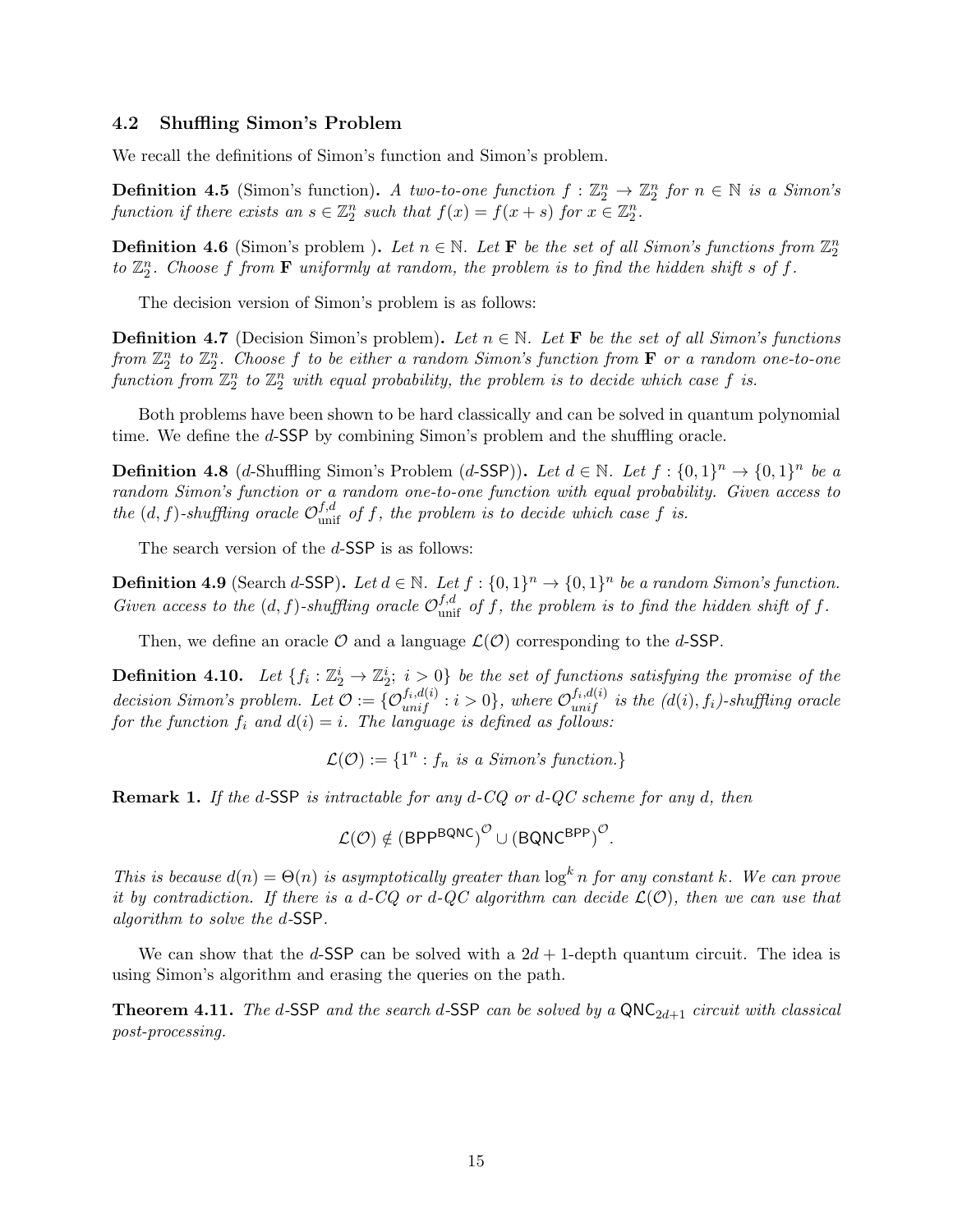### 4.2 Shuffling Simon's Problem

We recall the definitions of Simon's function and Simon's problem.

**Definition 4.5** (Simon's function)**.** *A two-to-one function $f : \mathbb{Z}_2^n \to \mathbb{Z}_2^n$ for $n \in \mathbb{N}$ is a Simon's function if there exists an $s \in \mathbb{Z}_2^n$ such that $f(x) = f(x + s)$ for $x \in \mathbb{Z}_2^n$.*

**Definition 4.6** (Simon's problem )**.** *Let $n \in \mathbb{N}$. Let $\mathbf{F}$ be the set of all Simon's functions from $\mathbb{Z}_2^n$ to $\mathbb{Z}_2^n$. Choose $f$ from $\mathbf{F}$ uniformly at random, the problem is to find the hidden shift $s$ of $f$.*

The decision version of Simon's problem is as follows:

**Definition 4.7** (Decision Simon's problem)**.** *Let $n \in \mathbb{N}$. Let $\mathbf{F}$ be the set of all Simon's functions from $\mathbb{Z}_2^n$ to $\mathbb{Z}_2^n$. Choose $f$ to be either a random Simon's function from $\mathbf{F}$ or a random one-to-one function from $\mathbb{Z}_2^n$ to $\mathbb{Z}_2^n$ with equal probability, the problem is to decide which case $f$ is.*

Both problems have been shown to be hard classically and can be solved in quantum polynomial time. We define the $d$-SSP by combining Simon's problem and the shuffling oracle.

**Definition 4.8** ($d$-Shuffling Simon's Problem ($d$-SSP))**.** *Let $d \in \mathbb{N}$. Let $f : \{0,1\}^n \to \{0,1\}^n$ be a random Simon's function or a random one-to-one function with equal probability. Given access to the $(d, f)$-shuffling oracle $\mathcal{O}_{\text{unif}}^{f,d}$ of $f$, the problem is to decide which case $f$ is.*

The search version of the $d$-SSP is as follows:

**Definition 4.9** (Search $d$-SSP)**.** *Let $d \in \mathbb{N}$. Let $f : \{0,1\}^n \to \{0,1\}^n$ be a random Simon's function. Given access to the $(d, f)$-shuffling oracle $\mathcal{O}_{\text{unif}}^{f,d}$ of $f$, the problem is to find the hidden shift of $f$.*

Then, we define an oracle $\mathcal{O}$ and a language $\mathcal{L}(\mathcal{O})$ corresponding to the $d$-SSP.

**Definition 4.10.** *Let $\{f_i : \mathbb{Z}_2^i \to \mathbb{Z}_2^i;\ i > 0\}$ be the set of functions satisfying the promise of the decision Simon's problem. Let $\mathcal{O} := \{\mathcal{O}_{unif}^{f_i, d(i)} : i > 0\}$, where $\mathcal{O}_{unif}^{f_i, d(i)}$ is the $(d(i), f_i)$-shuffling oracle for the function $f_i$ and $d(i) = i$. The language is defined as follows:*

$$\mathcal{L}(\mathcal{O}) := \{1^n : f_n \text{ is a Simon's function.}\}$$

**Remark 1.** *If the $d$-SSP is intractable for any $d$-CQ or $d$-QC scheme for any $d$, then*

$$\mathcal{L}(\mathcal{O}) \notin \left(\mathsf{BPP}^{\mathsf{BQNC}}\right)^{\mathcal{O}} \cup \left(\mathsf{BQNC}^{\mathsf{BPP}}\right)^{\mathcal{O}}.$$

*This is because $d(n) = \Theta(n)$ is asymptotically greater than $\log^k n$ for any constant $k$. We can prove it by contradiction. If there is a $d$-CQ or $d$-QC algorithm can decide $\mathcal{L}(\mathcal{O})$, then we can use that algorithm to solve the $d$-SSP.*

We can show that the $d$-SSP can be solved with a $2d+1$-depth quantum circuit. The idea is using Simon's algorithm and erasing the queries on the path.

**Theorem 4.11.** *The $d$-SSP and the search $d$-SSP can be solved by a $\mathsf{QNC}_{2d+1}$ circuit with classical post-processing.*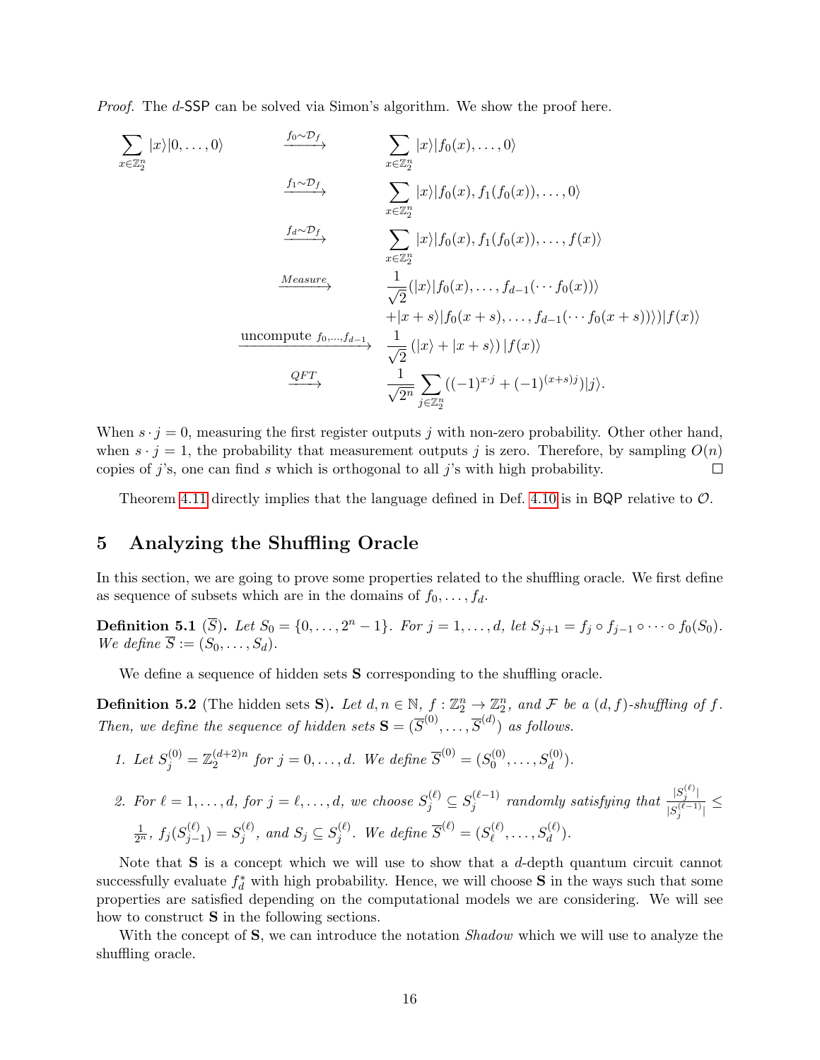*Proof.* The $d$-SSP can be solved via Simon's algorithm. We show the proof here.

$$
\begin{aligned}
\sum_{x\in\mathbb{Z}_2^n}|x\rangle|0,\ldots,0\rangle \quad &\xrightarrow{f_0\sim\mathcal{D}_f} \quad \sum_{x\in\mathbb{Z}_2^n}|x\rangle|f_0(x),\ldots,0\rangle \\
&\xrightarrow{f_1\sim\mathcal{D}_f} \quad \sum_{x\in\mathbb{Z}_2^n}|x\rangle|f_0(x),f_1(f_0(x)),\ldots,0\rangle \\
&\xrightarrow{f_d\sim\mathcal{D}_f} \quad \sum_{x\in\mathbb{Z}_2^n}|x\rangle|f_0(x),f_1(f_0(x)),\ldots,f(x)\rangle \\
&\xrightarrow{Measure} \quad \frac{1}{\sqrt{2}}(|x\rangle|f_0(x),\ldots,f_{d-1}(\cdots f_0(x))\rangle \\
&\qquad\qquad +|x+s\rangle|f_0(x+s),\ldots,f_{d-1}(\cdots f_0(x+s))\rangle)|f(x)\rangle \\
&\xrightarrow{\text{uncompute } f_0,\ldots,f_{d-1}} \quad \frac{1}{\sqrt{2}}\left(|x\rangle+|x+s\rangle\right)|f(x)\rangle \\
&\xrightarrow{QFT} \quad \frac{1}{\sqrt{2^n}}\sum_{j\in\mathbb{Z}_2^n}((-1)^{x\cdot j}+(-1)^{(x+s)j})|j\rangle.
\end{aligned}
$$

When $s\cdot j=0$, measuring the first register outputs $j$ with non-zero probability. Other other hand, when $s\cdot j=1$, the probability that measurement outputs $j$ is zero. Therefore, by sampling $O(n)$ copies of $j$'s, one can find $s$ which is orthogonal to all $j$'s with high probability. ◻

Theorem 4.11 directly implies that the language defined in Def. 4.10 is in BQP relative to $\mathcal{O}$.

## 5 Analyzing the Shuffling Oracle

In this section, we are going to prove some properties related to the shuffling oracle. We first define as sequence of subsets which are in the domains of $f_0,\ldots,f_d$.

**Definition 5.1** ($\overline{S}$). *Let $S_0=\{0,\ldots,2^n-1\}$. For $j=1,\ldots,d$, let $S_{j+1}=f_j\circ f_{j-1}\circ\cdots\circ f_0(S_0)$. We define $\overline{S}:=(S_0,\ldots,S_d)$.*

We define a sequence of hidden sets $\mathbf{S}$ corresponding to the shuffling oracle.

**Definition 5.2** (The hidden sets $\mathbf{S}$). *Let $d,n\in\mathbb{N}$, $f:\mathbb{Z}_2^n\to\mathbb{Z}_2^n$, and $\mathcal{F}$ be a $(d,f)$-shuffling of $f$. Then, we define the sequence of hidden sets $\mathbf{S}=(\overline{S}^{(0)},\ldots,\overline{S}^{(d)})$ as follows.*

1. *Let $S_j^{(0)}=\mathbb{Z}_2^{(d+2)n}$ for $j=0,\ldots,d$. We define $\overline{S}^{(0)}=(S_0^{(0)},\ldots,S_d^{(0)})$.*
2. *For $\ell=1,\ldots,d$, for $j=\ell,\ldots,d$, we choose $S_j^{(\ell)}\subseteq S_j^{(\ell-1)}$ randomly satisfying that $\frac{|S_j^{(\ell)}|}{|S_j^{(\ell-1)}|}\leq\frac{1}{2^n}$, $f_j(S_{j-1}^{(\ell)})=S_j^{(\ell)}$, and $S_j\subseteq S_j^{(\ell)}$. We define $\overline{S}^{(\ell)}=(S_\ell^{(\ell)},\ldots,S_d^{(\ell)})$.*

Note that $\mathbf{S}$ is a concept which we will use to show that a $d$-depth quantum circuit cannot successfully evaluate $f_d^*$ with high probability. Hence, we will choose $\mathbf{S}$ in the ways such that some properties are satisfied depending on the computational models we are considering. We will see how to construct $\mathbf{S}$ in the following sections.

With the concept of $\mathbf{S}$, we can introduce the notation *Shadow* which we will use to analyze the shuffling oracle.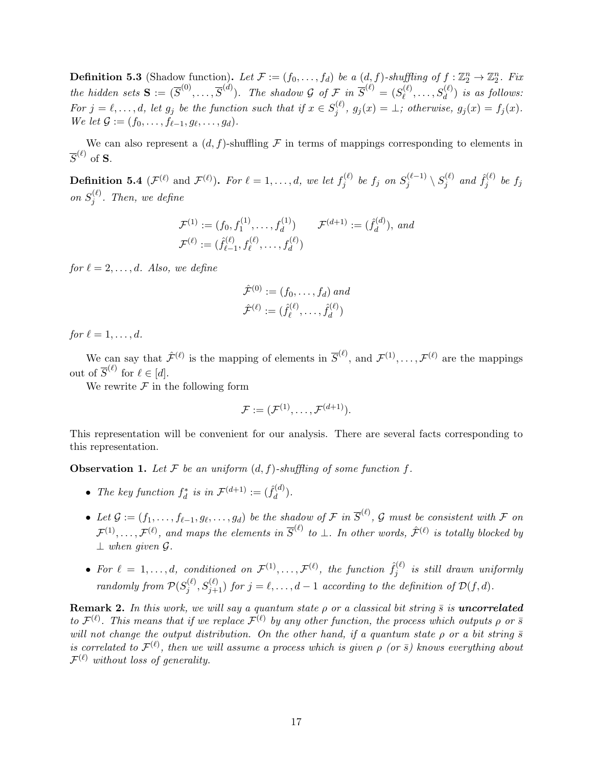**Definition 5.3** (Shadow function)**.** *Let $\mathcal{F} := (f_0, \ldots, f_d)$ be a $(d, f)$-shuffling of $f : \mathbb{Z}_2^n \to \mathbb{Z}_2^n$. Fix the hidden sets $\mathbf{S} := (\overline{S}^{(0)}, \ldots, \overline{S}^{(d)})$. The shadow $\mathcal{G}$ of $\mathcal{F}$ in $\overline{S}^{(\ell)} = (S_\ell^{(\ell)}, \ldots, S_d^{(\ell)})$ is as follows: For $j = \ell, \ldots, d$, let $g_j$ be the function such that if $x \in S_j^{(\ell)}$, $g_j(x) = \perp$; otherwise, $g_j(x) = f_j(x)$. We let $\mathcal{G} := (f_0, \ldots, f_{\ell-1}, g_\ell, \ldots, g_d)$.*

We can also represent a $(d, f)$-shuffling $\mathcal{F}$ in terms of mappings corresponding to elements in $\overline{S}^{(\ell)}$ of $\mathbf{S}$.

**Definition 5.4** ($\mathcal{F}^{(\ell)}$ and $\mathcal{F}^{(\ell)}$)**.** *For $\ell = 1, \ldots, d$, we let $f_j^{(\ell)}$ be $f_j$ on $S_j^{(\ell-1)} \setminus S_j^{(\ell)}$ and $\hat{f}_j^{(\ell)}$ be $f_j$ on $S_j^{(\ell)}$. Then, we define*

$$\mathcal{F}^{(1)} := (f_0, f_1^{(1)}, \ldots, f_d^{(1)}) \qquad \mathcal{F}^{(d+1)} := (\hat{f}_d^{(d)}), \text{ and}$$
$$\mathcal{F}^{(\ell)} := (\hat{f}_{\ell-1}^{(\ell)}, f_\ell^{(\ell)}, \ldots, f_d^{(\ell)})$$

*for $\ell = 2, \ldots, d$. Also, we define*

$$\hat{\mathcal{F}}^{(0)} := (f_0, \ldots, f_d) \text{ and}$$
$$\hat{\mathcal{F}}^{(\ell)} := (\hat{f}_\ell^{(\ell)}, \ldots, \hat{f}_d^{(\ell)})$$

*for $\ell = 1, \ldots, d$.*

We can say that $\hat{\mathcal{F}}^{(\ell)}$ is the mapping of elements in $\overline{S}^{(\ell)}$, and $\mathcal{F}^{(1)}, \ldots, \mathcal{F}^{(\ell)}$ are the mappings out of $\overline{S}^{(\ell)}$ for $\ell \in [d]$.

We rewrite $\mathcal{F}$ in the following form

$$\mathcal{F} := (\mathcal{F}^{(1)}, \ldots, \mathcal{F}^{(d+1)}).$$

This representation will be convenient for our analysis. There are several facts corresponding to this representation.

**Observation 1.** *Let $\mathcal{F}$ be an uniform $(d, f)$-shuffling of some function $f$.*

- *The key function $f_d^*$ is in $\mathcal{F}^{(d+1)} := (\hat{f}_d^{(d)})$.*
- *Let $\mathcal{G} := (f_1, \ldots, f_{\ell-1}, g_\ell, \ldots, g_d)$ be the shadow of $\mathcal{F}$ in $\overline{S}^{(\ell)}$, $\mathcal{G}$ must be consistent with $\mathcal{F}$ on $\mathcal{F}^{(1)}, \ldots, \mathcal{F}^{(\ell)}$, and maps the elements in $\overline{S}^{(\ell)}$ to $\perp$. In other words, $\hat{\mathcal{F}}^{(\ell)}$ is totally blocked by $\perp$ when given $\mathcal{G}$.*
- *For $\ell = 1, \ldots, d$, conditioned on $\mathcal{F}^{(1)}, \ldots, \mathcal{F}^{(\ell)}$, the function $\hat{f}_j^{(\ell)}$ is still drawn uniformly randomly from $\mathcal{P}(S_j^{(\ell)}, S_{j+1}^{(\ell)})$ for $j = \ell, \ldots, d-1$ according to the definition of $\mathcal{D}(f, d)$.*

**Remark 2.** *In this work, we will say a quantum state $\rho$ or a classical bit string $\bar{s}$ is **uncorrelated** to $\mathcal{F}^{(\ell)}$. This means that if we replace $\mathcal{F}^{(\ell)}$ by any other function, the process which outputs $\rho$ or $\bar{s}$ will not change the output distribution. On the other hand, if a quantum state $\rho$ or a bit string $\bar{s}$ is correlated to $\mathcal{F}^{(\ell)}$, then we will assume a process which is given $\rho$ (or $\bar{s}$) knows everything about $\mathcal{F}^{(\ell)}$ without loss of generality.*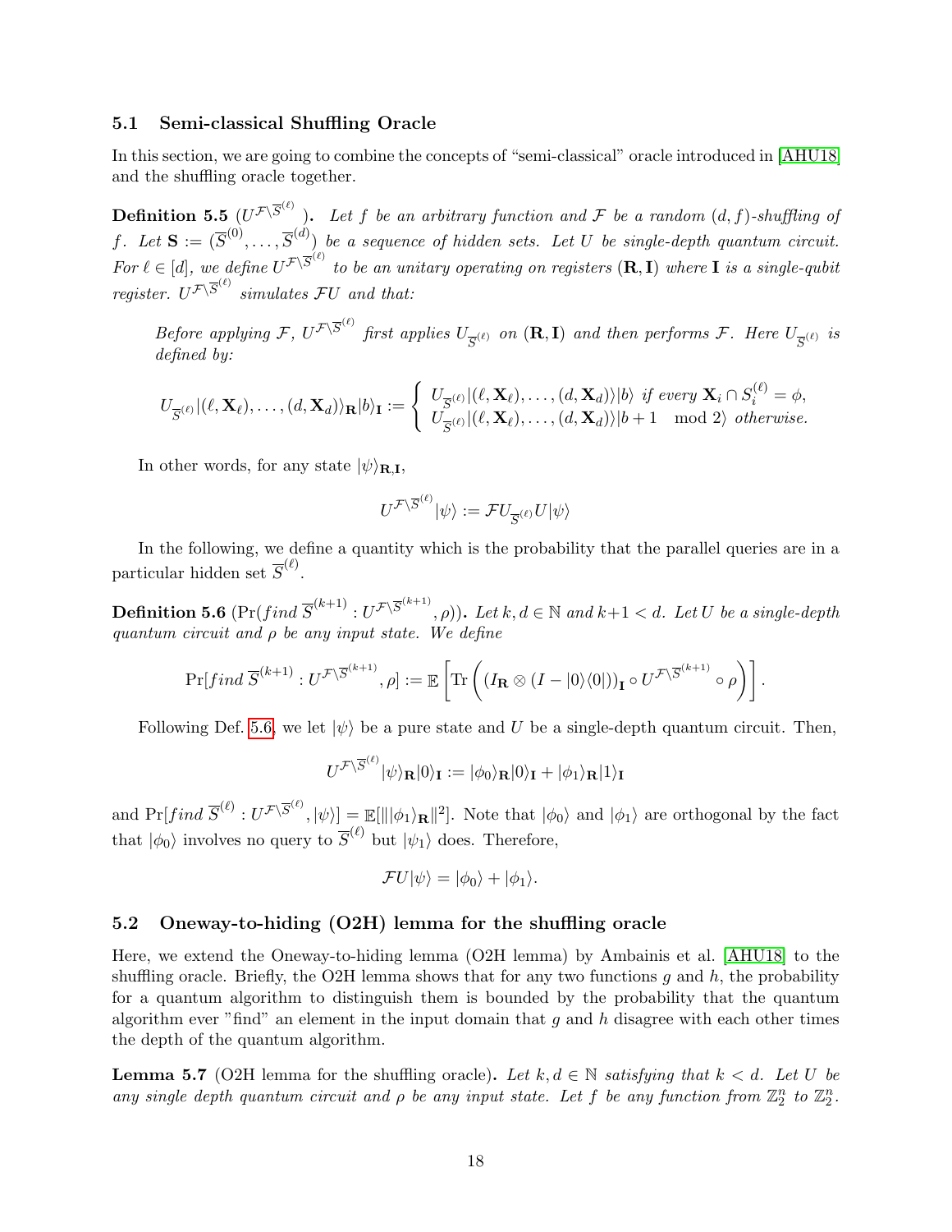### 5.1 Semi-classical Shuffling Oracle

In this section, we are going to combine the concepts of "semi-classical" oracle introduced in [AHU18] and the shuffling oracle together.

**Definition 5.5** ($U^{\mathcal{F}\backslash\overline{S}^{(\ell)}}$). *Let $f$ be an arbitrary function and $\mathcal{F}$ be a random $(d,f)$-shuffling of $f$. Let $\mathbf{S} := (\overline{S}^{(0)},\ldots,\overline{S}^{(d)})$ be a sequence of hidden sets. Let $U$ be single-depth quantum circuit. For $\ell \in [d]$, we define $U^{\mathcal{F}\backslash\overline{S}^{(\ell)}}$ to be an unitary operating on registers $(\mathbf{R},\mathbf{I})$ where $\mathbf{I}$ is a single-qubit register. $U^{\mathcal{F}\backslash\overline{S}^{(\ell)}}$ simulates $\mathcal{F}U$ and that:*

> *Before applying $\mathcal{F}$, $U^{\mathcal{F}\backslash\overline{S}^{(\ell)}}$ first applies $U_{\overline{S}^{(\ell)}}$ on $(\mathbf{R},\mathbf{I})$ and then performs $\mathcal{F}$. Here $U_{\overline{S}^{(\ell)}}$ is defined by:*
>
> $$U_{\overline{S}^{(\ell)}}|(\ell,\mathbf{X}_\ell),\ldots,(d,\mathbf{X}_d)\rangle_{\mathbf{R}}|b\rangle_{\mathbf{I}} := \begin{cases} U_{\overline{S}^{(\ell)}}|(\ell,\mathbf{X}_\ell),\ldots,(d,\mathbf{X}_d)\rangle|b\rangle \text{ if every } \mathbf{X}_i \cap S_i^{(\ell)} = \phi, \\ U_{\overline{S}^{(\ell)}}|(\ell,\mathbf{X}_\ell),\ldots,(d,\mathbf{X}_d)\rangle|b+1 \mod 2\rangle \text{ otherwise.} \end{cases}$$

In other words, for any state $|\psi\rangle_{\mathbf{R},\mathbf{I}}$,

$$U^{\mathcal{F}\backslash\overline{S}^{(\ell)}}|\psi\rangle := \mathcal{F}U_{\overline{S}^{(\ell)}}U|\psi\rangle$$

In the following, we define a quantity which is the probability that the parallel queries are in a particular hidden set $\overline{S}^{(\ell)}$.

**Definition 5.6** ($\Pr(find\ \overline{S}^{(k+1)} : U^{\mathcal{F}\backslash\overline{S}^{(k+1)}},\rho)$). *Let $k,d \in \mathbb{N}$ and $k+1 < d$. Let $U$ be a single-depth quantum circuit and $\rho$ be any input state. We define*

$$\Pr[find\ \overline{S}^{(k+1)} : U^{\mathcal{F}\backslash\overline{S}^{(k+1)}},\rho] := \mathbb{E}\left[\mathrm{Tr}\left((I_{\mathbf{R}} \otimes (I - |0\rangle\langle 0|))_{\mathbf{I}} \circ U^{\mathcal{F}\backslash\overline{S}^{(k+1)}} \circ \rho\right)\right].$$

Following Def. 5.6, we let $|\psi\rangle$ be a pure state and $U$ be a single-depth quantum circuit. Then,

$$U^{\mathcal{F}\backslash\overline{S}^{(\ell)}}|\psi\rangle_{\mathbf{R}}|0\rangle_{\mathbf{I}} := |\phi_0\rangle_{\mathbf{R}}|0\rangle_{\mathbf{I}} + |\phi_1\rangle_{\mathbf{R}}|1\rangle_{\mathbf{I}}$$

and $\Pr[find\ \overline{S}^{(\ell)} : U^{\mathcal{F}\backslash\overline{S}^{(\ell)}},|\psi\rangle] = \mathbb{E}[\||\phi_1\rangle_{\mathbf{R}}\|^2]$. Note that $|\phi_0\rangle$ and $|\phi_1\rangle$ are orthogonal by the fact that $|\phi_0\rangle$ involves no query to $\overline{S}^{(\ell)}$ but $|\phi_1\rangle$ does. Therefore,

$$\mathcal{F}U|\psi\rangle = |\phi_0\rangle + |\phi_1\rangle.$$

### 5.2 Oneway-to-hiding (O2H) lemma for the shuffling oracle

Here, we extend the Oneway-to-hiding lemma (O2H lemma) by Ambainis et al. [AHU18] to the shuffling oracle. Briefly, the O2H lemma shows that for any two functions $g$ and $h$, the probability for a quantum algorithm to distinguish them is bounded by the probability that the quantum algorithm ever "find" an element in the input domain that $g$ and $h$ disagree with each other times the depth of the quantum algorithm.

**Lemma 5.7** (O2H lemma for the shuffling oracle). *Let $k,d \in \mathbb{N}$ satisfying that $k < d$. Let $U$ be any single depth quantum circuit and $\rho$ be any input state. Let $f$ be any function from $\mathbb{Z}_2^n$ to $\mathbb{Z}_2^n$.*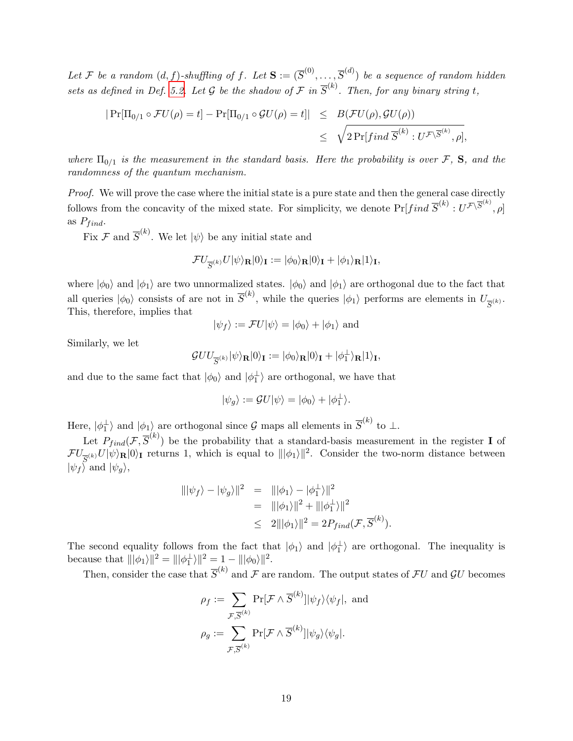*Let $\mathcal{F}$ be a random $(d, f)$-shuffling of $f$. Let $\mathbf{S} := (\overline{S}^{(0)}, \ldots, \overline{S}^{(d)})$ be a sequence of random hidden sets as defined in Def. 5.2. Let $\mathcal{G}$ be the shadow of $\mathcal{F}$ in $\overline{S}^{(k)}$. Then, for any binary string $t$,*

$$
\begin{aligned}
|\Pr[\Pi_{0/1} \circ \mathcal{F}U(\rho) = t] - \Pr[\Pi_{0/1} \circ \mathcal{G}U(\rho) = t]| &\leq B(\mathcal{F}U(\rho), \mathcal{G}U(\rho)) \\
&\leq \sqrt{2 \Pr[\mathit{find}\ \overline{S}^{(k)} : U^{\mathcal{F} \setminus \overline{S}^{(k)}}, \rho]},
\end{aligned}
$$

*where $\Pi_{0/1}$ is the measurement in the standard basis. Here the probability is over $\mathcal{F}$, $\mathbf{S}$, and the randomness of the quantum mechanism.*

*Proof.* We will prove the case where the initial state is a pure state and then the general case directly follows from the concavity of the mixed state. For simplicity, we denote $\Pr[\mathit{find}\ \overline{S}^{(k)} : U^{\mathcal{F} \setminus \overline{S}^{(k)}}, \rho]$ as $P_{find}$.

Fix $\mathcal{F}$ and $\overline{S}^{(k)}$. We let $|\psi\rangle$ be any initial state and

$$
\mathcal{F}U_{\overline{S}^{(k)}}U|\psi\rangle_{\mathbf{R}}|0\rangle_{\mathbf{I}} := |\phi_0\rangle_{\mathbf{R}}|0\rangle_{\mathbf{I}} + |\phi_1\rangle_{\mathbf{R}}|1\rangle_{\mathbf{I}},
$$

where $|\phi_0\rangle$ and $|\phi_1\rangle$ are two unnormalized states. $|\phi_0\rangle$ and $|\phi_1\rangle$ are orthogonal due to the fact that all queries $|\phi_0\rangle$ consists of are not in $\overline{S}^{(k)}$, while the queries $|\phi_1\rangle$ performs are elements in $U_{\overline{S}^{(k)}}$. This, therefore, implies that

$$
|\psi_f\rangle := \mathcal{F}U|\psi\rangle = |\phi_0\rangle + |\phi_1\rangle \text{ and}
$$

Similarly, we let

$$
\mathcal{G}UU_{\overline{S}^{(k)}}|\psi\rangle_{\mathbf{R}}|0\rangle_{\mathbf{I}} := |\phi_0\rangle_{\mathbf{R}}|0\rangle_{\mathbf{I}} + |\phi_1^{\perp}\rangle_{\mathbf{R}}|1\rangle_{\mathbf{I}},
$$

and due to the same fact that $|\phi_0\rangle$ and $|\phi_1^{\perp}\rangle$ are orthogonal, we have that

$$
|\psi_g\rangle := \mathcal{G}U|\psi\rangle = |\phi_0\rangle + |\phi_1^{\perp}\rangle.
$$

Here, $|\phi_1^{\perp}\rangle$ and $|\phi_1\rangle$ are orthogonal since $\mathcal{G}$ maps all elements in $\overline{S}^{(k)}$ to $\perp$.

Let $P_{find}(\mathcal{F}, \overline{S}^{(k)})$ be the probability that a standard-basis measurement in the register $\mathbf{I}$ of $\mathcal{F}U_{\overline{S}^{(k)}}U|\psi\rangle_{\mathbf{R}}|0\rangle_{\mathbf{I}}$ returns 1, which is equal to $\||\phi_1\rangle\|^2$. Consider the two-norm distance between $|\psi_f\rangle$ and $|\psi_g\rangle$,

$$
\begin{aligned}
\||\psi_f\rangle - |\psi_g\rangle\|^2 &= \||\phi_1\rangle - |\phi_1^{\perp}\rangle\|^2 \\
&= \||\phi_1\rangle\|^2 + \||\phi_1^{\perp}\rangle\|^2 \\
&\leq 2\||\phi_1\rangle\|^2 = 2P_{find}(\mathcal{F}, \overline{S}^{(k)}).
\end{aligned}
$$

The second equality follows from the fact that $|\phi_1\rangle$ and $|\phi_1^{\perp}\rangle$ are orthogonal. The inequality is because that $\||\phi_1\rangle\|^2 = \||\phi_1^{\perp}\rangle\|^2 = 1 - \||\phi_0\rangle\|^2$.

Then, consider the case that $\overline{S}^{(k)}$ and $\mathcal{F}$ are random. The output states of $\mathcal{F}U$ and $\mathcal{G}U$ becomes

$$
\begin{aligned}
\rho_f &:= \sum_{\mathcal{F}, \overline{S}^{(k)}} \Pr[\mathcal{F} \wedge \overline{S}^{(k)}]|\psi_f\rangle\langle\psi_f|, \text{ and} \\
\rho_g &:= \sum_{\mathcal{F}, \overline{S}^{(k)}} \Pr[\mathcal{F} \wedge \overline{S}^{(k)}]|\psi_g\rangle\langle\psi_g|.
\end{aligned}
$$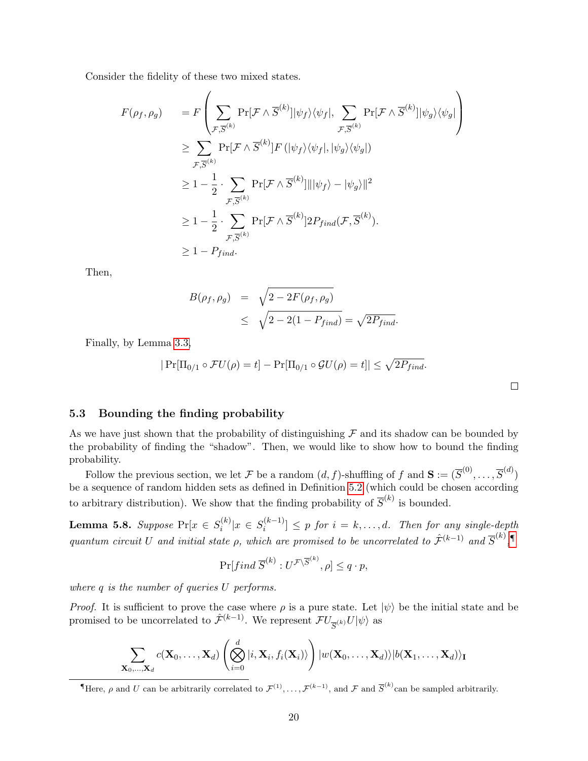Consider the fidelity of these two mixed states.

$$
\begin{aligned}
F(\rho_f, \rho_g) \quad &= F\left(\sum_{\mathcal{F}, \overline{S}^{(k)}} \Pr[\mathcal{F} \wedge \overline{S}^{(k)}] |\psi_f\rangle\langle\psi_f|, \sum_{\mathcal{F}, \overline{S}^{(k)}} \Pr[\mathcal{F} \wedge \overline{S}^{(k)}] |\psi_g\rangle\langle\psi_g|\right) \\
&\geq \sum_{\mathcal{F}, \overline{S}^{(k)}} \Pr[\mathcal{F} \wedge \overline{S}^{(k)}] F\left(|\psi_f\rangle\langle\psi_f|, |\psi_g\rangle\langle\psi_g|\right) \\
&\geq 1 - \frac{1}{2} \cdot \sum_{\mathcal{F}, \overline{S}^{(k)}} \Pr[\mathcal{F} \wedge \overline{S}^{(k)}] \| |\psi_f\rangle - |\psi_g\rangle \|^2 \\
&\geq 1 - \frac{1}{2} \cdot \sum_{\mathcal{F}, \overline{S}^{(k)}} \Pr[\mathcal{F} \wedge \overline{S}^{(k)}] 2 P_{find}(\mathcal{F}, \overline{S}^{(k)}). \\
&\geq 1 - P_{find}.
\end{aligned}
$$

Then,

$$
\begin{aligned}
B(\rho_f, \rho_g) &= \sqrt{2 - 2F(\rho_f, \rho_g)} \\
&\leq \sqrt{2 - 2(1 - P_{find})} = \sqrt{2 P_{find}}.
\end{aligned}
$$

Finally, by Lemma 3.3,

$$
|\Pr[\Pi_{0/1} \circ \mathcal{F}U(\rho) = t] - \Pr[\Pi_{0/1} \circ \mathcal{G}U(\rho) = t]| \leq \sqrt{2 P_{find}}.
$$

□

### 5.3 Bounding the finding probability

As we have just shown that the probability of distinguishing $\mathcal{F}$ and its shadow can be bounded by the probability of finding the "shadow". Then, we would like to show how to bound the finding probability.

Follow the previous section, we let $\mathcal{F}$ be a random $(d, f)$-shuffling of $f$ and $\mathbf{S} := (\overline{S}^{(0)}, \ldots, \overline{S}^{(d)})$ be a sequence of random hidden sets as defined in Definition 5.2 (which could be chosen according to arbitrary distribution). We show that the finding probability of $\overline{S}^{(k)}$ is bounded.

**Lemma 5.8.** *Suppose $\Pr[x \in S_i^{(k)} | x \in S_i^{(k-1)}] \leq p$ for $i = k, \ldots, d$. Then for any single-depth quantum circuit $U$ and initial state $\rho$, which are promised to be uncorrelated to $\hat{\mathcal{F}}^{(k-1)}$ and $\overline{S}^{(k)}$,*[¶]

$$
\Pr[find\ \overline{S}^{(k)} : U^{\mathcal{F} \setminus \overline{S}^{(k)}}, \rho] \leq q \cdot p,
$$

*where $q$ is the number of queries $U$ performs.*

*Proof.* It is sufficient to prove the case where $\rho$ is a pure state. Let $|\psi\rangle$ be the initial state and be promised to be uncorrelated to $\hat{\mathcal{F}}^{(k-1)}$. We represent $\mathcal{F}U_{\overline{S}^{(k)}}U|\psi\rangle$ as

$$
\sum_{\mathbf{X}_0, \ldots, \mathbf{X}_d} c(\mathbf{X}_0, \ldots, \mathbf{X}_d) \left(\bigotimes_{i=0}^{d} |i, \mathbf{X}_i, f_i(\mathbf{X}_i)\rangle\right) |w(\mathbf{X}_0, \ldots, \mathbf{X}_d)\rangle |b(\mathbf{X}_1, \ldots, \mathbf{X}_d)\rangle_{\mathbf{I}}
$$

[¶]Here, $\rho$ and $U$ can be arbitrarily correlated to $\mathcal{F}^{(1)}, \ldots, \mathcal{F}^{(k-1)}$, and $\mathcal{F}$ and $\overline{S}^{(k)}$ can be sampled arbitrarily.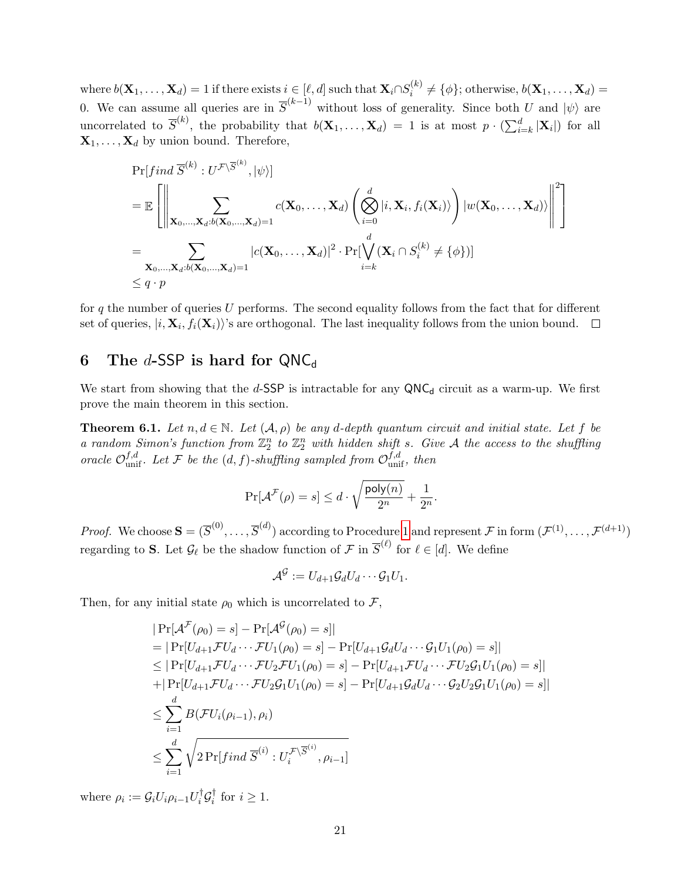where $b(\mathbf{X}_1, \ldots, \mathbf{X}_d) = 1$ if there exists $i \in [\ell, d]$ such that $\mathbf{X}_i \cap S_i^{(k)} \neq \{\phi\}$; otherwise, $b(\mathbf{X}_1, \ldots, \mathbf{X}_d) = 0$. We can assume all queries are in $\overline{S}^{(k-1)}$ without loss of generality. Since both $U$ and $|\psi\rangle$ are uncorrelated to $\overline{S}^{(k)}$, the probability that $b(\mathbf{X}_1, \ldots, \mathbf{X}_d) = 1$ is at most $p \cdot (\sum_{i=k}^{d} |\mathbf{X}_i|)$ for all $\mathbf{X}_1, \ldots, \mathbf{X}_d$ by union bound. Therefore,

$$
\begin{aligned}
&\Pr[\mathit{find}\ \overline{S}^{(k)} : U^{\mathcal{F}\backslash \overline{S}^{(k)}}, |\psi\rangle] \\
&= \mathbb{E}\left[\left\| \sum_{\mathbf{X}_0, \ldots, \mathbf{X}_d : b(\mathbf{X}_0, \ldots, \mathbf{X}_d) = 1} c(\mathbf{X}_0, \ldots, \mathbf{X}_d) \left( \bigotimes_{i=0}^{d} |i, \mathbf{X}_i, f_i(\mathbf{X}_i)\rangle \right) |w(\mathbf{X}_0, \ldots, \mathbf{X}_d)\rangle \right\|^2 \right] \\
&= \sum_{\mathbf{X}_0, \ldots, \mathbf{X}_d : b(\mathbf{X}_0, \ldots, \mathbf{X}_d) = 1} |c(\mathbf{X}_0, \ldots, \mathbf{X}_d)|^2 \cdot \Pr[\bigvee_{i=k}^{d} (\mathbf{X}_i \cap S_i^{(k)} \neq \{\phi\})] \\
&\leq q \cdot p
\end{aligned}
$$

for $q$ the number of queries $U$ performs. The second equality follows from the fact that for different set of queries, $|i, \mathbf{X}_i, f_i(\mathbf{X}_i)\rangle$'s are orthogonal. The last inequality follows from the union bound. $\square$

## 6 The $d$-SSP is hard for $\mathsf{QNC_d}$

We start from showing that the $d$-SSP is intractable for any $\mathsf{QNC_d}$ circuit as a warm-up. We first prove the main theorem in this section.

**Theorem 6.1.** *Let $n, d \in \mathbb{N}$. Let $(\mathcal{A}, \rho)$ be any $d$-depth quantum circuit and initial state. Let $f$ be a random Simon's function from $\mathbb{Z}_2^n$ to $\mathbb{Z}_2^n$ with hidden shift $s$. Give $\mathcal{A}$ the access to the shuffling oracle $\mathcal{O}_{\text{unif}}^{f,d}$. Let $\mathcal{F}$ be the $(d, f)$-shuffling sampled from $\mathcal{O}_{\text{unif}}^{f,d}$, then*

$$
\Pr[\mathcal{A}^{\mathcal{F}}(\rho) = s] \leq d \cdot \sqrt{\frac{\mathsf{poly}(n)}{2^n}} + \frac{1}{2^n}.
$$

*Proof.* We choose $\mathbf{S} = (\overline{S}^{(0)}, \ldots, \overline{S}^{(d)})$ according to Procedure 1 and represent $\mathcal{F}$ in form $(\mathcal{F}^{(1)}, \ldots, \mathcal{F}^{(d+1)})$ regarding to $\mathbf{S}$. Let $\mathcal{G}_\ell$ be the shadow function of $\mathcal{F}$ in $\overline{S}^{(\ell)}$ for $\ell \in [d]$. We define

$$
\mathcal{A}^{\mathcal{G}} := U_{d+1} \mathcal{G}_d U_d \cdots \mathcal{G}_1 U_1.
$$

Then, for any initial state $\rho_0$ which is uncorrelated to $\mathcal{F}$,

$$
\begin{aligned}
&|\Pr[\mathcal{A}^{\mathcal{F}}(\rho_0) = s] - \Pr[\mathcal{A}^{\mathcal{G}}(\rho_0) = s]| \\
&= |\Pr[U_{d+1}\mathcal{F}U_d \cdots \mathcal{F}U_1(\rho_0) = s] - \Pr[U_{d+1}\mathcal{G}_d U_d \cdots \mathcal{G}_1 U_1(\rho_0) = s]| \\
&\leq |\Pr[U_{d+1}\mathcal{F}U_d \cdots \mathcal{F}U_2\mathcal{F}U_1(\rho_0) = s] - \Pr[U_{d+1}\mathcal{F}U_d \cdots \mathcal{F}U_2\mathcal{G}_1 U_1(\rho_0) = s]| \\
&+ |\Pr[U_{d+1}\mathcal{F}U_d \cdots \mathcal{F}U_2\mathcal{G}_1 U_1(\rho_0) = s] - \Pr[U_{d+1}\mathcal{G}_d U_d \cdots \mathcal{G}_2 U_2 \mathcal{G}_1 U_1(\rho_0) = s]| \\
&\leq \sum_{i=1}^{d} B(\mathcal{F}U_i(\rho_{i-1}), \rho_i) \\
&\leq \sum_{i=1}^{d} \sqrt{2 \Pr[\mathit{find}\ \overline{S}^{(i)} : U_i^{\mathcal{F}\backslash \overline{S}^{(i)}}, \rho_{i-1}]}
\end{aligned}
$$

where $\rho_i := \mathcal{G}_i U_i \rho_{i-1} U_i^\dagger \mathcal{G}_i^\dagger$ for $i \geq 1$.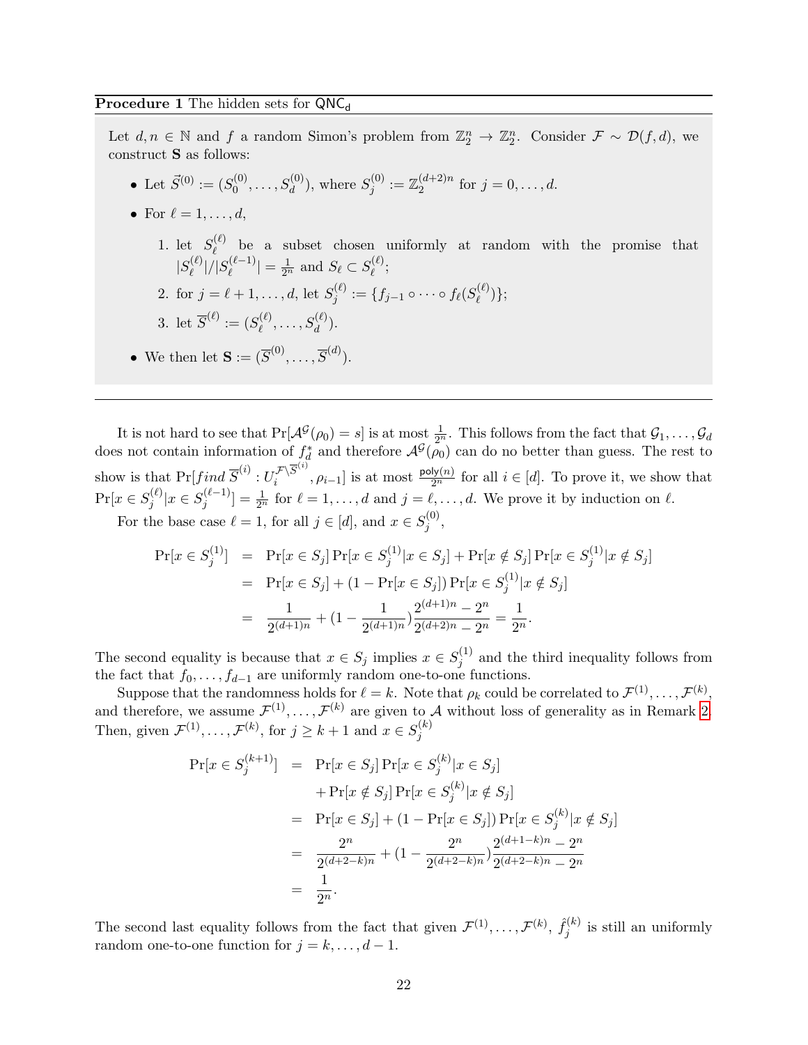**Procedure 1** The hidden sets for $\mathsf{QNC_d}$

Let $d, n \in \mathbb{N}$ and $f$ a random Simon's problem from $\mathbb{Z}_2^n \to \mathbb{Z}_2^n$. Consider $\mathcal{F} \sim \mathcal{D}(f, d)$, we construct $\mathbf{S}$ as follows:

- Let $\vec{S}^{(0)} := (S_0^{(0)}, \ldots, S_d^{(0)})$, where $S_j^{(0)} := \mathbb{Z}_2^{(d+2)n}$ for $j = 0, \ldots, d$.
- For $\ell = 1, \ldots, d$,
  1. let $S_\ell^{(\ell)}$ be a subset chosen uniformly at random with the promise that $|S_\ell^{(\ell)}|/|S_\ell^{(\ell-1)}| = \frac{1}{2^n}$ and $S_\ell \subset S_\ell^{(\ell)}$;
  2. for $j = \ell+1, \ldots, d$, let $S_j^{(\ell)} := \{f_{j-1} \circ \cdots \circ f_\ell(S_\ell^{(\ell)})\}$;
  3. let $\overline{S}^{(\ell)} := (S_\ell^{(\ell)}, \ldots, S_d^{(\ell)})$.
- We then let $\mathbf{S} := (\overline{S}^{(0)}, \ldots, \overline{S}^{(d)})$.

---

It is not hard to see that $\Pr[\mathcal{A}^{\mathcal{G}}(\rho_0) = s]$ is at most $\frac{1}{2^n}$. This follows from the fact that $\mathcal{G}_1, \ldots, \mathcal{G}_d$ does not contain information of $f_d^*$ and therefore $\mathcal{A}^{\mathcal{G}}(\rho_0)$ can do no better than guess. The rest to show is that $\Pr[\mathit{find}\ \overline{S}^{(i)} : U_i^{\mathcal{F}\setminus\overline{S}^{(i)}}, \rho_{i-1}]$ is at most $\frac{\mathsf{poly}(n)}{2^n}$ for all $i \in [d]$. To prove it, we show that $\Pr[x \in S_j^{(\ell)} | x \in S_j^{(\ell-1)}] = \frac{1}{2^n}$ for $\ell = 1, \ldots, d$ and $j = \ell, \ldots, d$. We prove it by induction on $\ell$.

For the base case $\ell = 1$, for all $j \in [d]$, and $x \in S_j^{(0)}$,

$$
\begin{aligned}
\Pr[x \in S_j^{(1)}] &= \Pr[x \in S_j] \Pr[x \in S_j^{(1)} | x \in S_j] + \Pr[x \notin S_j] \Pr[x \in S_j^{(1)} | x \notin S_j] \\
&= \Pr[x \in S_j] + (1 - \Pr[x \in S_j]) \Pr[x \in S_j^{(1)} | x \notin S_j] \\
&= \frac{1}{2^{(d+1)n}} + (1 - \frac{1}{2^{(d+1)n}}) \frac{2^{(d+1)n} - 2^n}{2^{(d+2)n} - 2^n} = \frac{1}{2^n}.
\end{aligned}
$$

The second equality is because that $x \in S_j$ implies $x \in S_j^{(1)}$ and the third inequality follows from the fact that $f_0, \ldots, f_{d-1}$ are uniformly random one-to-one functions.

Suppose that the randomness holds for $\ell = k$. Note that $\rho_k$ could be correlated to $\mathcal{F}^{(1)}, \ldots, \mathcal{F}^{(k)}$, and therefore, we assume $\mathcal{F}^{(1)}, \ldots, \mathcal{F}^{(k)}$ are given to $\mathcal{A}$ without loss of generality as in Remark 2. Then, given $\mathcal{F}^{(1)}, \ldots, \mathcal{F}^{(k)}$, for $j \geq k+1$ and $x \in S_j^{(k)}$

$$
\begin{aligned}
\Pr[x \in S_j^{(k+1)}] &= \Pr[x \in S_j] \Pr[x \in S_j^{(k)} | x \in S_j] \\
&\quad + \Pr[x \notin S_j] \Pr[x \in S_j^{(k)} | x \notin S_j] \\
&= \Pr[x \in S_j] + (1 - \Pr[x \in S_j]) \Pr[x \in S_j^{(k)} | x \notin S_j] \\
&= \frac{2^n}{2^{(d+2-k)n}} + (1 - \frac{2^n}{2^{(d+2-k)n}}) \frac{2^{(d+1-k)n} - 2^n}{2^{(d+2-k)n} - 2^n} \\
&= \frac{1}{2^n}.
\end{aligned}
$$

The second last equality follows from the fact that given $\mathcal{F}^{(1)}, \ldots, \mathcal{F}^{(k)}$, $\hat{f}_j^{(k)}$ is still an uniformly random one-to-one function for $j = k, \ldots, d-1$.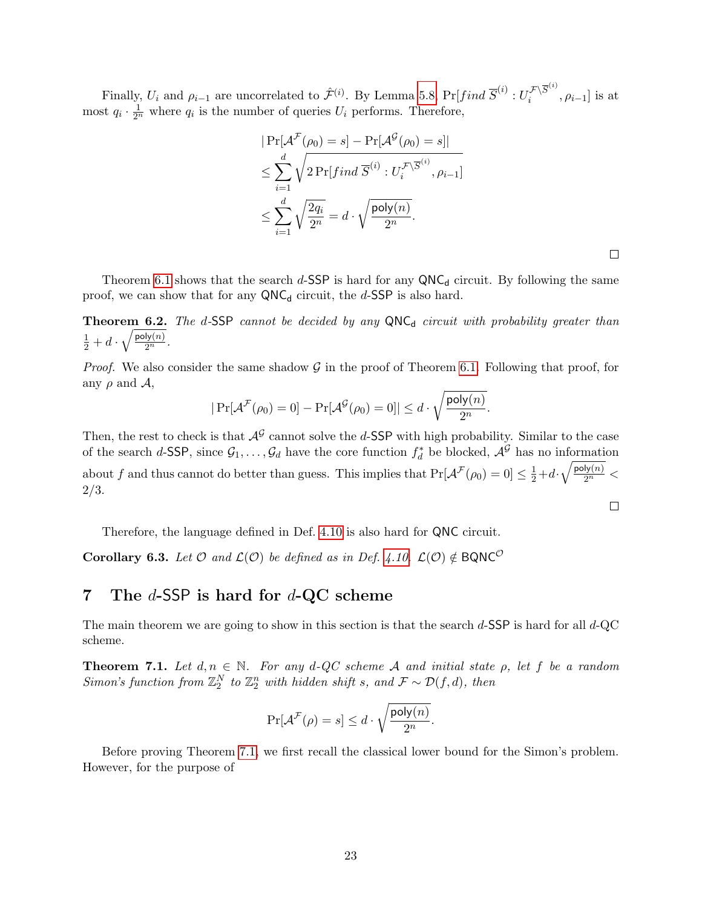Finally, $U_i$ and $\rho_{i-1}$ are uncorrelated to $\hat{\mathcal{F}}^{(i)}$. By Lemma 5.8, $\Pr[\mathit{find}\ \overline{S}^{(i)} : U_i^{\mathcal{F}\backslash\overline{S}^{(i)}}, \rho_{i-1}]$ is at most $q_i \cdot \frac{1}{2^n}$ where $q_i$ is the number of queries $U_i$ performs. Therefore,

$$
\begin{aligned}
&|\Pr[\mathcal{A}^{\mathcal{F}}(\rho_0) = s] - \Pr[\mathcal{A}^{\mathcal{G}}(\rho_0) = s]| \\
&\leq \sum_{i=1}^{d} \sqrt{2 \Pr[\mathit{find}\ \overline{S}^{(i)} : U_i^{\mathcal{F}\backslash\overline{S}^{(i)}}, \rho_{i-1}]} \\
&\leq \sum_{i=1}^{d} \sqrt{\frac{2q_i}{2^n}} = d \cdot \sqrt{\frac{\mathsf{poly}(n)}{2^n}}.
\end{aligned}
$$

□

Theorem 6.1 shows that the search $d$-$\mathsf{SSP}$ is hard for any $\mathsf{QNC_d}$ circuit. By following the same proof, we can show that for any $\mathsf{QNC_d}$ circuit, the $d$-$\mathsf{SSP}$ is also hard.

**Theorem 6.2.** *The $d$-$\mathsf{SSP}$ cannot be decided by any $\mathsf{QNC_d}$ circuit with probability greater than $\frac{1}{2} + d \cdot \sqrt{\frac{\mathsf{poly}(n)}{2^n}}$.*

*Proof.* We also consider the same shadow $\mathcal{G}$ in the proof of Theorem 6.1. Following that proof, for any $\rho$ and $\mathcal{A}$,

$$
|\Pr[\mathcal{A}^{\mathcal{F}}(\rho_0) = 0] - \Pr[\mathcal{A}^{\mathcal{G}}(\rho_0) = 0]| \leq d \cdot \sqrt{\frac{\mathsf{poly}(n)}{2^n}}.
$$

Then, the rest to check is that $\mathcal{A}^{\mathcal{G}}$ cannot solve the $d$-$\mathsf{SSP}$ with high probability. Similar to the case of the search $d$-$\mathsf{SSP}$, since $\mathcal{G}_1, \ldots, \mathcal{G}_d$ have the core function $f_d^*$ be blocked, $\mathcal{A}^{\mathcal{G}}$ has no information about $f$ and thus cannot do better than guess. This implies that $\Pr[\mathcal{A}^{\mathcal{F}}(\rho_0) = 0] \leq \frac{1}{2} + d \cdot \sqrt{\frac{\mathsf{poly}(n)}{2^n}} < 2/3$.

□

Therefore, the language defined in Def. 4.10 is also hard for $\mathsf{QNC}$ circuit.

**Corollary 6.3.** *Let $\mathcal{O}$ and $\mathcal{L}(\mathcal{O})$ be defined as in Def. 4.10. $\mathcal{L}(\mathcal{O}) \notin \mathsf{BQNC}^{\mathcal{O}}$*

# 7 The $d$-$\mathsf{SSP}$ is hard for $d$-QC scheme

The main theorem we are going to show in this section is that the search $d$-$\mathsf{SSP}$ is hard for all $d$-QC scheme.

**Theorem 7.1.** *Let $d, n \in \mathbb{N}$. For any $d$-QC scheme $\mathcal{A}$ and initial state $\rho$, let $f$ be a random Simon's function from $\mathbb{Z}_2^N$ to $\mathbb{Z}_2^n$ with hidden shift $s$, and $\mathcal{F} \sim \mathcal{D}(f, d)$, then*

$$
\Pr[\mathcal{A}^{\mathcal{F}}(\rho) = s] \leq d \cdot \sqrt{\frac{\mathsf{poly}(n)}{2^n}}.
$$

Before proving Theorem 7.1, we first recall the classical lower bound for the Simon's problem. However, for the purpose of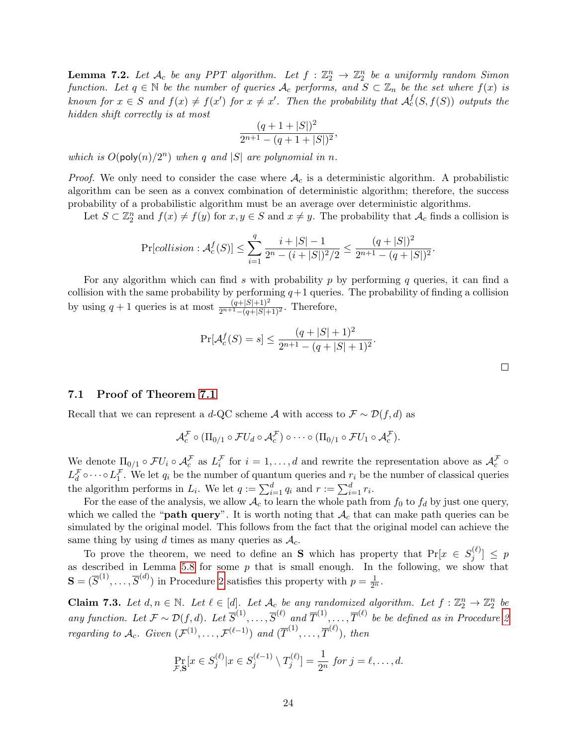**Lemma 7.2.** *Let $\mathcal{A}_c$ be any PPT algorithm. Let $f : \mathbb{Z}_2^n \to \mathbb{Z}_2^n$ be a uniformly random Simon function. Let $q \in \mathbb{N}$ be the number of queries $\mathcal{A}_c$ performs, and $S \subset \mathbb{Z}_n$ be the set where $f(x)$ is known for $x \in S$ and $f(x) \neq f(x')$ for $x \neq x'$. Then the probability that $\mathcal{A}_c^f(S, f(S))$ outputs the hidden shift correctly is at most*

$$\frac{(q+1+|S|)^2}{2^{n+1} - (q+1+|S|)^2},$$

*which is $O(\mathsf{poly}(n)/2^n)$ when $q$ and $|S|$ are polynomial in $n$.*

*Proof.* We only need to consider the case where $\mathcal{A}_c$ is a deterministic algorithm. A probabilistic algorithm can be seen as a convex combination of deterministic algorithm; therefore, the success probability of a probabilistic algorithm must be an average over deterministic algorithms.

Let $S \subset \mathbb{Z}_2^n$ and $f(x) \neq f(y)$ for $x, y \in S$ and $x \neq y$. The probability that $\mathcal{A}_c$ finds a collision is

$$\Pr[\mathit{collision} : \mathcal{A}_c^f(S)] \leq \sum_{i=1}^{q} \frac{i + |S| - 1}{2^n - (i + |S|)^2/2} \leq \frac{(q+|S|)^2}{2^{n+1} - (q+|S|)^2}.$$

For any algorithm which can find $s$ with probability $p$ by performing $q$ queries, it can find a collision with the same probability by performing $q+1$ queries. The probability of finding a collision by using $q+1$ queries is at most $\frac{(q+|S|+1)^2}{2^{n+1}-(q+|S|+1)^2}$. Therefore,

$$\Pr[\mathcal{A}_c^f(S) = s] \leq \frac{(q+|S|+1)^2}{2^{n+1} - (q+|S|+1)^2}.$$

$\square$

## 7.1 Proof of Theorem 7.1

Recall that we can represent a $d$-QC scheme $\mathcal{A}$ with access to $\mathcal{F} \sim \mathcal{D}(f, d)$ as

$$\mathcal{A}_c^{\mathcal{F}} \circ (\Pi_{0/1} \circ \mathcal{F}U_d \circ \mathcal{A}_c^{\mathcal{F}}) \circ \cdots \circ (\Pi_{0/1} \circ \mathcal{F}U_1 \circ \mathcal{A}_c^{\mathcal{F}}).$$

We denote $\Pi_{0/1} \circ \mathcal{F}U_i \circ \mathcal{A}_c^{\mathcal{F}}$ as $L_i^{\mathcal{F}}$ for $i = 1, \ldots, d$ and rewrite the representation above as $\mathcal{A}_c^{\mathcal{F}} \circ L_d^{\mathcal{F}} \circ \cdots \circ L_1^{\mathcal{F}}$. We let $q_i$ be the number of quantum queries and $r_i$ be the number of classical queries the algorithm performs in $L_i$. We let $q := \sum_{i=1}^{d} q_i$ and $r := \sum_{i=1}^{d} r_i$.

For the ease of the analysis, we allow $\mathcal{A}_c$ to learn the whole path from $f_0$ to $f_d$ by just one query, which we called the "**path query**". It is worth noting that $\mathcal{A}_c$ that can make path queries can be simulated by the original model. This follows from the fact that the original model can achieve the same thing by using $d$ times as many queries as $\mathcal{A}_c$.

To prove the theorem, we need to define an $\mathbf{S}$ which has property that $\Pr[x \in S_j^{(\ell)}] \leq p$ as described in Lemma 5.8 for some $p$ that is small enough. In the following, we show that $\mathbf{S} = (\overline{S}^{(1)}, \ldots, \overline{S}^{(d)})$ in Procedure 2 satisfies this property with $p = \frac{1}{2^n}$.

**Claim 7.3.** *Let $d, n \in \mathbb{N}$. Let $\ell \in [d]$. Let $\mathcal{A}_c$ be any randomized algorithm. Let $f : \mathbb{Z}_2^n \to \mathbb{Z}_2^n$ be any function. Let $\mathcal{F} \sim \mathcal{D}(f, d)$. Let $\overline{S}^{(1)}, \ldots, \overline{S}^{(\ell)}$ and $\overline{T}^{(1)}, \ldots, \overline{T}^{(\ell)}$ be be defined as in Procedure 2 regarding to $\mathcal{A}_c$. Given $(\mathcal{F}^{(1)}, \ldots, \mathcal{F}^{(\ell-1)})$ and $(\overline{T}^{(1)}, \ldots, \overline{T}^{(\ell)})$, then*

$$\Pr_{\mathcal{F}, \mathbf{S}}[x \in S_j^{(\ell)} | x \in S_j^{(\ell-1)} \setminus T_j^{(\ell)}] = \frac{1}{2^n} \text{ for } j = \ell, \ldots, d.$$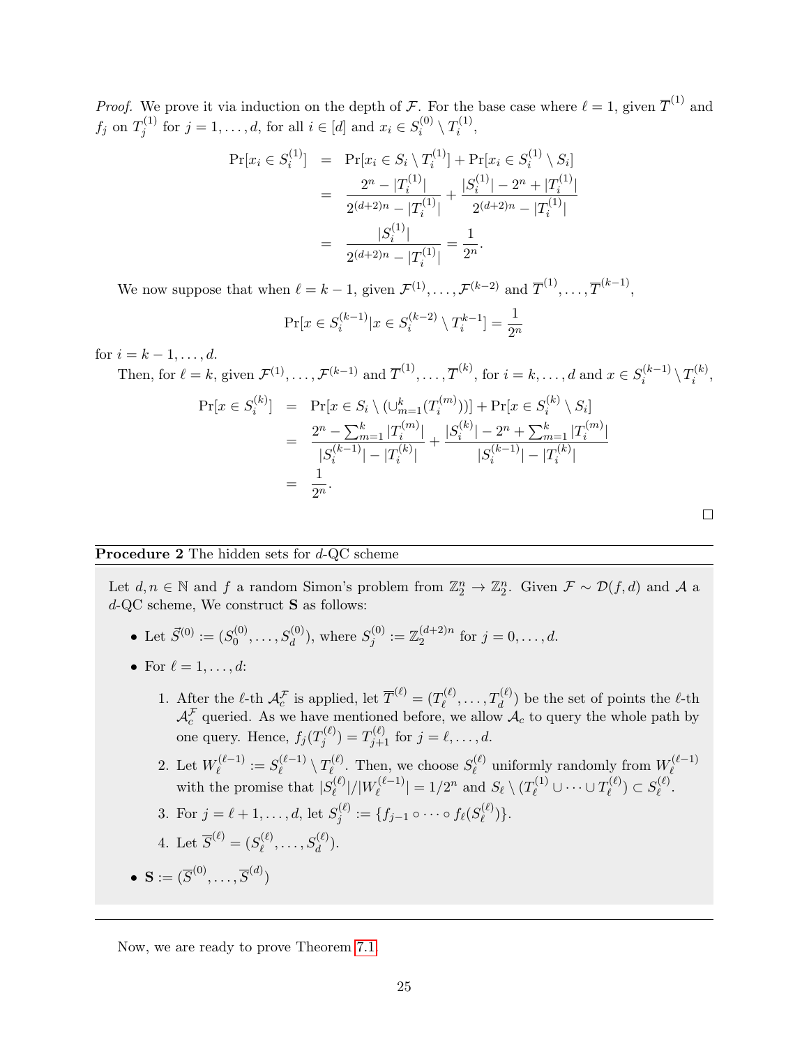*Proof.* We prove it via induction on the depth of $\mathcal{F}$. For the base case where $\ell = 1$, given $\overline{T}^{(1)}$ and $f_j$ on $T_j^{(1)}$ for $j = 1, \ldots, d$, for all $i \in [d]$ and $x_i \in S_i^{(0)} \setminus T_i^{(1)}$,

$$
\begin{aligned}
\Pr[x_i \in S_i^{(1)}] &= \Pr[x_i \in S_i \setminus T_i^{(1)}] + \Pr[x_i \in S_i^{(1)} \setminus S_i] \\
&= \frac{2^n - |T_i^{(1)}|}{2^{(d+2)n} - |T_i^{(1)}|} + \frac{|S_i^{(1)}| - 2^n + |T_i^{(1)}|}{2^{(d+2)n} - |T_i^{(1)}|} \\
&= \frac{|S_i^{(1)}|}{2^{(d+2)n} - |T_i^{(1)}|} = \frac{1}{2^n}.
\end{aligned}
$$

We now suppose that when $\ell = k-1$, given $\mathcal{F}^{(1)}, \ldots, \mathcal{F}^{(k-2)}$ and $\overline{T}^{(1)}, \ldots, \overline{T}^{(k-1)}$,

$$
\Pr[x \in S_i^{(k-1)} | x \in S_i^{(k-2)} \setminus T_i^{k-1}] = \frac{1}{2^n}
$$

for $i = k-1, \ldots, d$.

Then, for $\ell = k$, given $\mathcal{F}^{(1)}, \ldots, \mathcal{F}^{(k-1)}$ and $\overline{T}^{(1)}, \ldots, \overline{T}^{(k)}$, for $i = k, \ldots, d$ and $x \in S_i^{(k-1)} \setminus T_i^{(k)}$,

$$
\begin{aligned}
\Pr[x \in S_i^{(k)}] &= \Pr[x \in S_i \setminus (\cup_{m=1}^{k} (T_i^{(m)}))] + \Pr[x \in S_i^{(k)} \setminus S_i] \\
&= \frac{2^n - \sum_{m=1}^{k} |T_i^{(m)}|}{|S_i^{(k-1)}| - |T_i^{(k)}|} + \frac{|S_i^{(k)}| - 2^n + \sum_{m=1}^{k} |T_i^{(m)}|}{|S_i^{(k-1)}| - |T_i^{(k)}|} \\
&= \frac{1}{2^n}.
\end{aligned}
$$

□

---

**Procedure 2** The hidden sets for $d$-QC scheme

---

Let $d, n \in \mathbb{N}$ and $f$ a random Simon's problem from $\mathbb{Z}_2^n \to \mathbb{Z}_2^n$. Given $\mathcal{F} \sim \mathcal{D}(f, d)$ and $\mathcal{A}$ a $d$-QC scheme, We construct $\mathbf{S}$ as follows:

- Let $\vec{S}^{(0)} := (S_0^{(0)}, \ldots, S_d^{(0)})$, where $S_j^{(0)} := \mathbb{Z}_2^{(d+2)n}$ for $j = 0, \ldots, d$.
- For $\ell = 1, \ldots, d$:
  1. After the $\ell$-th $\mathcal{A}_c^{\mathcal{F}}$ is applied, let $\overline{T}^{(\ell)} = (T_\ell^{(\ell)}, \ldots, T_d^{(\ell)})$ be the set of points the $\ell$-th $\mathcal{A}_c^{\mathcal{F}}$ queried. As we have mentioned before, we allow $\mathcal{A}_c$ to query the whole path by one query. Hence, $f_j(T_j^{(\ell)}) = T_{j+1}^{(\ell)}$ for $j = \ell, \ldots, d$.
  2. Let $W_\ell^{(\ell-1)} := S_\ell^{(\ell-1)} \setminus T_\ell^{(\ell)}$. Then, we choose $S_\ell^{(\ell)}$ uniformly randomly from $W_\ell^{(\ell-1)}$ with the promise that $|S_\ell^{(\ell)}|/|W_\ell^{(\ell-1)}| = 1/2^n$ and $S_\ell \setminus (T_\ell^{(1)} \cup \cdots \cup T_\ell^{(\ell)}) \subset S_\ell^{(\ell)}$.
  3. For $j = \ell + 1, \ldots, d$, let $S_j^{(\ell)} := \{f_{j-1} \circ \cdots \circ f_\ell(S_\ell^{(\ell)})\}$.
  4. Let $\overline{S}^{(\ell)} = (S_\ell^{(\ell)}, \ldots, S_d^{(\ell)})$.
- $\mathbf{S} := (\overline{S}^{(0)}, \ldots, \overline{S}^{(d)})$

---

Now, we are ready to prove Theorem 7.1.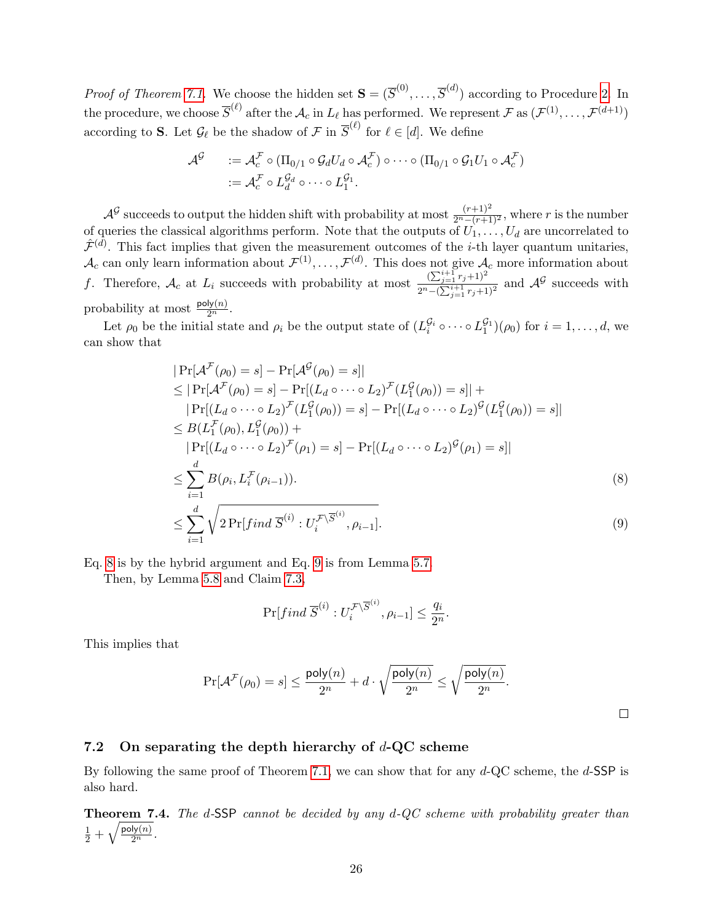*Proof of Theorem 7.1.* We choose the hidden set $\mathbf{S} = (\overline{S}^{(0)}, \ldots, \overline{S}^{(d)})$ according to Procedure 2. In the procedure, we choose $\overline{S}^{(\ell)}$ after the $\mathcal{A}_c$ in $L_\ell$ has performed. We represent $\mathcal{F}$ as $(\mathcal{F}^{(1)}, \ldots, \mathcal{F}^{(d+1)})$ according to $\mathbf{S}$. Let $\mathcal{G}_\ell$ be the shadow of $\mathcal{F}$ in $\overline{S}^{(\ell)}$ for $\ell \in [d]$. We define

$$
\begin{aligned}
\mathcal{A}^{\mathcal{G}} \quad &:= \mathcal{A}_c^{\mathcal{F}} \circ (\Pi_{0/1} \circ \mathcal{G}_d U_d \circ \mathcal{A}_c^{\mathcal{F}}) \circ \cdots \circ (\Pi_{0/1} \circ \mathcal{G}_1 U_1 \circ \mathcal{A}_c^{\mathcal{F}}) \\
&:= \mathcal{A}_c^{\mathcal{F}} \circ L_d^{\mathcal{G}_d} \circ \cdots \circ L_1^{\mathcal{G}_1}.
\end{aligned}
$$

$\mathcal{A}^{\mathcal{G}}$ succeeds to output the hidden shift with probability at most $\frac{(r+1)^2}{2^n-(r+1)^2}$, where $r$ is the number of queries the classical algorithms perform. Note that the outputs of $U_1, \ldots, U_d$ are uncorrelated to $\hat{\mathcal{F}}^{(d)}$. This fact implies that given the measurement outcomes of the $i$-th layer quantum unitaries, $\mathcal{A}_c$ can only learn information about $\mathcal{F}^{(1)}, \ldots, \mathcal{F}^{(d)}$. This does not give $\mathcal{A}_c$ more information about $f$. Therefore, $\mathcal{A}_c$ at $L_i$ succeeds with probability at most $\frac{(\sum_{j=1}^{i+1} r_j+1)^2}{2^n-(\sum_{j=1}^{i+1} r_j+1)^2}$ and $\mathcal{A}^{\mathcal{G}}$ succeeds with probability at most $\frac{\mathsf{poly}(n)}{2^n}$.

Let $\rho_0$ be the initial state and $\rho_i$ be the output state of $(L_i^{\mathcal{G}_i} \circ \cdots \circ L_1^{\mathcal{G}_1})(\rho_0)$ for $i = 1, \ldots, d$, we can show that

$$
\begin{aligned}
&|\Pr[\mathcal{A}^{\mathcal{F}}(\rho_0) = s] - \Pr[\mathcal{A}^{\mathcal{G}}(\rho_0) = s]| \\
&\leq |\Pr[\mathcal{A}^{\mathcal{F}}(\rho_0) = s] - \Pr[(L_d \circ \cdots \circ L_2)^{\mathcal{F}}(L_1^{\mathcal{G}}(\rho_0)) = s]| + \\
&\quad |\Pr[(L_d \circ \cdots \circ L_2)^{\mathcal{F}}(L_1^{\mathcal{G}}(\rho_0)) = s] - \Pr[(L_d \circ \cdots \circ L_2)^{\mathcal{G}}(L_1^{\mathcal{G}}(\rho_0)) = s]| \\
&\leq B(L_1^{\mathcal{F}}(\rho_0), L_1^{\mathcal{G}}(\rho_0)) + \\
&\quad |\Pr[(L_d \circ \cdots \circ L_2)^{\mathcal{F}}(\rho_1) = s] - \Pr[(L_d \circ \cdots \circ L_2)^{\mathcal{G}}(\rho_1) = s]| \\
&\leq \sum_{i=1}^{d} B(\rho_i, L_i^{\mathcal{F}}(\rho_{i-1})). && (8) \\
&\leq \sum_{i=1}^{d} \sqrt{2\Pr[\mathit{find}\ \overline{S}^{(i)} : U_i^{\mathcal{F}\setminus \overline{S}^{(i)}}, \rho_{i-1}]}. && (9)
\end{aligned}
$$

Eq. 8 is by the hybrid argument and Eq. 9 is from Lemma 5.7.

Then, by Lemma 5.8 and Claim 7.3,

$$
\Pr[\mathit{find}\ \overline{S}^{(i)} : U_i^{\mathcal{F}\setminus \overline{S}^{(i)}}, \rho_{i-1}] \leq \frac{q_i}{2^n}.
$$

This implies that

$$
\Pr[\mathcal{A}^{\mathcal{F}}(\rho_0) = s] \leq \frac{\mathsf{poly}(n)}{2^n} + d \cdot \sqrt{\frac{\mathsf{poly}(n)}{2^n}} \leq \sqrt{\frac{\mathsf{poly}(n)}{2^n}}.
$$

□

### 7.2 On separating the depth hierarchy of $d$-QC scheme

By following the same proof of Theorem 7.1, we can show that for any $d$-QC scheme, the $d$-$\mathsf{SSP}$ is also hard.

**Theorem 7.4.** *The $d$-$\mathsf{SSP}$ cannot be decided by any $d$-QC scheme with probability greater than $\frac{1}{2} + \sqrt{\frac{\mathsf{poly}(n)}{2^n}}$.*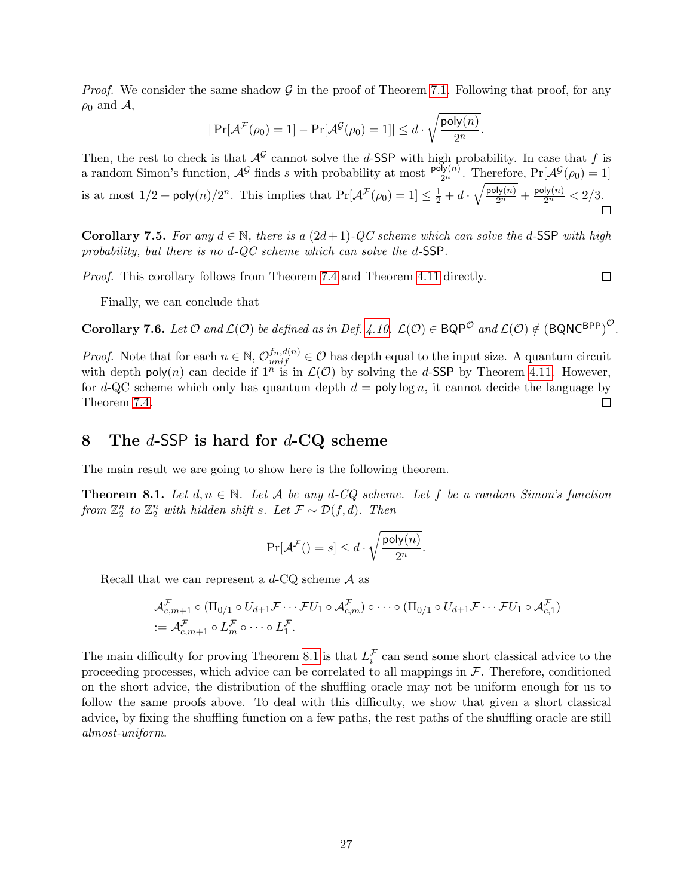*Proof.* We consider the same shadow $\mathcal{G}$ in the proof of Theorem 7.1. Following that proof, for any $\rho_0$ and $\mathcal{A}$,

$$|\Pr[\mathcal{A}^{\mathcal{F}}(\rho_0) = 1] - \Pr[\mathcal{A}^{\mathcal{G}}(\rho_0) = 1]| \leq d \cdot \sqrt{\frac{\mathsf{poly}(n)}{2^n}}.$$

Then, the rest to check is that $\mathcal{A}^{\mathcal{G}}$ cannot solve the $d$-$\mathsf{SSP}$ with high probability. In case that $f$ is a random Simon's function, $\mathcal{A}^{\mathcal{G}}$ finds $s$ with probability at most $\frac{\mathsf{poly}(n)}{2^n}$. Therefore, $\Pr[\mathcal{A}^{\mathcal{G}}(\rho_0) = 1]$ is at most $1/2 + \mathsf{poly}(n)/2^n$. This implies that $\Pr[\mathcal{A}^{\mathcal{F}}(\rho_0) = 1] \leq \frac{1}{2} + d \cdot \sqrt{\frac{\mathsf{poly}(n)}{2^n}} + \frac{\mathsf{poly}(n)}{2^n} < 2/3$. $\square$

**Corollary 7.5.** *For any $d \in \mathbb{N}$, there is a $(2d+1)$-QC scheme which can solve the $d$-$\mathsf{SSP}$ with high probability, but there is no $d$-QC scheme which can solve the $d$-$\mathsf{SSP}$.*

*Proof.* This corollary follows from Theorem 7.4 and Theorem 4.11 directly. $\square$

Finally, we can conclude that

**Corollary 7.6.** *Let $\mathcal{O}$ and $\mathcal{L}(\mathcal{O})$ be defined as in Def. 4.10. $\mathcal{L}(\mathcal{O}) \in \mathsf{BQP}^{\mathcal{O}}$ and $\mathcal{L}(\mathcal{O}) \notin (\mathsf{BQNC}^{\mathsf{BPP}})^{\mathcal{O}}$.*

*Proof.* Note that for each $n \in \mathbb{N}$, $\mathcal{O}_{unif}^{f_n, d(n)} \in \mathcal{O}$ has depth equal to the input size. A quantum circuit with depth $\mathsf{poly}(n)$ can decide if $1^n$ is in $\mathcal{L}(\mathcal{O})$ by solving the $d$-$\mathsf{SSP}$ by Theorem 4.11. However, for $d$-QC scheme which only has quantum depth $d = \mathsf{poly}\log n$, it cannot decide the language by Theorem 7.4. $\square$

## 8 The $d$-$\mathsf{SSP}$ is hard for $d$-CQ scheme

The main result we are going to show here is the following theorem.

**Theorem 8.1.** *Let $d, n \in \mathbb{N}$. Let $\mathcal{A}$ be any $d$-CQ scheme. Let $f$ be a random Simon's function from $\mathbb{Z}_2^n$ to $\mathbb{Z}_2^n$ with hidden shift $s$. Let $\mathcal{F} \sim \mathcal{D}(f, d)$. Then*

$$\Pr[\mathcal{A}^{\mathcal{F}}() = s] \leq d \cdot \sqrt{\frac{\mathsf{poly}(n)}{2^n}}.$$

Recall that we can represent a $d$-CQ scheme $\mathcal{A}$ as

$$\begin{aligned}
&\mathcal{A}_{c,m+1}^{\mathcal{F}} \circ (\Pi_{0/1} \circ U_{d+1}\mathcal{F} \cdots \mathcal{F}U_1 \circ \mathcal{A}_{c,m}^{\mathcal{F}}) \circ \cdots \circ (\Pi_{0/1} \circ U_{d+1}\mathcal{F} \cdots \mathcal{F}U_1 \circ \mathcal{A}_{c,1}^{\mathcal{F}}) \\
&:= \mathcal{A}_{c,m+1}^{\mathcal{F}} \circ L_m^{\mathcal{F}} \circ \cdots \circ L_1^{\mathcal{F}}.
\end{aligned}$$

The main difficulty for proving Theorem 8.1 is that $L_i^{\mathcal{F}}$ can send some short classical advice to the proceeding processes, which advice can be correlated to all mappings in $\mathcal{F}$. Therefore, conditioned on the short advice, the distribution of the shuffling oracle may not be uniform enough for us to follow the same proofs above. To deal with this difficulty, we show that given a short classical advice, by fixing the shuffling function on a few paths, the rest paths of the shuffling oracle are still *almost-uniform*.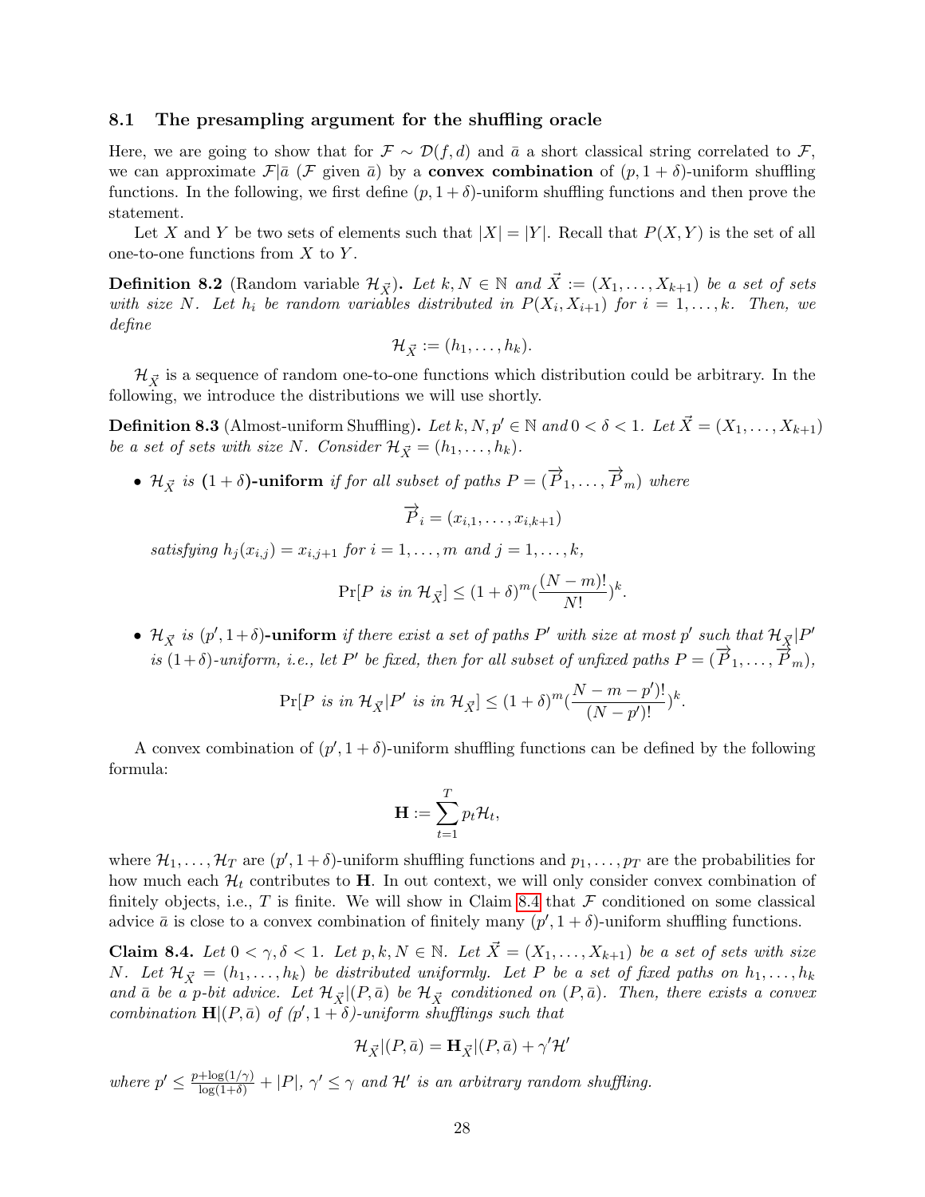### 8.1 The presampling argument for the shuffling oracle

Here, we are going to show that for $\mathcal{F} \sim \mathcal{D}(f, d)$ and $\bar{a}$ a short classical string correlated to $\mathcal{F}$, we can approximate $\mathcal{F}|\bar{a}$ ($\mathcal{F}$ given $\bar{a}$) by a **convex combination** of $(p, 1+\delta)$-uniform shuffling functions. In the following, we first define $(p, 1+\delta)$-uniform shuffling functions and then prove the statement.

Let $X$ and $Y$ be two sets of elements such that $|X| = |Y|$. Recall that $P(X, Y)$ is the set of all one-to-one functions from $X$ to $Y$.

**Definition 8.2** (Random variable $\mathcal{H}_{\vec{X}}$)**.** *Let $k, N \in \mathbb{N}$ and $\vec{X} := (X_1, \ldots, X_{k+1})$ be a set of sets with size $N$. Let $h_i$ be random variables distributed in $P(X_i, X_{i+1})$ for $i = 1, \ldots, k$. Then, we define*

$$\mathcal{H}_{\vec{X}} := (h_1, \ldots, h_k).$$

$\mathcal{H}_{\vec{X}}$ is a sequence of random one-to-one functions which distribution could be arbitrary. In the following, we introduce the distributions we will use shortly.

**Definition 8.3** (Almost-uniform Shuffling)**.** *Let $k, N, p' \in \mathbb{N}$ and $0 < \delta < 1$. Let $\vec{X} = (X_1, \ldots, X_{k+1})$ be a set of sets with size $N$. Consider $\mathcal{H}_{\vec{X}} = (h_1, \ldots, h_k)$.*

- *$\mathcal{H}_{\vec{X}}$ is* **$(1+\delta)$-uniform** *if for all subset of paths $P = (\overrightarrow{P}_1, \ldots, \overrightarrow{P}_m)$ where*

  $$\overrightarrow{P}_i = (x_{i,1}, \ldots, x_{i,k+1})$$

  *satisfying $h_j(x_{i,j}) = x_{i,j+1}$ for $i = 1, \ldots, m$ and $j = 1, \ldots, k$,*

  $$\Pr[P \text{ is in } \mathcal{H}_{\vec{X}}] \leq (1+\delta)^m \left(\frac{(N-m)!}{N!}\right)^k.$$

- *$\mathcal{H}_{\vec{X}}$ is* **$(p', 1+\delta)$-uniform** *if there exist a set of paths $P'$ with size at most $p'$ such that $\mathcal{H}_{\vec{X}}|P'$ is $(1+\delta)$-uniform, i.e., let $P'$ be fixed, then for all subset of unfixed paths $P = (\overrightarrow{P}_1, \ldots, \overrightarrow{P}_m)$,*

  $$\Pr[P \text{ is in } \mathcal{H}_{\vec{X}} | P' \text{ is in } \mathcal{H}_{\vec{X}}] \leq (1+\delta)^m \left(\frac{(N-m-p')!}{(N-p')!}\right)^k.$$

A convex combination of $(p', 1+\delta)$-uniform shuffling functions can be defined by the following formula:

$$\mathbf{H} := \sum_{t=1}^{T} p_t \mathcal{H}_t,$$

where $\mathcal{H}_1, \ldots, \mathcal{H}_T$ are $(p', 1+\delta)$-uniform shuffling functions and $p_1, \ldots, p_T$ are the probabilities for how much each $\mathcal{H}_t$ contributes to $\mathbf{H}$. In out context, we will only consider convex combination of finitely objects, i.e., $T$ is finite. We will show in Claim 8.4 that $\mathcal{F}$ conditioned on some classical advice $\bar{a}$ is close to a convex combination of finitely many $(p', 1+\delta)$-uniform shuffling functions.

**Claim 8.4.** *Let $0 < \gamma, \delta < 1$. Let $p, k, N \in \mathbb{N}$. Let $\vec{X} = (X_1, \ldots, X_{k+1})$ be a set of sets with size $N$. Let $\mathcal{H}_{\vec{X}} = (h_1, \ldots, h_k)$ be distributed uniformly. Let $P$ be a set of fixed paths on $h_1, \ldots, h_k$ and $\bar{a}$ be a $p$-bit advice. Let $\mathcal{H}_{\vec{X}}|(P, \bar{a})$ be $\mathcal{H}_{\vec{X}}$ conditioned on $(P, \bar{a})$. Then, there exists a convex combination $\mathbf{H}|(P, \bar{a})$ of $(p', 1+\delta)$-uniform shufflings such that*

$$\mathcal{H}_{\vec{X}}|(P, \bar{a}) = \mathbf{H}_{\vec{X}}|(P, \bar{a}) + \gamma' \mathcal{H}'$$

*where $p' \leq \frac{p + \log(1/\gamma)}{\log(1+\delta)} + |P|$, $\gamma' \leq \gamma$ and $\mathcal{H}'$ is an arbitrary random shuffling.*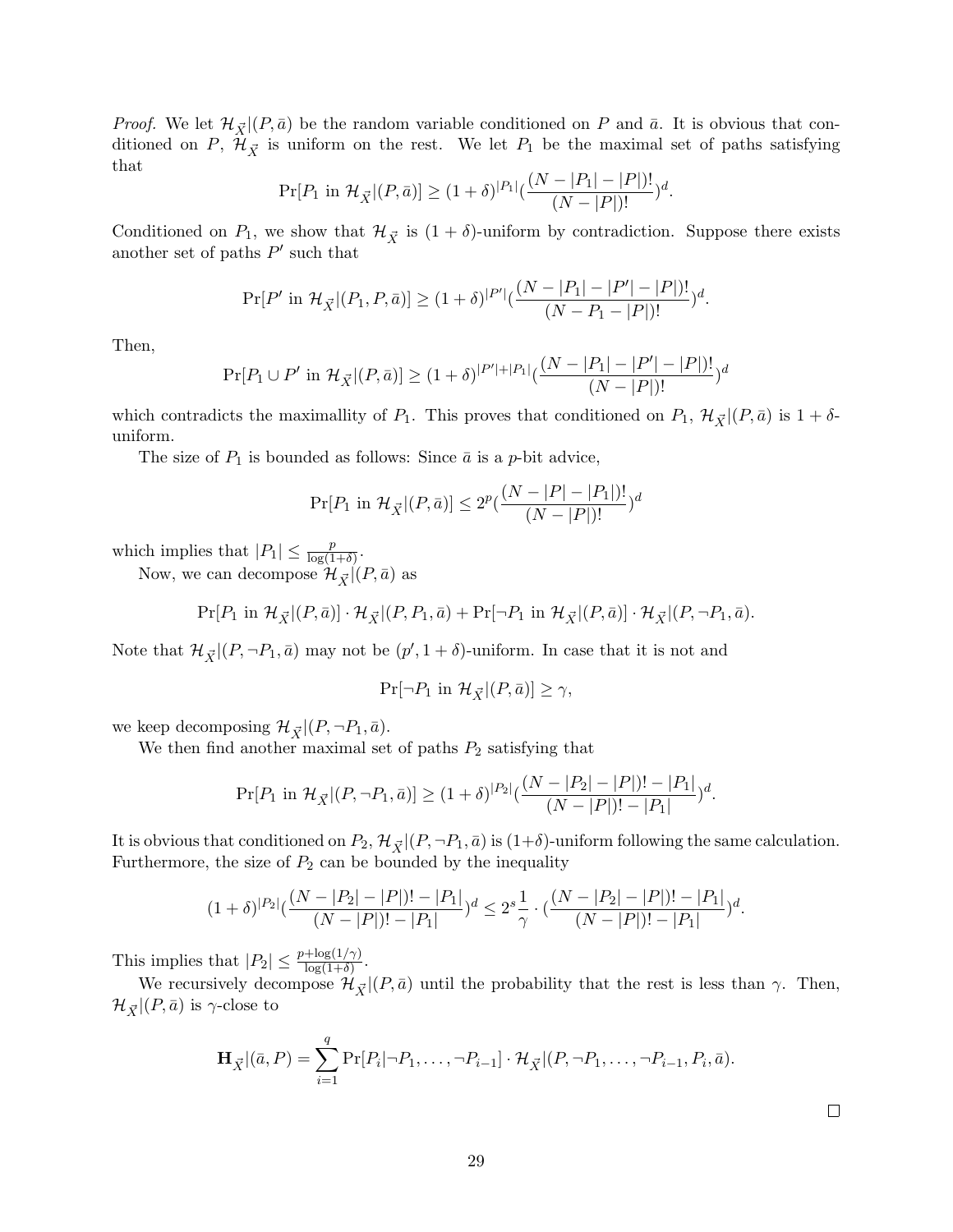*Proof.* We let $\mathcal{H}_{\vec{X}}|(P,\bar{a})$ be the random variable conditioned on $P$ and $\bar{a}$. It is obvious that conditioned on $P$, $\mathcal{H}_{\vec{X}}$ is uniform on the rest. We let $P_1$ be the maximal set of paths satisfying that

$$\Pr[P_1 \text{ in } \mathcal{H}_{\vec{X}}|(P,\bar{a})] \geq (1+\delta)^{|P_1|}(\frac{(N-|P_1|-|P|)!}{(N-|P|)!})^d.$$

Conditioned on $P_1$, we show that $\mathcal{H}_{\vec{X}}$ is $(1+\delta)$-uniform by contradiction. Suppose there exists another set of paths $P'$ such that

$$\Pr[P' \text{ in } \mathcal{H}_{\vec{X}}|(P_1,P,\bar{a})] \geq (1+\delta)^{|P'|}(\frac{(N-|P_1|-|P'|-|P|)!}{(N-P_1-|P|)!})^d.$$

Then,

$$\Pr[P_1 \cup P' \text{ in } \mathcal{H}_{\vec{X}}|(P,\bar{a})] \geq (1+\delta)^{|P'|+|P_1|}(\frac{(N-|P_1|-|P'|-|P|)!}{(N-|P|)!})^d$$

which contradicts the maximallity of $P_1$. This proves that conditioned on $P_1$, $\mathcal{H}_{\vec{X}}|(P,\bar{a})$ is $1+\delta$-uniform.

The size of $P_1$ is bounded as follows: Since $\bar{a}$ is a $p$-bit advice,

$$\Pr[P_1 \text{ in } \mathcal{H}_{\vec{X}}|(P,\bar{a})] \leq 2^p(\frac{(N-|P|-|P_1|)!}{(N-|P|)!})^d$$

which implies that $|P_1| \leq \frac{p}{\log(1+\delta)}$.

Now, we can decompose $\mathcal{H}_{\vec{X}}|(P,\bar{a})$ as

$$\Pr[P_1 \text{ in } \mathcal{H}_{\vec{X}}|(P,\bar{a})] \cdot \mathcal{H}_{\vec{X}}|(P,P_1,\bar{a}) + \Pr[\neg P_1 \text{ in } \mathcal{H}_{\vec{X}}|(P,\bar{a})] \cdot \mathcal{H}_{\vec{X}}|(P,\neg P_1,\bar{a}).$$

Note that $\mathcal{H}_{\vec{X}}|(P,\neg P_1,\bar{a})$ may not be $(p',1+\delta)$-uniform. In case that it is not and

$$\Pr[\neg P_1 \text{ in } \mathcal{H}_{\vec{X}}|(P,\bar{a})] \geq \gamma,$$

we keep decomposing $\mathcal{H}_{\vec{X}}|(P,\neg P_1,\bar{a})$.

We then find another maximal set of paths $P_2$ satisfying that

$$\Pr[P_1 \text{ in } \mathcal{H}_{\vec{X}}|(P,\neg P_1,\bar{a})] \geq (1+\delta)^{|P_2|}(\frac{(N-|P_2|-|P|)!-|P_1|}{(N-|P|)!-|P_1|})^d.$$

It is obvious that conditioned on $P_2$, $\mathcal{H}_{\vec{X}}|(P,\neg P_1,\bar{a})$ is $(1+\delta)$-uniform following the same calculation. Furthermore, the size of $P_2$ can be bounded by the inequality

$$(1+\delta)^{|P_2|}(\frac{(N-|P_2|-|P|)!-|P_1|}{(N-|P|)!-|P_1|})^d \leq 2^s\frac{1}{\gamma}\cdot(\frac{(N-|P_2|-|P|)!-|P_1|}{(N-|P|)!-|P_1|})^d.$$

This implies that $|P_2| \leq \frac{p+\log(1/\gamma)}{\log(1+\delta)}$.

We recursively decompose $\mathcal{H}_{\vec{X}}|(P,\bar{a})$ until the probability that the rest is less than $\gamma$. Then, $\mathcal{H}_{\vec{X}}|(P,\bar{a})$ is $\gamma$-close to

$$\mathbf{H}_{\vec{X}}|(\bar{a},P) = \sum_{i=1}^{q} \Pr[P_i|\neg P_1,\ldots,\neg P_{i-1}] \cdot \mathcal{H}_{\vec{X}}|(P,\neg P_1,\ldots,\neg P_{i-1},P_i,\bar{a}).$$

$\square$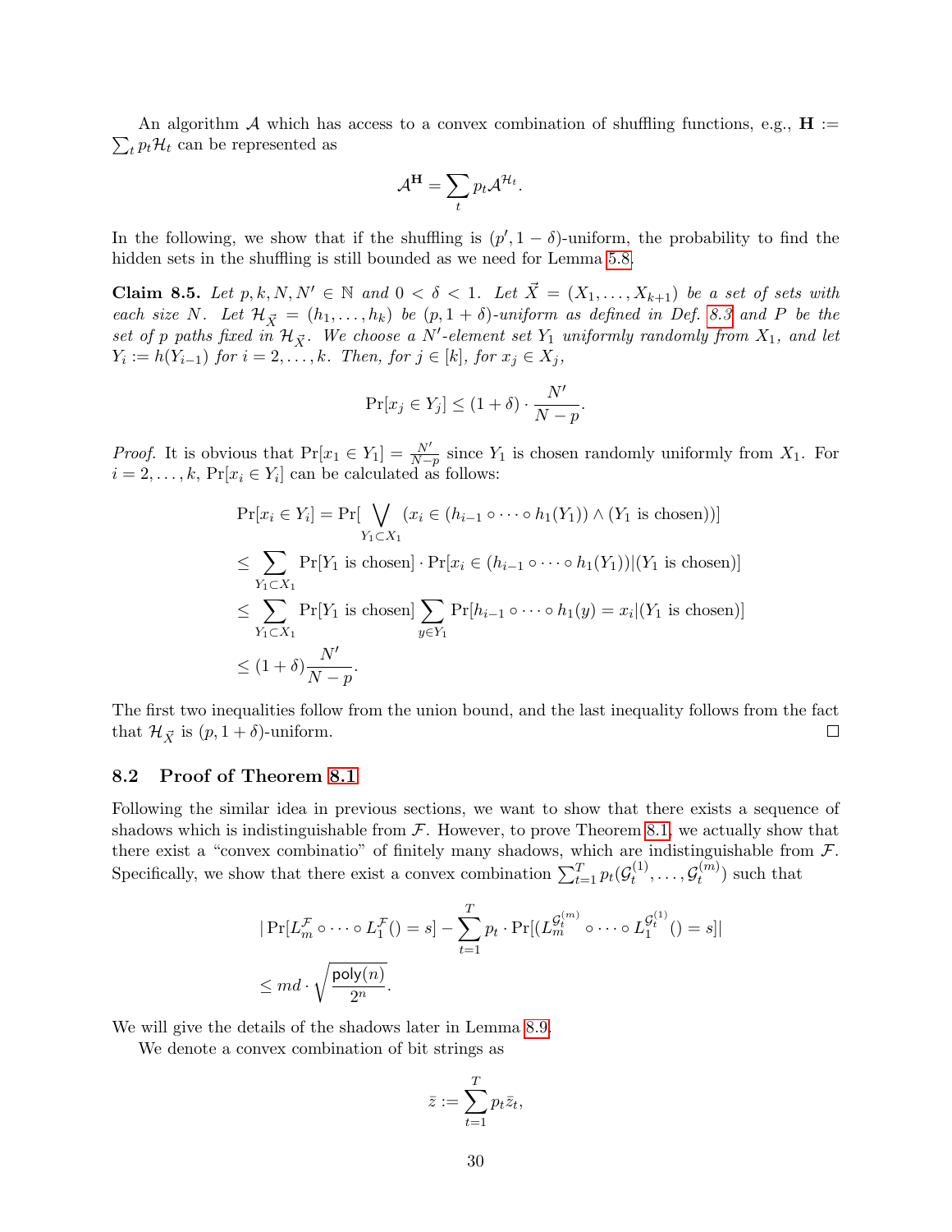An algorithm $\mathcal{A}$ which has access to a convex combination of shuffling functions, e.g., $\mathbf{H} := \sum_t p_t \mathcal{H}_t$ can be represented as

$$\mathcal{A}^{\mathbf{H}} = \sum_t p_t \mathcal{A}^{\mathcal{H}_t}.$$

In the following, we show that if the shuffling is $(p', 1-\delta)$-uniform, the probability to find the hidden sets in the shuffling is still bounded as we need for Lemma 5.8.

**Claim 8.5.** *Let $p, k, N, N' \in \mathbb{N}$ and $0 < \delta < 1$. Let $\vec{X} = (X_1, \ldots, X_{k+1})$ be a set of sets with each size $N$. Let $\mathcal{H}_{\vec{X}} = (h_1, \ldots, h_k)$ be $(p, 1+\delta)$-uniform as defined in Def. 8.3 and $P$ be the set of $p$ paths fixed in $\mathcal{H}_{\vec{X}}$. We choose a $N'$-element set $Y_1$ uniformly randomly from $X_1$, and let $Y_i := h(Y_{i-1})$ for $i = 2, \ldots, k$. Then, for $j \in [k]$, for $x_j \in X_j$,*

$$\Pr[x_j \in Y_j] \leq (1+\delta) \cdot \frac{N'}{N-p}.$$

*Proof.* It is obvious that $\Pr[x_1 \in Y_1] = \frac{N'}{N-p}$ since $Y_1$ is chosen randomly uniformly from $X_1$. For $i = 2, \ldots, k$, $\Pr[x_i \in Y_i]$ can be calculated as follows:

$$\begin{aligned}
&\Pr[x_i \in Y_i] = \Pr[\bigvee_{Y_1 \subset X_1} (x_i \in (h_{i-1} \circ \cdots \circ h_1(Y_1)) \wedge (Y_1 \text{ is chosen}))] \\
&\leq \sum_{Y_1 \subset X_1} \Pr[Y_1 \text{ is chosen}] \cdot \Pr[x_i \in (h_{i-1} \circ \cdots \circ h_1(Y_1)) | (Y_1 \text{ is chosen})] \\
&\leq \sum_{Y_1 \subset X_1} \Pr[Y_1 \text{ is chosen}] \sum_{y \in Y_1} \Pr[h_{i-1} \circ \cdots \circ h_1(y) = x_i | (Y_1 \text{ is chosen})] \\
&\leq (1+\delta) \frac{N'}{N-p}.
\end{aligned}$$

The first two inequalities follow from the union bound, and the last inequality follows from the fact that $\mathcal{H}_{\vec{X}}$ is $(p, 1+\delta)$-uniform. $\square$

## 8.2 Proof of Theorem 8.1

Following the similar idea in previous sections, we want to show that there exists a sequence of shadows which is indistinguishable from $\mathcal{F}$. However, to prove Theorem 8.1, we actually show that there exist a "convex combinatio" of finitely many shadows, which are indistinguishable from $\mathcal{F}$. Specifically, we show that there exist a convex combination $\sum_{t=1}^{T} p_t (\mathcal{G}_t^{(1)}, \ldots, \mathcal{G}_t^{(m)})$ such that

$$\begin{aligned}
&|\Pr[L_m^{\mathcal{F}} \circ \cdots \circ L_1^{\mathcal{F}}() = s] - \sum_{t=1}^{T} p_t \cdot \Pr[(L_m^{\mathcal{G}_t^{(m)}} \circ \cdots \circ L_1^{\mathcal{G}_t^{(1)}}() = s]| \\
&\leq md \cdot \sqrt{\frac{\mathsf{poly}(n)}{2^n}}.
\end{aligned}$$

We will give the details of the shadows later in Lemma 8.9.

We denote a convex combination of bit strings as

$$\bar{z} := \sum_{t=1}^{T} p_t \bar{z}_t,$$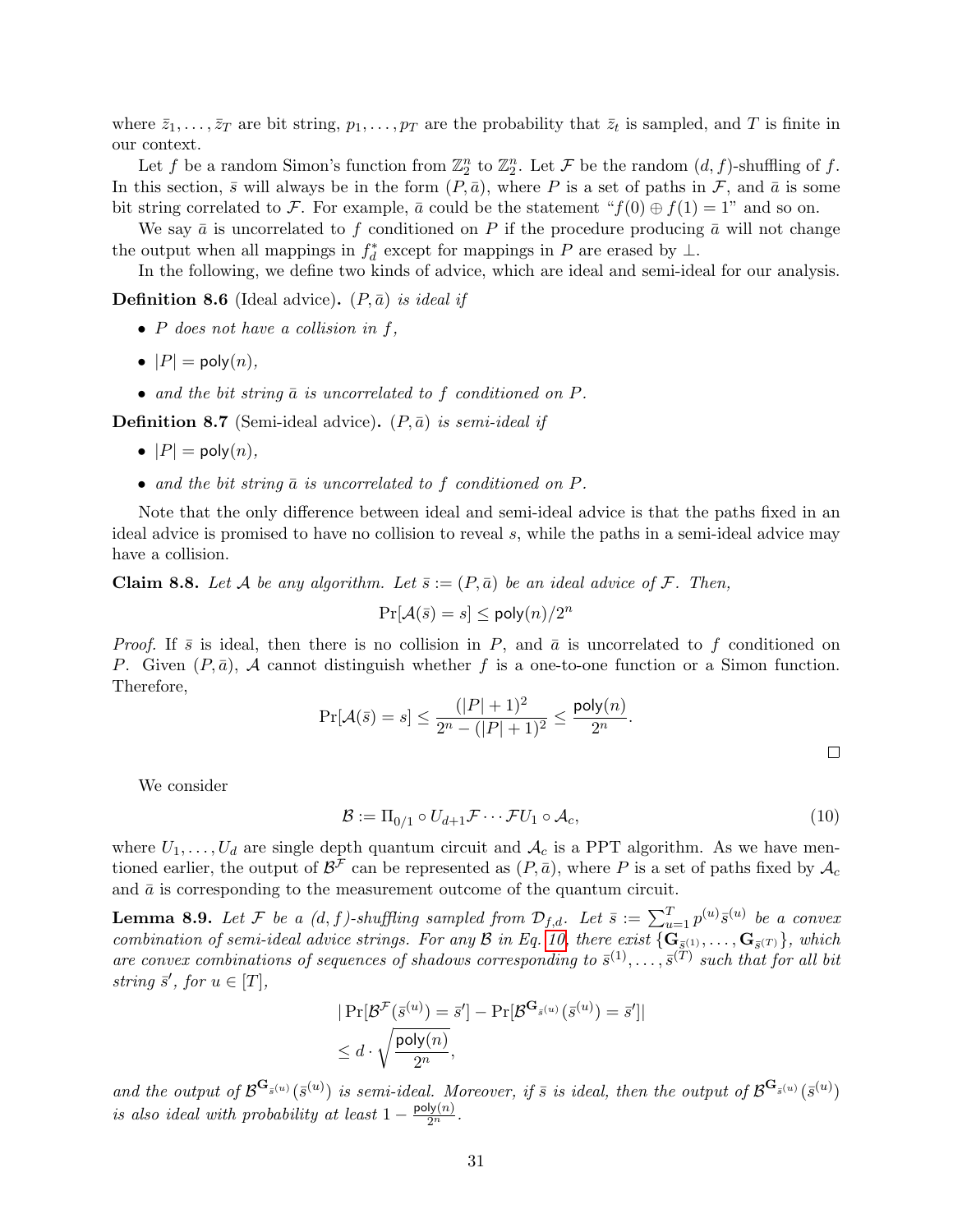where $\bar{z}_1, \ldots, \bar{z}_T$ are bit string, $p_1, \ldots, p_T$ are the probability that $\bar{z}_t$ is sampled, and $T$ is finite in our context.

Let $f$ be a random Simon's function from $\mathbb{Z}_2^n$ to $\mathbb{Z}_2^n$. Let $\mathcal{F}$ be the random $(d, f)$-shuffling of $f$. In this section, $\bar{s}$ will always be in the form $(P, \bar{a})$, where $P$ is a set of paths in $\mathcal{F}$, and $\bar{a}$ is some bit string correlated to $\mathcal{F}$. For example, $\bar{a}$ could be the statement "$f(0) \oplus f(1) = 1$" and so on.

We say $\bar{a}$ is uncorrelated to $f$ conditioned on $P$ if the procedure producing $\bar{a}$ will not change the output when all mappings in $f_d^*$ except for mappings in $P$ are erased by $\perp$.

In the following, we define two kinds of advice, which are ideal and semi-ideal for our analysis.

**Definition 8.6** (Ideal advice)**.** *$(P, \bar{a})$ is ideal if*

- *$P$ does not have a collision in $f$,*
- *$|P| = \mathsf{poly}(n)$,*
- *and the bit string $\bar{a}$ is uncorrelated to $f$ conditioned on $P$.*

**Definition 8.7** (Semi-ideal advice)**.** *$(P, \bar{a})$ is semi-ideal if*

- *$|P| = \mathsf{poly}(n)$,*
- *and the bit string $\bar{a}$ is uncorrelated to $f$ conditioned on $P$.*

Note that the only difference between ideal and semi-ideal advice is that the paths fixed in an ideal advice is promised to have no collision to reveal $s$, while the paths in a semi-ideal advice may have a collision.

**Claim 8.8.** *Let $\mathcal{A}$ be any algorithm. Let $\bar{s} := (P, \bar{a})$ be an ideal advice of $\mathcal{F}$. Then,*

$$\Pr[\mathcal{A}(\bar{s}) = s] \leq \mathsf{poly}(n)/2^n$$

*Proof.* If $\bar{s}$ is ideal, then there is no collision in $P$, and $\bar{a}$ is uncorrelated to $f$ conditioned on $P$. Given $(P, \bar{a})$, $\mathcal{A}$ cannot distinguish whether $f$ is a one-to-one function or a Simon function. Therefore,

$$\Pr[\mathcal{A}(\bar{s}) = s] \leq \frac{(|P|+1)^2}{2^n - (|P|+1)^2} \leq \frac{\mathsf{poly}(n)}{2^n}.$$

$\square$

We consider

$$\mathcal{B} := \Pi_{0/1} \circ U_{d+1}\mathcal{F} \cdots \mathcal{F} U_1 \circ \mathcal{A}_c, \tag{10}$$

where $U_1, \ldots, U_d$ are single depth quantum circuit and $\mathcal{A}_c$ is a PPT algorithm. As we have mentioned earlier, the output of $\mathcal{B}^{\mathcal{F}}$ can be represented as $(P, \bar{a})$, where $P$ is a set of paths fixed by $\mathcal{A}_c$ and $\bar{a}$ is corresponding to the measurement outcome of the quantum circuit.

**Lemma 8.9.** *Let $\mathcal{F}$ be a $(d, f)$-shuffling sampled from $\mathcal{D}_{f,d}$. Let $\bar{s} := \sum_{u=1}^{T} p^{(u)} \bar{s}^{(u)}$ be a convex combination of semi-ideal advice strings. For any $\mathcal{B}$ in Eq. 10, there exist $\{\mathbf{G}_{\bar{s}^{(1)}}, \ldots, \mathbf{G}_{\bar{s}^{(T)}}\}$, which are convex combinations of sequences of shadows corresponding to $\bar{s}^{(1)}, \ldots, \bar{s}^{(T)}$ such that for all bit string $\bar{s}'$, for $u \in [T]$,*

$$\begin{aligned}
&|\Pr[\mathcal{B}^{\mathcal{F}}(\bar{s}^{(u)}) = \bar{s}'] - \Pr[\mathcal{B}^{\mathbf{G}_{\bar{s}^{(u)}}}(\bar{s}^{(u)}) = \bar{s}']| \\
&\leq d \cdot \sqrt{\frac{\mathsf{poly}(n)}{2^n}},
\end{aligned}$$

*and the output of $\mathcal{B}^{\mathbf{G}_{\bar{s}^{(u)}}}(\bar{s}^{(u)})$ is semi-ideal. Moreover, if $\bar{s}$ is ideal, then the output of $\mathcal{B}^{\mathbf{G}_{\bar{s}^{(u)}}}(\bar{s}^{(u)})$ is also ideal with probability at least $1 - \frac{\mathsf{poly}(n)}{2^n}$.*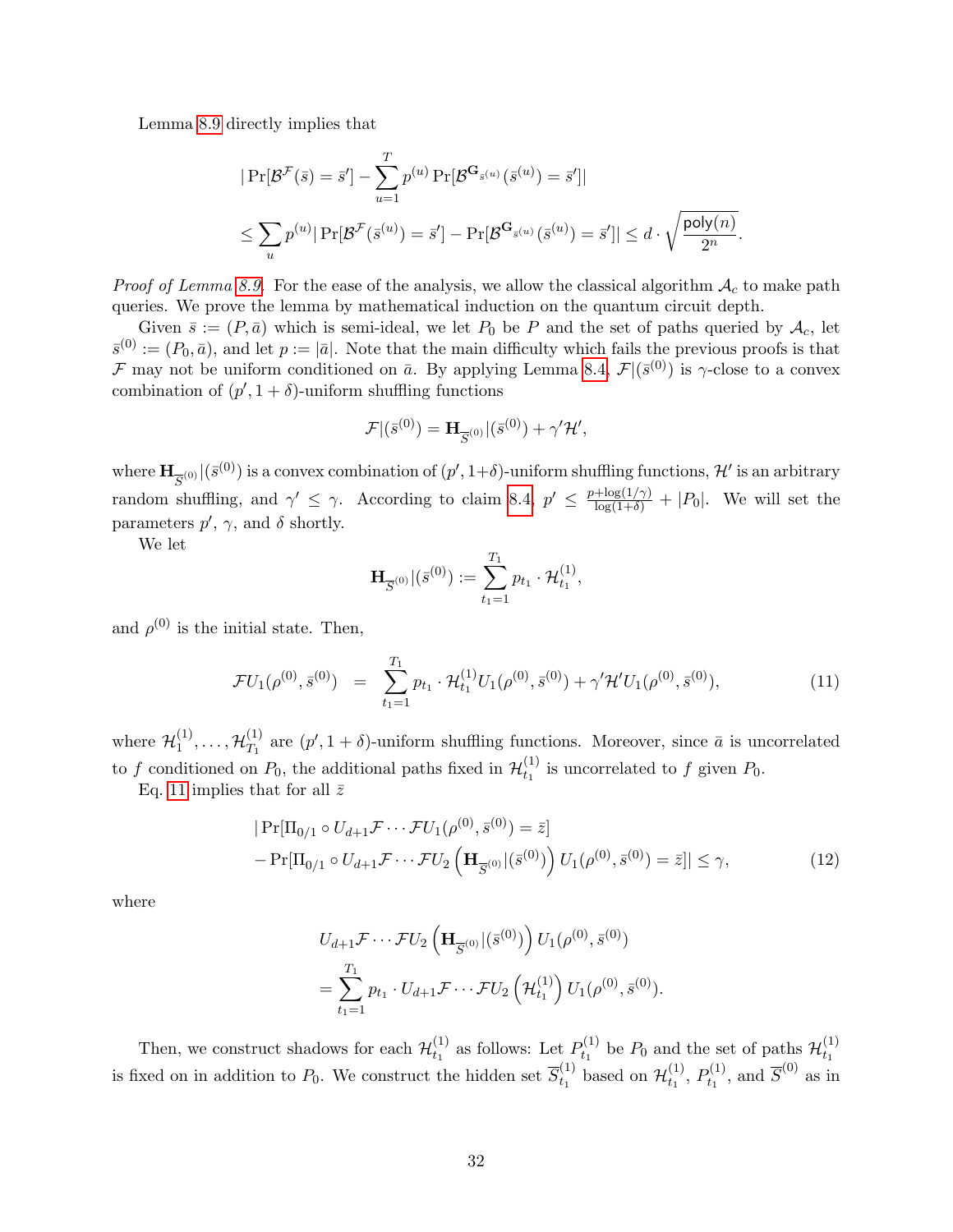Lemma 8.9 directly implies that

$$
\begin{aligned}
&|\Pr[\mathcal{B}^{\mathcal{F}}(\bar{s}) = \bar{s}'] - \sum_{u=1}^{T} p^{(u)} \Pr[\mathcal{B}^{\mathbf{G}_{\bar{s}^{(u)}}}(\bar{s}^{(u)}) = \bar{s}']| \\
&\leq \sum_{u} p^{(u)} |\Pr[\mathcal{B}^{\mathcal{F}}(\bar{s}^{(u)}) = \bar{s}'] - \Pr[\mathcal{B}^{\mathbf{G}_{\bar{s}^{(u)}}}(\bar{s}^{(u)}) = \bar{s}']| \leq d \cdot \sqrt{\frac{\mathsf{poly}(n)}{2^n}}.
\end{aligned}
$$

*Proof of Lemma 8.9.* For the ease of the analysis, we allow the classical algorithm $\mathcal{A}_c$ to make path queries. We prove the lemma by mathematical induction on the quantum circuit depth.

Given $\bar{s} := (P, \bar{a})$ which is semi-ideal, we let $P_0$ be $P$ and the set of paths queried by $\mathcal{A}_c$, let $\bar{s}^{(0)} := (P_0, \bar{a})$, and let $p := |\bar{a}|$. Note that the main difficulty which fails the previous proofs is that $\mathcal{F}$ may not be uniform conditioned on $\bar{a}$. By applying Lemma 8.4, $\mathcal{F}|(\bar{s}^{(0)})$ is $\gamma$-close to a convex combination of $(p', 1+\delta)$-uniform shuffling functions

$$
\mathcal{F}|(\bar{s}^{(0)}) = \mathbf{H}_{\overline{S}^{(0)}}|(\bar{s}^{(0)}) + \gamma' \mathcal{H}',
$$

where $\mathbf{H}_{\overline{S}^{(0)}}|(\bar{s}^{(0)})$ is a convex combination of $(p', 1+\delta)$-uniform shuffling functions, $\mathcal{H}'$ is an arbitrary random shuffling, and $\gamma' \leq \gamma$. According to claim 8.4, $p' \leq \frac{p + \log(1/\gamma)}{\log(1+\delta)} + |P_0|$. We will set the parameters $p'$, $\gamma$, and $\delta$ shortly.

We let

$$
\mathbf{H}_{\overline{S}^{(0)}}|(\bar{s}^{(0)}) := \sum_{t_1=1}^{T_1} p_{t_1} \cdot \mathcal{H}_{t_1}^{(1)},
$$

and $\rho^{(0)}$ is the initial state. Then,

$$
\mathcal{F} U_1(\rho^{(0)}, \bar{s}^{(0)}) = \sum_{t_1=1}^{T_1} p_{t_1} \cdot \mathcal{H}_{t_1}^{(1)} U_1(\rho^{(0)}, \bar{s}^{(0)}) + \gamma' \mathcal{H}' U_1(\rho^{(0)}, \bar{s}^{(0)}), \tag{11}
$$

where $\mathcal{H}_1^{(1)}, \ldots, \mathcal{H}_{T_1}^{(1)}$ are $(p', 1+\delta)$-uniform shuffling functions. Moreover, since $\bar{a}$ is uncorrelated to $f$ conditioned on $P_0$, the additional paths fixed in $\mathcal{H}_{t_1}^{(1)}$ is uncorrelated to $f$ given $P_0$.

Eq. 11 implies that for all $\bar{z}$

$$
\begin{aligned}
&|\Pr[\Pi_{0/1} \circ U_{d+1} \mathcal{F} \cdots \mathcal{F} U_1(\rho^{(0)}, \bar{s}^{(0)}) = \bar{z}] \\
&- \Pr[\Pi_{0/1} \circ U_{d+1} \mathcal{F} \cdots \mathcal{F} U_2 \left(\mathbf{H}_{\overline{S}^{(0)}}|(\bar{s}^{(0)})\right) U_1(\rho^{(0)}, \bar{s}^{(0)}) = \bar{z}]| \leq \gamma,
\end{aligned} \tag{12}
$$

where

$$
\begin{aligned}
&U_{d+1} \mathcal{F} \cdots \mathcal{F} U_2 \left(\mathbf{H}_{\overline{S}^{(0)}}|(\bar{s}^{(0)})\right) U_1(\rho^{(0)}, \bar{s}^{(0)}) \\
&= \sum_{t_1=1}^{T_1} p_{t_1} \cdot U_{d+1} \mathcal{F} \cdots \mathcal{F} U_2 \left(\mathcal{H}_{t_1}^{(1)}\right) U_1(\rho^{(0)}, \bar{s}^{(0)}).
\end{aligned}
$$

Then, we construct shadows for each $\mathcal{H}_{t_1}^{(1)}$ as follows: Let $P_{t_1}^{(1)}$ be $P_0$ and the set of paths $\mathcal{H}_{t_1}^{(1)}$ is fixed on in addition to $P_0$. We construct the hidden set $\overline{S}_{t_1}^{(1)}$ based on $\mathcal{H}_{t_1}^{(1)}$, $P_{t_1}^{(1)}$, and $\overline{S}^{(0)}$ as in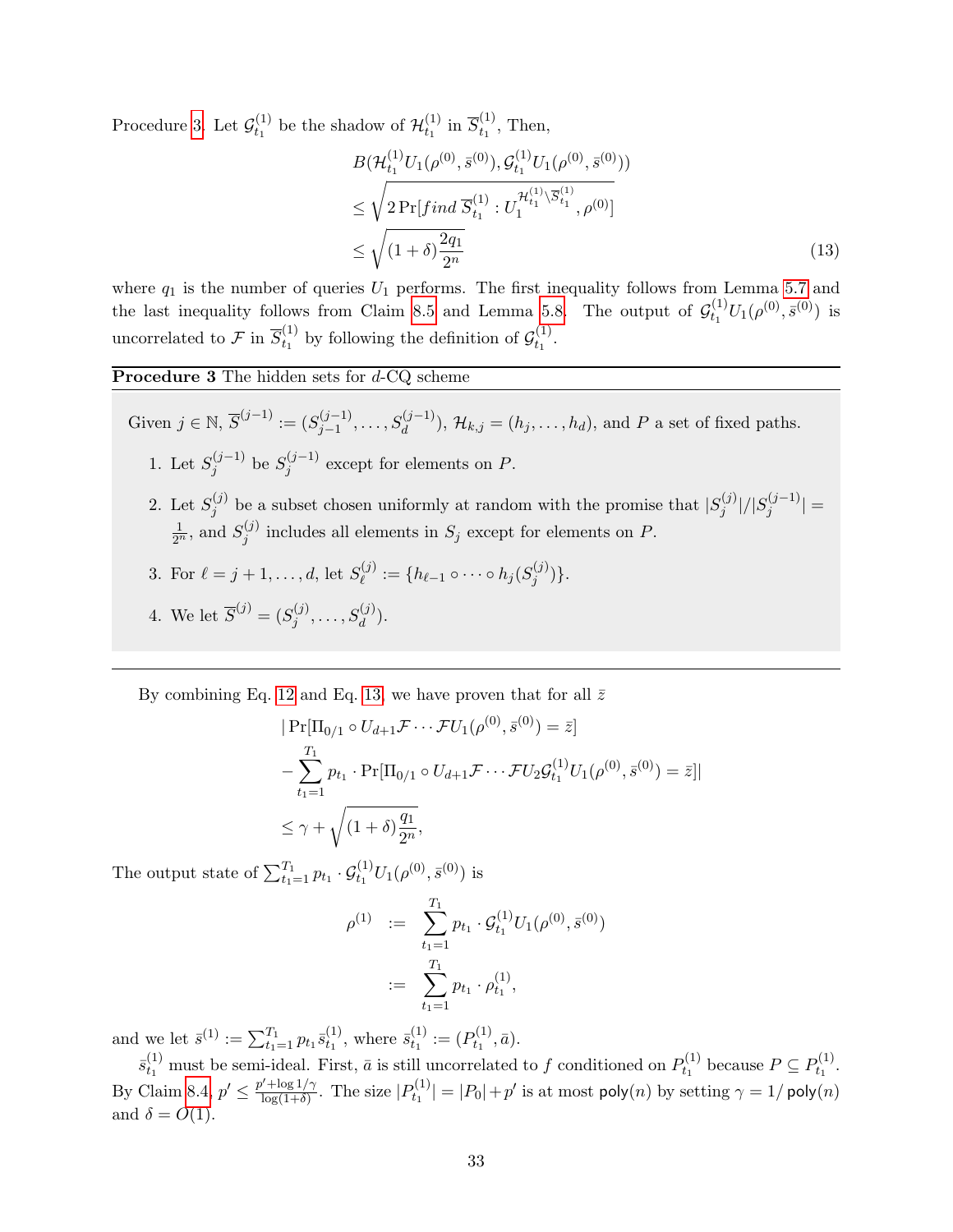Procedure 3. Let $\mathcal{G}^{(1)}_{t_1}$ be the shadow of $\mathcal{H}^{(1)}_{t_1}$ in $\overline{S}^{(1)}_{t_1}$, Then,

$$
\begin{aligned}
&B(\mathcal{H}^{(1)}_{t_1} U_1(\rho^{(0)}, \bar{s}^{(0)}), \mathcal{G}^{(1)}_{t_1} U_1(\rho^{(0)}, \bar{s}^{(0)})) \\
&\leq \sqrt{2 \Pr[\mathit{find}\ \overline{S}^{(1)}_{t_1} : U_1^{\mathcal{H}^{(1)}_{t_1} \setminus \overline{S}^{(1)}_{t_1}}, \rho^{(0)}]} \\
&\leq \sqrt{(1+\delta)\frac{2q_1}{2^n}}
\end{aligned} \tag{13}
$$

where $q_1$ is the number of queries $U_1$ performs. The first inequality follows from Lemma 5.7 and the last inequality follows from Claim 8.5 and Lemma 5.8. The output of $\mathcal{G}^{(1)}_{t_1} U_1(\rho^{(0)}, \bar{s}^{(0)})$ is uncorrelated to $\mathcal{F}$ in $\overline{S}^{(1)}_{t_1}$ by following the definition of $\mathcal{G}^{(1)}_{t_1}$.

---

**Procedure 3** The hidden sets for $d$-CQ scheme

---

Given $j \in \mathbb{N}$, $\overline{S}^{(j-1)} := (S^{(j-1)}_{j-1}, \ldots, S^{(j-1)}_{d})$, $\mathcal{H}_{k,j} = (h_j, \ldots, h_d)$, and $P$ a set of fixed paths.

1. Let $S^{(j-1)}_j$ be $S^{(j-1)}_j$ except for elements on $P$.
2. Let $S^{(j)}_j$ be a subset chosen uniformly at random with the promise that $|S^{(j)}_j|/|S^{(j-1)}_j| = \frac{1}{2^n}$, and $S^{(j)}_j$ includes all elements in $S_j$ except for elements on $P$.
3. For $\ell = j+1, \ldots, d$, let $S^{(j)}_\ell := \{h_{\ell-1} \circ \cdots \circ h_j(S^{(j)}_j)\}$.
4. We let $\overline{S}^{(j)} = (S^{(j)}_j, \ldots, S^{(j)}_d)$.

---

By combining Eq. 12 and Eq. 13, we have proven that for all $\bar{z}$

$$
\begin{aligned}
&|\Pr[\Pi_{0/1} \circ U_{d+1}\mathcal{F} \cdots \mathcal{F} U_1(\rho^{(0)}, \bar{s}^{(0)}) = \bar{z}] \\
&- \sum_{t_1=1}^{T_1} p_{t_1} \cdot \Pr[\Pi_{0/1} \circ U_{d+1}\mathcal{F} \cdots \mathcal{F} U_2 \mathcal{G}^{(1)}_{t_1} U_1(\rho^{(0)}, \bar{s}^{(0)}) = \bar{z}]| \\
&\leq \gamma + \sqrt{(1+\delta)\frac{q_1}{2^n}},
\end{aligned}
$$

The output state of $\sum_{t_1=1}^{T_1} p_{t_1} \cdot \mathcal{G}^{(1)}_{t_1} U_1(\rho^{(0)}, \bar{s}^{(0)})$ is

$$
\begin{aligned}
\rho^{(1)} &:= \sum_{t_1=1}^{T_1} p_{t_1} \cdot \mathcal{G}^{(1)}_{t_1} U_1(\rho^{(0)}, \bar{s}^{(0)}) \\
&:= \sum_{t_1=1}^{T_1} p_{t_1} \cdot \rho^{(1)}_{t_1},
\end{aligned}
$$

and we let $\bar{s}^{(1)} := \sum_{t_1=1}^{T_1} p_{t_1} \bar{s}^{(1)}_{t_1}$, where $\bar{s}^{(1)}_{t_1} := (P^{(1)}_{t_1}, \bar{a})$.

$\bar{s}^{(1)}_{t_1}$ must be semi-ideal. First, $\bar{a}$ is still uncorrelated to $f$ conditioned on $P^{(1)}_{t_1}$ because $P \subseteq P^{(1)}_{t_1}$. By Claim 8.4, $p' \leq \frac{p' + \log 1/\gamma}{\log(1+\delta)}$. The size $|P^{(1)}_{t_1}| = |P_0| + p'$ is at most $\mathsf{poly}(n)$ by setting $\gamma = 1/\mathsf{poly}(n)$ and $\delta = O(1)$.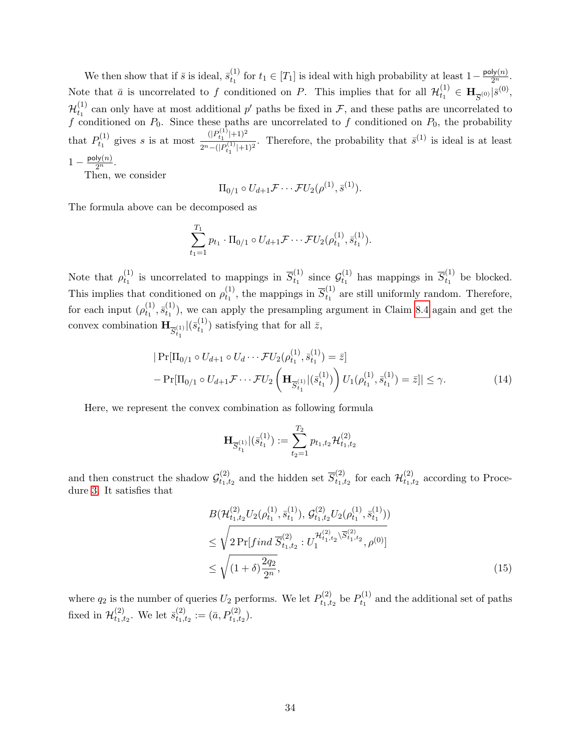We then show that if $\bar{s}$ is ideal, $\bar{s}^{(1)}_{t_1}$ for $t_1 \in [T_1]$ is ideal with high probability at least $1 - \frac{\mathsf{poly}(n)}{2^n}$. Note that $\bar{a}$ is uncorrelated to $f$ conditioned on $P$. This implies that for all $\mathcal{H}^{(1)}_{t_1} \in \mathbf{H}_{\overline{S}^{(0)}}|\bar{s}^{(0)}$, $\mathcal{H}^{(1)}_{t_1}$ can only have at most additional $p'$ paths be fixed in $\mathcal{F}$, and these paths are uncorrelated to $f$ conditioned on $P_0$. Since these paths are uncorrelated to $f$ conditioned on $P_0$, the probability that $P^{(1)}_{t_1}$ gives $s$ is at most $\frac{(|P^{(1)}_{t_1}|+1)^2}{2^n-(|P^{(1)}_{t_1}|+1)^2}$. Therefore, the probability that $\bar{s}^{(1)}$ is ideal is at least $1 - \frac{\mathsf{poly}(n)}{2^n}$.

Then, we consider

$$\Pi_{0/1} \circ U_{d+1}\mathcal{F} \cdots \mathcal{F}U_2(\rho^{(1)}, \bar{s}^{(1)}).$$

The formula above can be decomposed as

$$\sum_{t_1=1}^{T_1} p_{t_1} \cdot \Pi_{0/1} \circ U_{d+1}\mathcal{F} \cdots \mathcal{F}U_2(\rho^{(1)}_{t_1}, \bar{s}^{(1)}_{t_1}).$$

Note that $\rho^{(1)}_{t_1}$ is uncorrelated to mappings in $\overline{S}^{(1)}_{t_1}$ since $\mathcal{G}^{(1)}_{t_1}$ has mappings in $\overline{S}^{(1)}_{t_1}$ be blocked. This implies that conditioned on $\rho^{(1)}_{t_1}$, the mappings in $\overline{S}^{(1)}_{t_1}$ are still uniformly random. Therefore, for each input $(\rho^{(1)}_{t_1}, \bar{s}^{(1)}_{t_1})$, we can apply the presampling argument in Claim 8.4 again and get the convex combination $\mathbf{H}_{\overline{S}^{(1)}_{t_1}}|(\bar{s}^{(1)}_{t_1})$ satisfying that for all $\bar{z}$,

$$\begin{aligned}
&|\Pr[\Pi_{0/1} \circ U_{d+1} \circ U_d \cdots \mathcal{F}U_2(\rho^{(1)}_{t_1}, \bar{s}^{(1)}_{t_1}) = \bar{z}] \\
&- \Pr[\Pi_{0/1} \circ U_{d+1}\mathcal{F} \cdots \mathcal{F}U_2\left(\mathbf{H}_{\overline{S}^{(1)}_{t_1}}|(\bar{s}^{(1)}_{t_1})\right) U_1(\rho^{(1)}_{t_1}, \bar{s}^{(1)}_{t_1}) = \bar{z}]| \leq \gamma.
\end{aligned} \tag{14}$$

Here, we represent the convex combination as following formula

$$\mathbf{H}_{\overline{S}^{(1)}_{t_1}}|(\bar{s}^{(1)}_{t_1}) := \sum_{t_2=1}^{T_2} p_{t_1,t_2}\mathcal{H}^{(2)}_{t_1,t_2}$$

and then construct the shadow $\mathcal{G}^{(2)}_{t_1,t_2}$ and the hidden set $\overline{S}^{(2)}_{t_1,t_2}$ for each $\mathcal{H}^{(2)}_{t_1,t_2}$ according to Procedure 3. It satisfies that

$$\begin{aligned}
&B(\mathcal{H}^{(2)}_{t_1,t_2}U_2(\rho^{(1)}_{t_1}, \bar{s}^{(1)}_{t_1}), \mathcal{G}^{(2)}_{t_1,t_2}U_2(\rho^{(1)}_{t_1}, \bar{s}^{(1)}_{t_1})) \\
&\leq \sqrt{2\Pr[\mathit{find}\ \overline{S}^{(2)}_{t_1,t_2} : U_1^{\mathcal{H}^{(2)}_{t_1,t_2}\setminus\overline{S}^{(2)}_{t_1,t_2}}, \rho^{(0)}]} \\
&\leq \sqrt{(1+\delta)\frac{2q_2}{2^n}},
\end{aligned} \tag{15}$$

where $q_2$ is the number of queries $U_2$ performs. We let $P^{(2)}_{t_1,t_2}$ be $P^{(1)}_{t_1}$ and the additional set of paths fixed in $\mathcal{H}^{(2)}_{t_1,t_2}$. We let $\bar{s}^{(2)}_{t_1,t_2} := (\bar{a}, P^{(2)}_{t_1,t_2})$.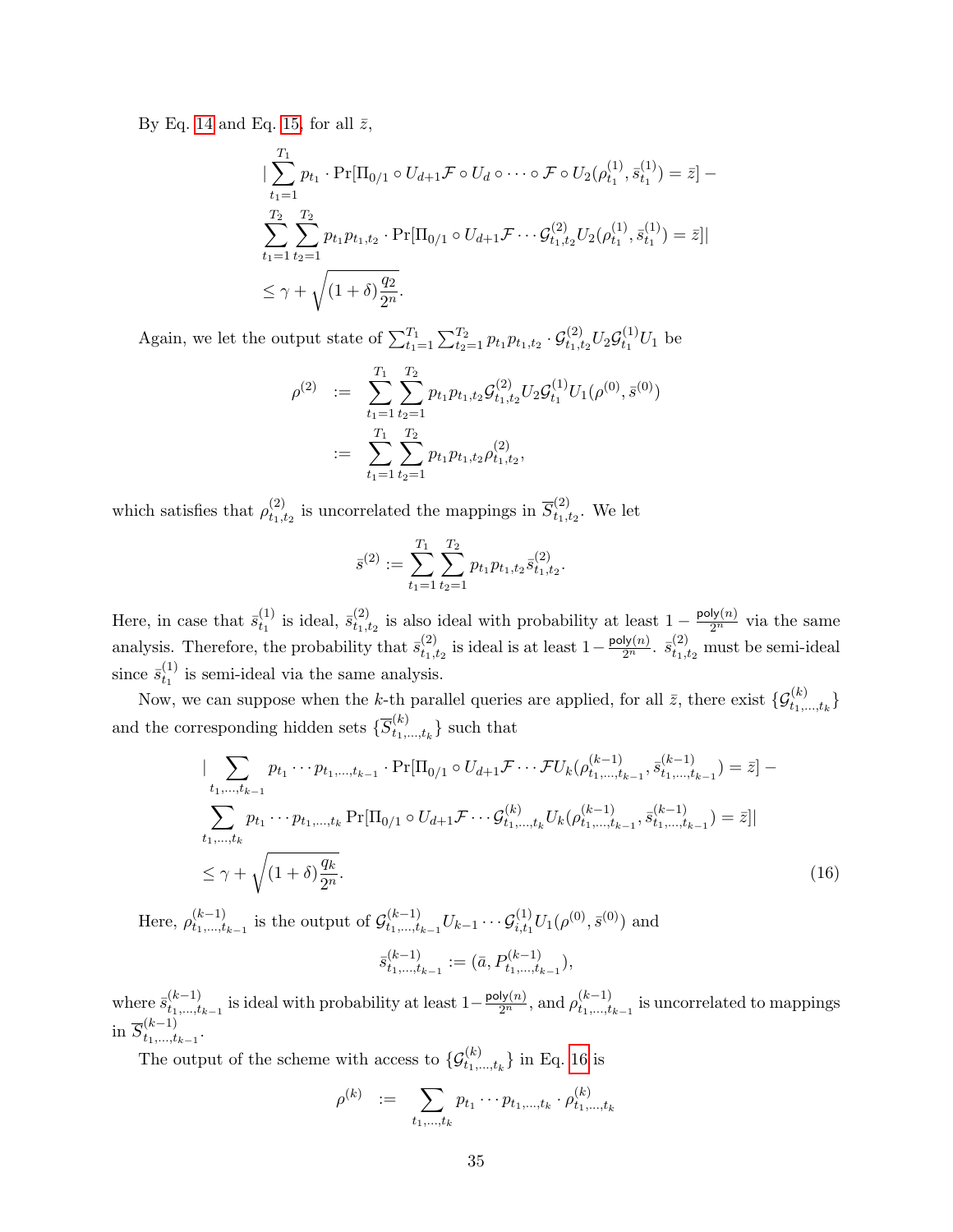By Eq. 14 and Eq. 15, for all $\bar{z}$,

$$
\begin{aligned}
&|\sum_{t_1=1}^{T_1} p_{t_1} \cdot \Pr[\Pi_{0/1} \circ U_{d+1}\mathcal{F} \circ U_d \circ \cdots \circ \mathcal{F} \circ U_2(\rho^{(1)}_{t_1}, \bar{s}^{(1)}_{t_1}) = \bar{z}] - \\
&\sum_{t_1=1}^{T_2}\sum_{t_2=1}^{T_2} p_{t_1}p_{t_1,t_2} \cdot \Pr[\Pi_{0/1} \circ U_{d+1}\mathcal{F} \cdots \mathcal{G}^{(2)}_{t_1,t_2} U_2(\rho^{(1)}_{t_1}, \bar{s}^{(1)}_{t_1}) = \bar{z}]| \\
&\leq \gamma + \sqrt{(1+\delta)\frac{q_2}{2^n}}.
\end{aligned}
$$

Again, we let the output state of $\sum_{t_1=1}^{T_1}\sum_{t_2=1}^{T_2} p_{t_1}p_{t_1,t_2} \cdot \mathcal{G}^{(2)}_{t_1,t_2}U_2\mathcal{G}^{(1)}_{t_1}U_1$ be

$$
\begin{aligned}
\rho^{(2)} &:= \sum_{t_1=1}^{T_1}\sum_{t_2=1}^{T_2} p_{t_1}p_{t_1,t_2}\mathcal{G}^{(2)}_{t_1,t_2}U_2\mathcal{G}^{(1)}_{t_1}U_1(\rho^{(0)}, \bar{s}^{(0)}) \\
&:= \sum_{t_1=1}^{T_1}\sum_{t_2=1}^{T_2} p_{t_1}p_{t_1,t_2}\rho^{(2)}_{t_1,t_2},
\end{aligned}
$$

which satisfies that $\rho^{(2)}_{t_1,t_2}$ is uncorrelated the mappings in $\overline{S}^{(2)}_{t_1,t_2}$. We let

$$
\bar{s}^{(2)} := \sum_{t_1=1}^{T_1}\sum_{t_2=1}^{T_2} p_{t_1}p_{t_1,t_2}\bar{s}^{(2)}_{t_1,t_2}.
$$

Here, in case that $\bar{s}^{(1)}_{t_1}$ is ideal, $\bar{s}^{(2)}_{t_1,t_2}$ is also ideal with probability at least $1 - \frac{\mathsf{poly}(n)}{2^n}$ via the same analysis. Therefore, the probability that $\bar{s}^{(2)}_{t_1,t_2}$ is ideal is at least $1-\frac{\mathsf{poly}(n)}{2^n}$. $\bar{s}^{(2)}_{t_1,t_2}$ must be semi-ideal since $\bar{s}^{(1)}_{t_1}$ is semi-ideal via the same analysis.

Now, we can suppose when the $k$-th parallel queries are applied, for all $\bar{z}$, there exist $\{\mathcal{G}^{(k)}_{t_1,\ldots,t_k}\}$ and the corresponding hidden sets $\{\overline{S}^{(k)}_{t_1,\ldots,t_k}\}$ such that

$$
\begin{aligned}
&|\sum_{t_1,\ldots,t_{k-1}} p_{t_1}\cdots p_{t_1,\ldots,t_{k-1}} \cdot \Pr[\Pi_{0/1} \circ U_{d+1}\mathcal{F} \cdots \mathcal{F}U_k(\rho^{(k-1)}_{t_1,\ldots,t_{k-1}}, \bar{s}^{(k-1)}_{t_1,\ldots,t_{k-1}}) = \bar{z}] - \\
&\sum_{t_1,\ldots,t_k} p_{t_1}\cdots p_{t_1,\ldots,t_k} \Pr[\Pi_{0/1} \circ U_{d+1}\mathcal{F} \cdots \mathcal{G}^{(k)}_{t_1,\ldots,t_k}U_k(\rho^{(k-1)}_{t_1,\ldots,t_{k-1}}, \bar{s}^{(k-1)}_{t_1,\ldots,t_{k-1}}) = \bar{z}]| \\
&\leq \gamma + \sqrt{(1+\delta)\frac{q_k}{2^n}}. \qquad (16)
\end{aligned}
$$

Here, $\rho^{(k-1)}_{t_1,\ldots,t_{k-1}}$ is the output of $\mathcal{G}^{(k-1)}_{t_1,\ldots,t_{k-1}}U_{k-1}\cdots\mathcal{G}^{(1)}_{i,t_1}U_1(\rho^{(0)}, \bar{s}^{(0)})$ and

$$
\bar{s}^{(k-1)}_{t_1,\ldots,t_{k-1}} := (\bar{a}, P^{(k-1)}_{t_1,\ldots,t_{k-1}}),
$$

where $\bar{s}^{(k-1)}_{t_1,\ldots,t_{k-1}}$ is ideal with probability at least $1-\frac{\mathsf{poly}(n)}{2^n}$, and $\rho^{(k-1)}_{t_1,\ldots,t_{k-1}}$ is uncorrelated to mappings in $\overline{S}^{(k-1)}_{t_1,\ldots,t_{k-1}}$.

The output of the scheme with access to $\{\mathcal{G}^{(k)}_{t_1,\ldots,t_k}\}$ in Eq. 16 is

$$
\rho^{(k)} := \sum_{t_1,\ldots,t_k} p_{t_1}\cdots p_{t_1,\ldots,t_k} \cdot \rho^{(k)}_{t_1,\ldots,t_k}
$$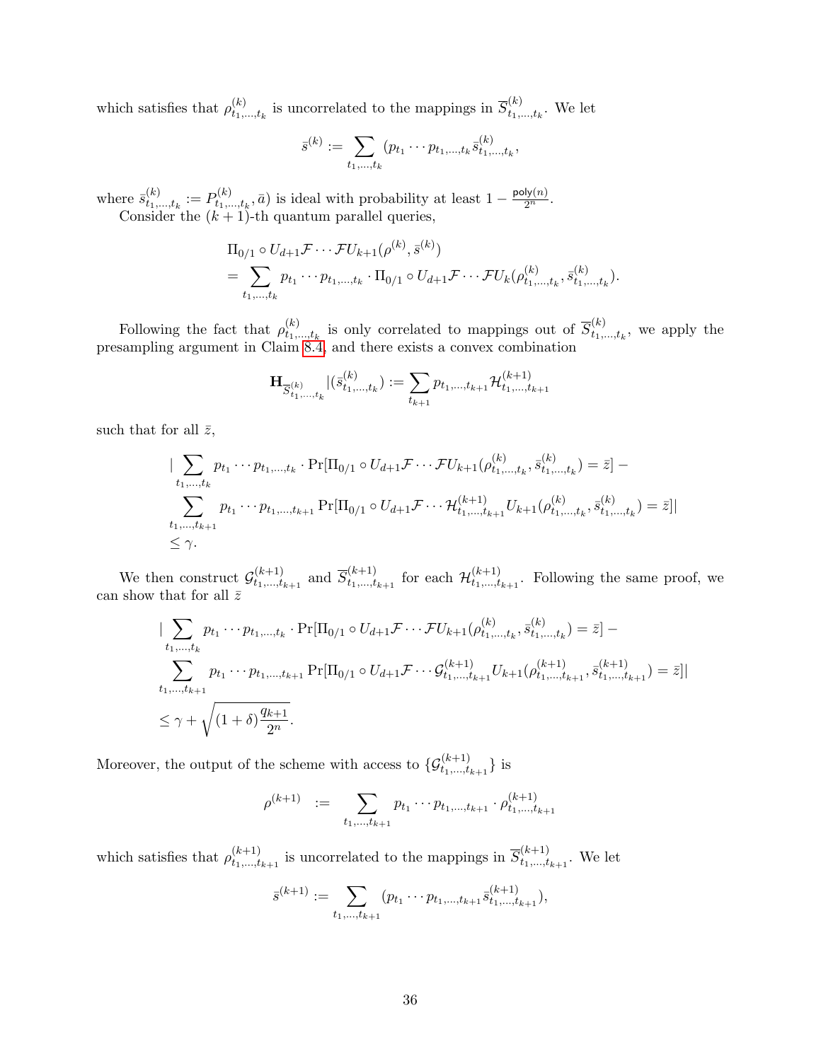which satisfies that $\rho^{(k)}_{t_1,\ldots,t_k}$ is uncorrelated to the mappings in $\overline{S}^{(k)}_{t_1,\ldots,t_k}$. We let

$$\bar{s}^{(k)} := \sum_{t_1,\ldots,t_k} (p_{t_1} \cdots p_{t_1,\ldots,t_k} \bar{s}^{(k)}_{t_1,\ldots,t_k},$$

where $\bar{s}^{(k)}_{t_1,\ldots,t_k} := P^{(k)}_{t_1,\ldots,t_k}, \bar{a})$ is ideal with probability at least $1 - \frac{\mathsf{poly}(n)}{2^n}$.

Consider the $(k+1)$-th quantum parallel queries,

$$\begin{aligned}
&\Pi_{0/1} \circ U_{d+1}\mathcal{F} \cdots \mathcal{F}U_{k+1}(\rho^{(k)}, \bar{s}^{(k)}) \\
&= \sum_{t_1,\ldots,t_k} p_{t_1} \cdots p_{t_1,\ldots,t_k} \cdot \Pi_{0/1} \circ U_{d+1}\mathcal{F} \cdots \mathcal{F}U_k(\rho^{(k)}_{t_1,\ldots,t_k}, \bar{s}^{(k)}_{t_1,\ldots,t_k}).
\end{aligned}$$

Following the fact that $\rho^{(k)}_{t_1,\ldots,t_k}$ is only correlated to mappings out of $\overline{S}^{(k)}_{t_1,\ldots,t_k}$, we apply the presampling argument in Claim 8.4, and there exists a convex combination

$$\mathbf{H}_{\overline{S}^{(k)}_{t_1,\ldots,t_k}} |(\bar{s}^{(k)}_{t_1,\ldots,t_k}) := \sum_{t_{k+1}} p_{t_1,\ldots,t_{k+1}} \mathcal{H}^{(k+1)}_{t_1,\ldots,t_{k+1}}$$

such that for all $\bar{z}$,

$$\begin{aligned}
&|\sum_{t_1,\ldots,t_k} p_{t_1} \cdots p_{t_1,\ldots,t_k} \cdot \Pr[\Pi_{0/1} \circ U_{d+1}\mathcal{F} \cdots \mathcal{F}U_{k+1}(\rho^{(k)}_{t_1,\ldots,t_k}, \bar{s}^{(k)}_{t_1,\ldots,t_k}) = \bar{z}] - \\
&\sum_{t_1,\ldots,t_{k+1}} p_{t_1} \cdots p_{t_1,\ldots,t_{k+1}} \Pr[\Pi_{0/1} \circ U_{d+1}\mathcal{F} \cdots \mathcal{H}^{(k+1)}_{t_1,\ldots,t_{k+1}} U_{k+1}(\rho^{(k)}_{t_1,\ldots,t_k}, \bar{s}^{(k)}_{t_1,\ldots,t_k}) = \bar{z}]| \\
&\leq \gamma.
\end{aligned}$$

We then construct $\mathcal{G}^{(k+1)}_{t_1,\ldots,t_{k+1}}$ and $\overline{S}^{(k+1)}_{t_1,\ldots,t_{k+1}}$ for each $\mathcal{H}^{(k+1)}_{t_1,\ldots,t_{k+1}}$. Following the same proof, we can show that for all $\bar{z}$

$$\begin{aligned}
&|\sum_{t_1,\ldots,t_k} p_{t_1} \cdots p_{t_1,\ldots,t_k} \cdot \Pr[\Pi_{0/1} \circ U_{d+1}\mathcal{F} \cdots \mathcal{F}U_{k+1}(\rho^{(k)}_{t_1,\ldots,t_k}, \bar{s}^{(k)}_{t_1,\ldots,t_k}) = \bar{z}] - \\
&\sum_{t_1,\ldots,t_{k+1}} p_{t_1} \cdots p_{t_1,\ldots,t_{k+1}} \Pr[\Pi_{0/1} \circ U_{d+1}\mathcal{F} \cdots \mathcal{G}^{(k+1)}_{t_1,\ldots,t_{k+1}} U_{k+1}(\rho^{(k+1)}_{t_1,\ldots,t_{k+1}}, \bar{s}^{(k+1)}_{t_1,\ldots,t_{k+1}}) = \bar{z}]| \\
&\leq \gamma + \sqrt{(1+\delta)\frac{q_{k+1}}{2^n}}.
\end{aligned}$$

Moreover, the output of the scheme with access to $\{\mathcal{G}^{(k+1)}_{t_1,\ldots,t_{k+1}}\}$ is

$$\rho^{(k+1)} \;\; := \;\; \sum_{t_1,\ldots,t_{k+1}} p_{t_1} \cdots p_{t_1,\ldots,t_{k+1}} \cdot \rho^{(k+1)}_{t_1,\ldots,t_{k+1}}$$

which satisfies that $\rho^{(k+1)}_{t_1,\ldots,t_{k+1}}$ is uncorrelated to the mappings in $\overline{S}^{(k+1)}_{t_1,\ldots,t_{k+1}}$. We let

$$\bar{s}^{(k+1)} := \sum_{t_1,\ldots,t_{k+1}} (p_{t_1} \cdots p_{t_1,\ldots,t_{k+1}} \bar{s}^{(k+1)}_{t_1,\ldots,t_{k+1}}),$$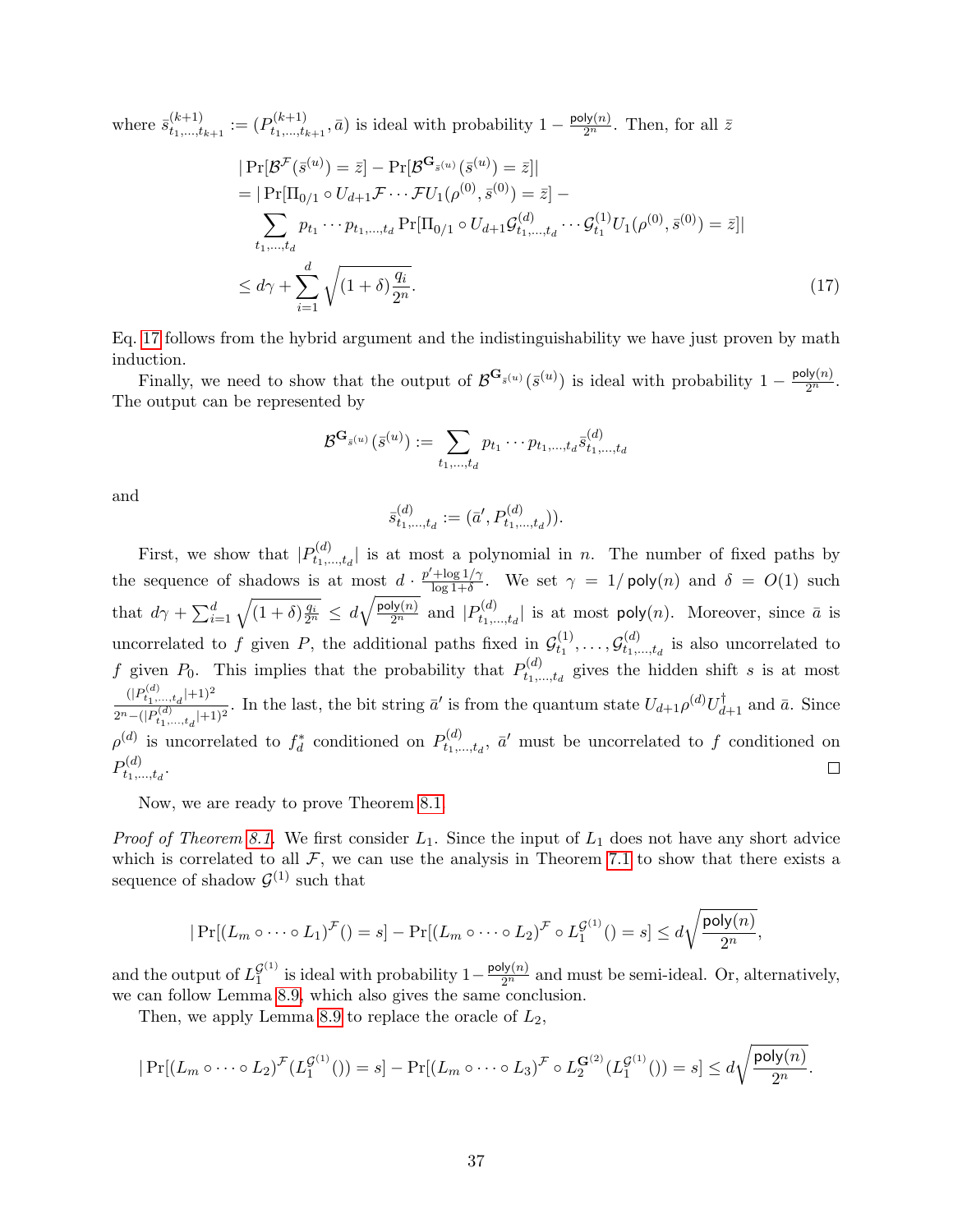where $\bar{s}^{(k+1)}_{t_1,\ldots,t_{k+1}} := (P^{(k+1)}_{t_1,\ldots,t_{k+1}}, \bar{a})$ is ideal with probability $1 - \frac{\mathsf{poly}(n)}{2^n}$. Then, for all $\bar{z}$

$$
\begin{aligned}
&|\Pr[\mathcal{B}^{\mathcal{F}}(\bar{s}^{(u)}) = \bar{z}] - \Pr[\mathcal{B}^{\mathbf{G}_{\bar{s}^{(u)}}}(\bar{s}^{(u)}) = \bar{z}]| \\
&= |\Pr[\Pi_{0/1} \circ U_{d+1}\mathcal{F} \cdots \mathcal{F} U_1(\rho^{(0)}, \bar{s}^{(0)}) = \bar{z}] - \\
&\quad \sum_{t_1,\ldots,t_d} p_{t_1} \cdots p_{t_1,\ldots,t_d} \Pr[\Pi_{0/1} \circ U_{d+1}\mathcal{G}^{(d)}_{t_1,\ldots,t_d} \cdots \mathcal{G}^{(1)}_{t_1} U_1(\rho^{(0)}, \bar{s}^{(0)}) = \bar{z}]| \\
&\leq d\gamma + \sum_{i=1}^{d} \sqrt{(1+\delta)\frac{q_i}{2^n}}. \qquad (17)
\end{aligned}
$$

Eq. 17 follows from the hybrid argument and the indistinguishability we have just proven by math induction.

Finally, we need to show that the output of $\mathcal{B}^{\mathbf{G}_{\bar{s}^{(u)}}}(\bar{s}^{(u)})$ is ideal with probability $1 - \frac{\mathsf{poly}(n)}{2^n}$. The output can be represented by

$$
\mathcal{B}^{\mathbf{G}_{\bar{s}^{(u)}}}(\bar{s}^{(u)}) := \sum_{t_1,\ldots,t_d} p_{t_1} \cdots p_{t_1,\ldots,t_d} \bar{s}^{(d)}_{t_1,\ldots,t_d}
$$

and

$$
\bar{s}^{(d)}_{t_1,\ldots,t_d} := (\bar{a}', P^{(d)}_{t_1,\ldots,t_d})).
$$

First, we show that $|P^{(d)}_{t_1,\ldots,t_d}|$ is at most a polynomial in $n$. The number of fixed paths by the sequence of shadows is at most $d \cdot \frac{p' + \log 1/\gamma}{\log 1+\delta}$. We set $\gamma = 1/\mathsf{poly}(n)$ and $\delta = O(1)$ such that $d\gamma + \sum_{i=1}^{d} \sqrt{(1+\delta)\frac{q_i}{2^n}} \leq d\sqrt{\frac{\mathsf{poly}(n)}{2^n}}$ and $|P^{(d)}_{t_1,\ldots,t_d}|$ is at most $\mathsf{poly}(n)$. Moreover, since $\bar{a}$ is uncorrelated to $f$ given $P$, the additional paths fixed in $\mathcal{G}^{(1)}_{t_1}, \ldots, \mathcal{G}^{(d)}_{t_1,\ldots,t_d}$ is also uncorrelated to $f$ given $P_0$. This implies that the probability that $P^{(d)}_{t_1,\ldots,t_d}$ gives the hidden shift $s$ is at most $\frac{(|P^{(d)}_{t_1,\ldots,t_d}|+1)^2}{2^n - (|P^{(d)}_{t_1,\ldots,t_d}|+1)^2}$. In the last, the bit string $\bar{a}'$ is from the quantum state $U_{d+1}\rho^{(d)}U^\dagger_{d+1}$ and $\bar{a}$. Since $\rho^{(d)}$ is uncorrelated to $f^*_d$ conditioned on $P^{(d)}_{t_1,\ldots,t_d}$, $\bar{a}'$ must be uncorrelated to $f$ conditioned on $P^{(d)}_{t_1,\ldots,t_d}$. ◻

Now, we are ready to prove Theorem 8.1.

*Proof of Theorem 8.1.* We first consider $L_1$. Since the input of $L_1$ does not have any short advice which is correlated to all $\mathcal{F}$, we can use the analysis in Theorem 7.1 to show that there exists a sequence of shadow $\mathcal{G}^{(1)}$ such that

$$
|\Pr[(L_m \circ \cdots \circ L_1)^{\mathcal{F}}() = s] - \Pr[(L_m \circ \cdots \circ L_2)^{\mathcal{F}} \circ L_1^{\mathcal{G}^{(1)}}() = s] \leq d\sqrt{\frac{\mathsf{poly}(n)}{2^n}},
$$

and the output of $L_1^{\mathcal{G}^{(1)}}$ is ideal with probability $1 - \frac{\mathsf{poly}(n)}{2^n}$ and must be semi-ideal. Or, alternatively, we can follow Lemma 8.9, which also gives the same conclusion.

Then, we apply Lemma 8.9 to replace the oracle of $L_2$,

$$
|\Pr[(L_m \circ \cdots \circ L_2)^{\mathcal{F}}(L_1^{\mathcal{G}^{(1)}}()) = s] - \Pr[(L_m \circ \cdots \circ L_3)^{\mathcal{F}} \circ L_2^{\mathbf{G}^{(2)}}(L_1^{\mathcal{G}^{(1)}}()) = s] \leq d\sqrt{\frac{\mathsf{poly}(n)}{2^n}}.
$$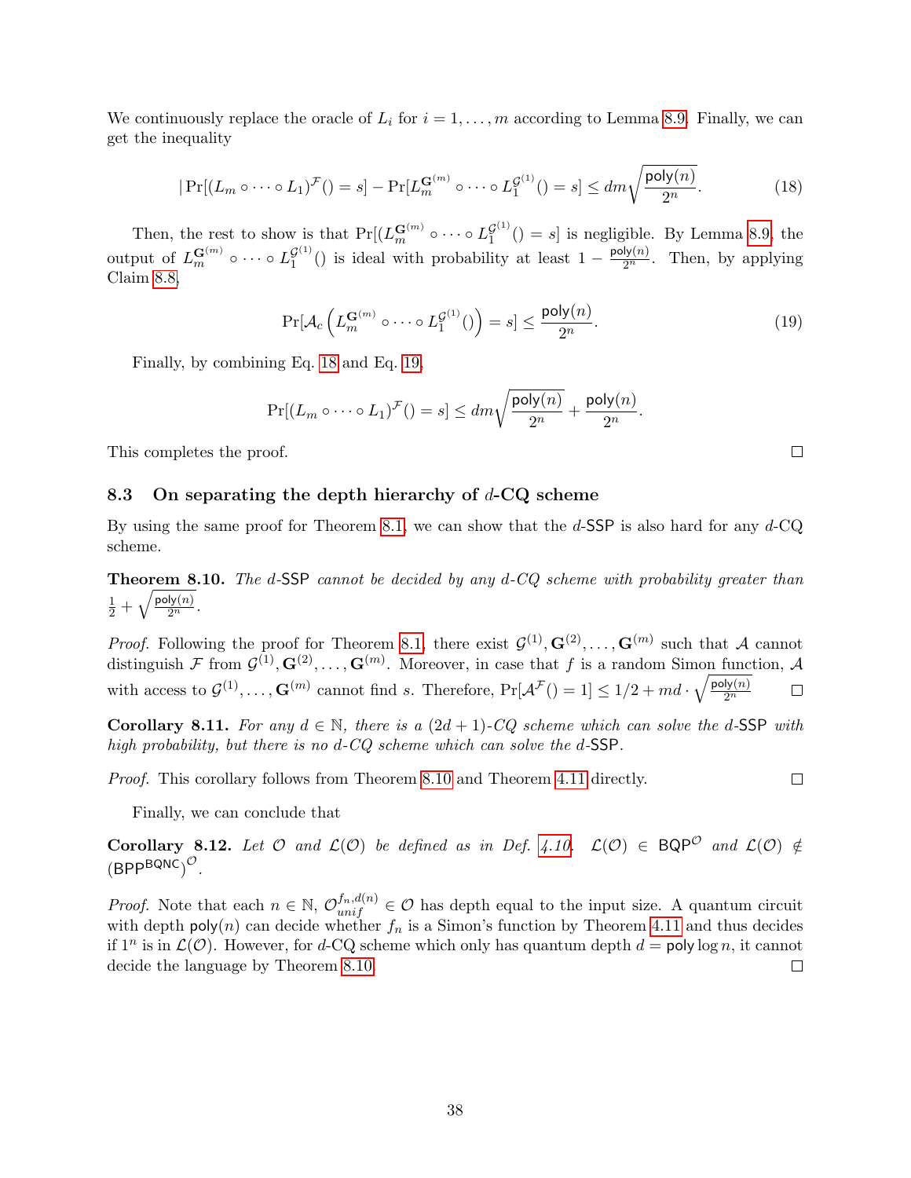We continuously replace the oracle of $L_i$ for $i = 1, \ldots, m$ according to Lemma 8.9. Finally, we can get the inequality

$$|\Pr[(L_m \circ \cdots \circ L_1)^{\mathcal{F}}() = s] - \Pr[L_m^{\mathbf{G}^{(m)}} \circ \cdots \circ L_1^{\mathcal{G}^{(1)}}() = s] \leq dm\sqrt{\frac{\mathsf{poly}(n)}{2^n}}. \tag{18}$$

Then, the rest to show is that $\Pr[(L_m^{\mathbf{G}^{(m)}} \circ \cdots \circ L_1^{\mathcal{G}^{(1)}}() = s]$ is negligible. By Lemma 8.9, the output of $L_m^{\mathbf{G}^{(m)}} \circ \cdots \circ L_1^{\mathcal{G}^{(1)}}()$ is ideal with probability at least $1 - \frac{\mathsf{poly}(n)}{2^n}$. Then, by applying Claim 8.8,

$$\Pr[\mathcal{A}_c\left(L_m^{\mathbf{G}^{(m)}} \circ \cdots \circ L_1^{\mathcal{G}^{(1)}}()\right) = s] \leq \frac{\mathsf{poly}(n)}{2^n}. \tag{19}$$

Finally, by combining Eq. 18 and Eq. 19,

$$\Pr[(L_m \circ \cdots \circ L_1)^{\mathcal{F}}() = s] \leq dm\sqrt{\frac{\mathsf{poly}(n)}{2^n}} + \frac{\mathsf{poly}(n)}{2^n}.$$

This completes the proof. □

### 8.3 On separating the depth hierarchy of $d$-CQ scheme

By using the same proof for Theorem 8.1, we can show that the $d$-SSP is also hard for any $d$-CQ scheme.

**Theorem 8.10.** *The $d$-SSP cannot be decided by any $d$-CQ scheme with probability greater than $\frac{1}{2} + \sqrt{\frac{\mathsf{poly}(n)}{2^n}}$.*

*Proof.* Following the proof for Theorem 8.1, there exist $\mathcal{G}^{(1)}, \mathbf{G}^{(2)}, \ldots, \mathbf{G}^{(m)}$ such that $\mathcal{A}$ cannot distinguish $\mathcal{F}$ from $\mathcal{G}^{(1)}, \mathbf{G}^{(2)}, \ldots, \mathbf{G}^{(m)}$. Moreover, in case that $f$ is a random Simon function, $\mathcal{A}$ with access to $\mathcal{G}^{(1)}, \ldots, \mathbf{G}^{(m)}$ cannot find $s$. Therefore, $\Pr[\mathcal{A}^{\mathcal{F}}() = 1] \leq 1/2 + md \cdot \sqrt{\frac{\mathsf{poly}(n)}{2^n}}$ □

**Corollary 8.11.** *For any $d \in \mathbb{N}$, there is a $(2d+1)$-CQ scheme which can solve the $d$-SSP with high probability, but there is no $d$-CQ scheme which can solve the $d$-SSP.*

*Proof.* This corollary follows from Theorem 8.10 and Theorem 4.11 directly. □

Finally, we can conclude that

**Corollary 8.12.** *Let $\mathcal{O}$ and $\mathcal{L}(\mathcal{O})$ be defined as in Def. 4.10. $\mathcal{L}(\mathcal{O}) \in \mathsf{BQP}^{\mathcal{O}}$ and $\mathcal{L}(\mathcal{O}) \notin (\mathsf{BPP}^{\mathsf{BQNC}})^{\mathcal{O}}$.*

*Proof.* Note that each $n \in \mathbb{N}$, $\mathcal{O}_{unif}^{f_n, d(n)} \in \mathcal{O}$ has depth equal to the input size. A quantum circuit with depth $\mathsf{poly}(n)$ can decide whether $f_n$ is a Simon's function by Theorem 4.11 and thus decides if $1^n$ is in $\mathcal{L}(\mathcal{O})$. However, for $d$-CQ scheme which only has quantum depth $d = \mathsf{poly}\log n$, it cannot decide the language by Theorem 8.10. □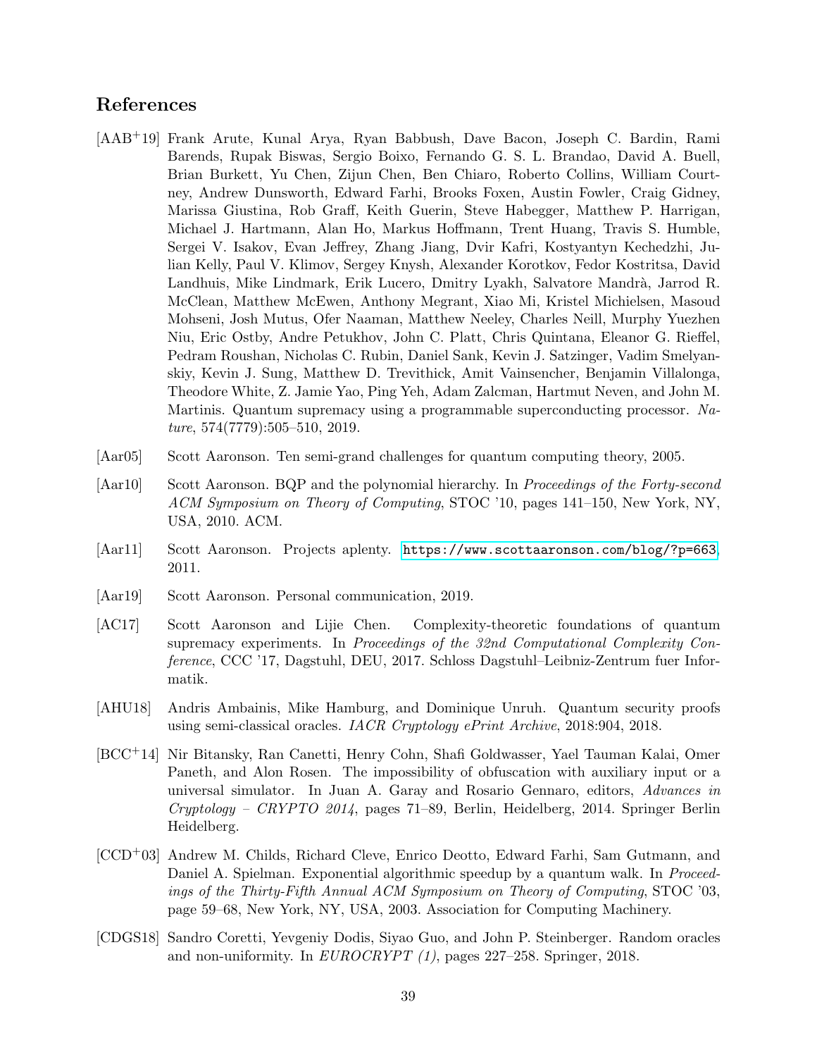## References

[AAB+19] Frank Arute, Kunal Arya, Ryan Babbush, Dave Bacon, Joseph C. Bardin, Rami Barends, Rupak Biswas, Sergio Boixo, Fernando G. S. L. Brandao, David A. Buell, Brian Burkett, Yu Chen, Zijun Chen, Ben Chiaro, Roberto Collins, William Courtney, Andrew Dunsworth, Edward Farhi, Brooks Foxen, Austin Fowler, Craig Gidney, Marissa Giustina, Rob Graff, Keith Guerin, Steve Habegger, Matthew P. Harrigan, Michael J. Hartmann, Alan Ho, Markus Hoffmann, Trent Huang, Travis S. Humble, Sergei V. Isakov, Evan Jeffrey, Zhang Jiang, Dvir Kafri, Kostyantyn Kechedzhi, Julian Kelly, Paul V. Klimov, Sergey Knysh, Alexander Korotkov, Fedor Kostritsa, David Landhuis, Mike Lindmark, Erik Lucero, Dmitry Lyakh, Salvatore Mandrà, Jarrod R. McClean, Matthew McEwen, Anthony Megrant, Xiao Mi, Kristel Michielsen, Masoud Mohseni, Josh Mutus, Ofer Naaman, Matthew Neeley, Charles Neill, Murphy Yuezhen Niu, Eric Ostby, Andre Petukhov, John C. Platt, Chris Quintana, Eleanor G. Rieffel, Pedram Roushan, Nicholas C. Rubin, Daniel Sank, Kevin J. Satzinger, Vadim Smelyanskiy, Kevin J. Sung, Matthew D. Trevithick, Amit Vainsencher, Benjamin Villalonga, Theodore White, Z. Jamie Yao, Ping Yeh, Adam Zalcman, Hartmut Neven, and John M. Martinis. Quantum supremacy using a programmable superconducting processor. *Nature*, 574(7779):505–510, 2019.

[Aar05] Scott Aaronson. Ten semi-grand challenges for quantum computing theory, 2005.

[Aar10] Scott Aaronson. BQP and the polynomial hierarchy. In *Proceedings of the Forty-second ACM Symposium on Theory of Computing*, STOC '10, pages 141–150, New York, NY, USA, 2010. ACM.

[Aar11] Scott Aaronson. Projects aplenty. https://www.scottaaronson.com/blog/?p=663, 2011.

[Aar19] Scott Aaronson. Personal communication, 2019.

[AC17] Scott Aaronson and Lijie Chen. Complexity-theoretic foundations of quantum supremacy experiments. In *Proceedings of the 32nd Computational Complexity Conference*, CCC '17, Dagstuhl, DEU, 2017. Schloss Dagstuhl–Leibniz-Zentrum fuer Informatik.

[AHU18] Andris Ambainis, Mike Hamburg, and Dominique Unruh. Quantum security proofs using semi-classical oracles. *IACR Cryptology ePrint Archive*, 2018:904, 2018.

[BCC+14] Nir Bitansky, Ran Canetti, Henry Cohn, Shafi Goldwasser, Yael Tauman Kalai, Omer Paneth, and Alon Rosen. The impossibility of obfuscation with auxiliary input or a universal simulator. In Juan A. Garay and Rosario Gennaro, editors, *Advances in Cryptology – CRYPTO 2014*, pages 71–89, Berlin, Heidelberg, 2014. Springer Berlin Heidelberg.

[CCD+03] Andrew M. Childs, Richard Cleve, Enrico Deotto, Edward Farhi, Sam Gutmann, and Daniel A. Spielman. Exponential algorithmic speedup by a quantum walk. In *Proceedings of the Thirty-Fifth Annual ACM Symposium on Theory of Computing*, STOC '03, page 59–68, New York, NY, USA, 2003. Association for Computing Machinery.

[CDGS18] Sandro Coretti, Yevgeniy Dodis, Siyao Guo, and John P. Steinberger. Random oracles and non-uniformity. In *EUROCRYPT (1)*, pages 227–258. Springer, 2018.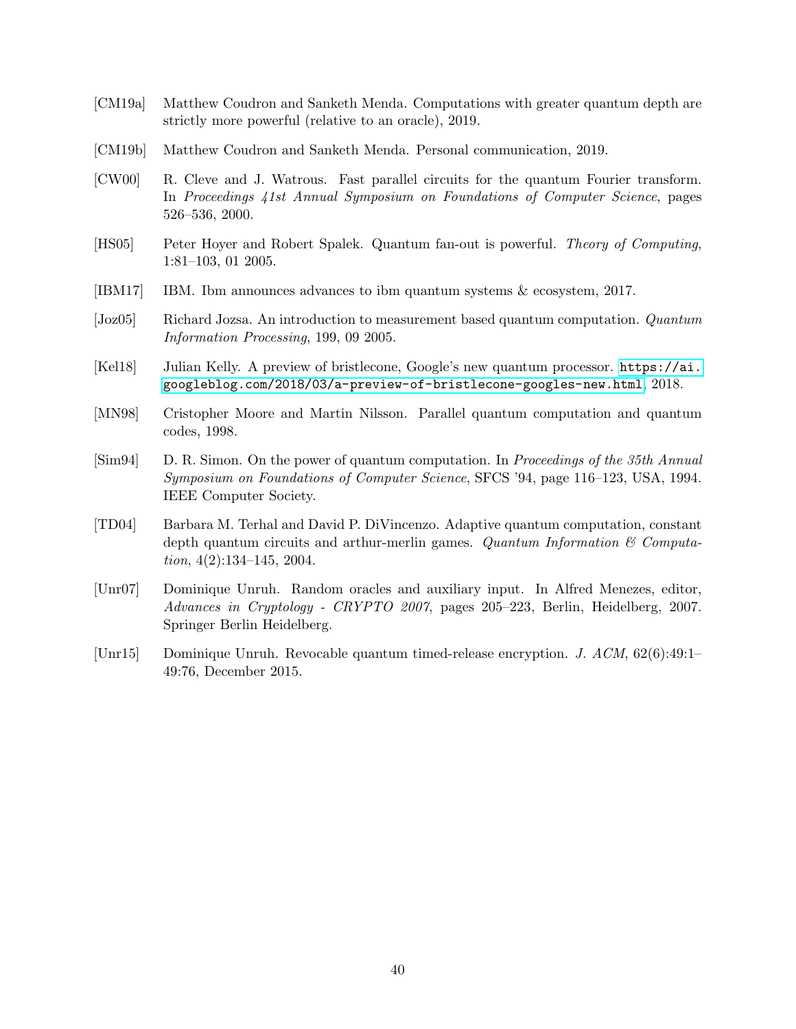[CM19a] Matthew Coudron and Sanketh Menda. Computations with greater quantum depth are strictly more powerful (relative to an oracle), 2019.

[CM19b] Matthew Coudron and Sanketh Menda. Personal communication, 2019.

[CW00] R. Cleve and J. Watrous. Fast parallel circuits for the quantum Fourier transform. In *Proceedings 41st Annual Symposium on Foundations of Computer Science*, pages 526–536, 2000.

[HS05] Peter Hoyer and Robert Spalek. Quantum fan-out is powerful. *Theory of Computing*, 1:81–103, 01 2005.

[IBM17] IBM. Ibm announces advances to ibm quantum systems & ecosystem, 2017.

[Joz05] Richard Jozsa. An introduction to measurement based quantum computation. *Quantum Information Processing*, 199, 09 2005.

[Kel18] Julian Kelly. A preview of bristlecone, Google's new quantum processor. https://ai.googleblog.com/2018/03/a-preview-of-bristlecone-googles-new.html, 2018.

[MN98] Cristopher Moore and Martin Nilsson. Parallel quantum computation and quantum codes, 1998.

[Sim94] D. R. Simon. On the power of quantum computation. In *Proceedings of the 35th Annual Symposium on Foundations of Computer Science*, SFCS '94, page 116–123, USA, 1994. IEEE Computer Society.

[TD04] Barbara M. Terhal and David P. DiVincenzo. Adaptive quantum computation, constant depth quantum circuits and arthur-merlin games. *Quantum Information & Computation*, 4(2):134–145, 2004.

[Unr07] Dominique Unruh. Random oracles and auxiliary input. In Alfred Menezes, editor, *Advances in Cryptology - CRYPTO 2007*, pages 205–223, Berlin, Heidelberg, 2007. Springer Berlin Heidelberg.

[Unr15] Dominique Unruh. Revocable quantum timed-release encryption. *J. ACM*, 62(6):49:1–49:76, December 2015.